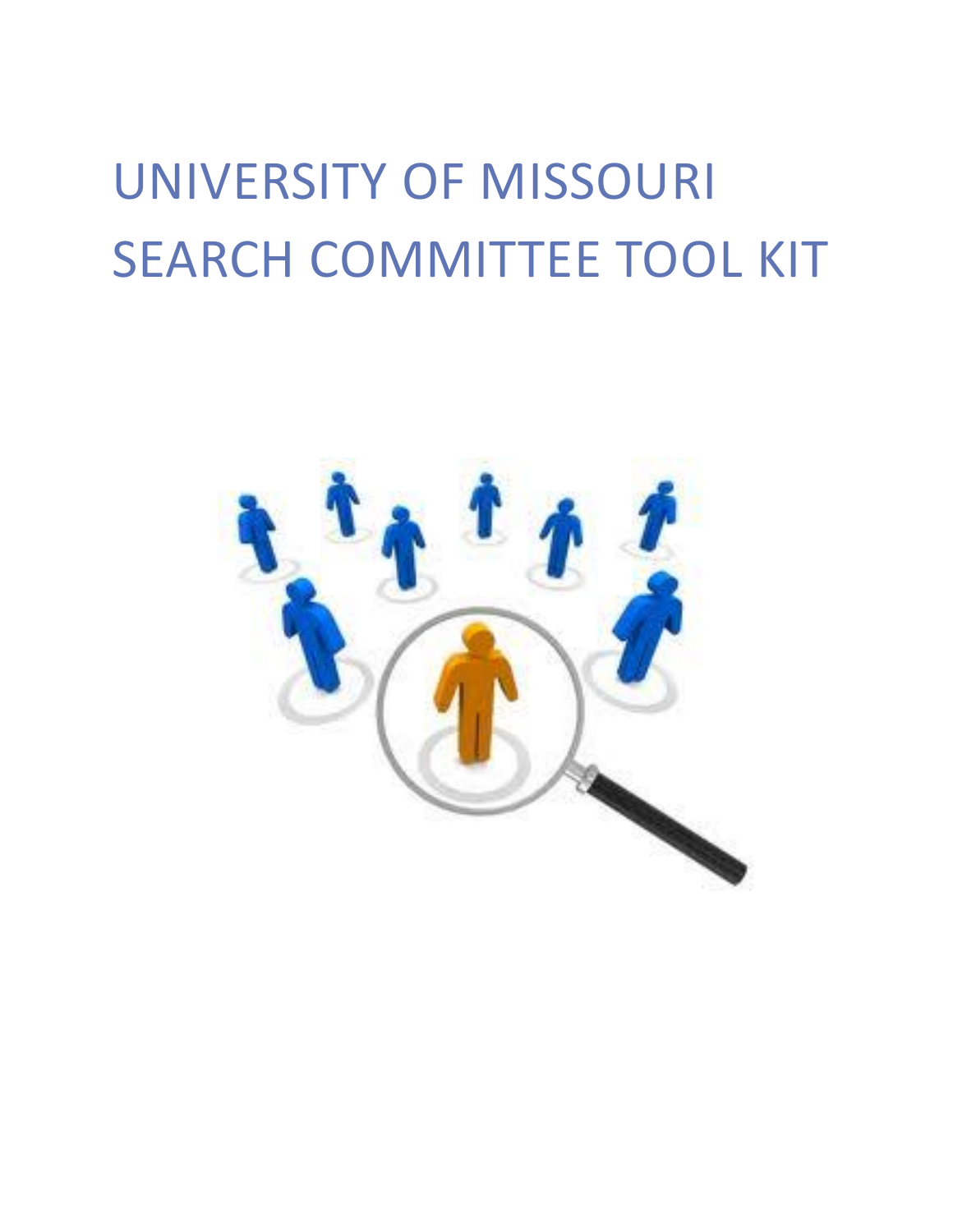# UNIVERSITY OF MISSOURI SEARCH COMMITTEE TOOL KIT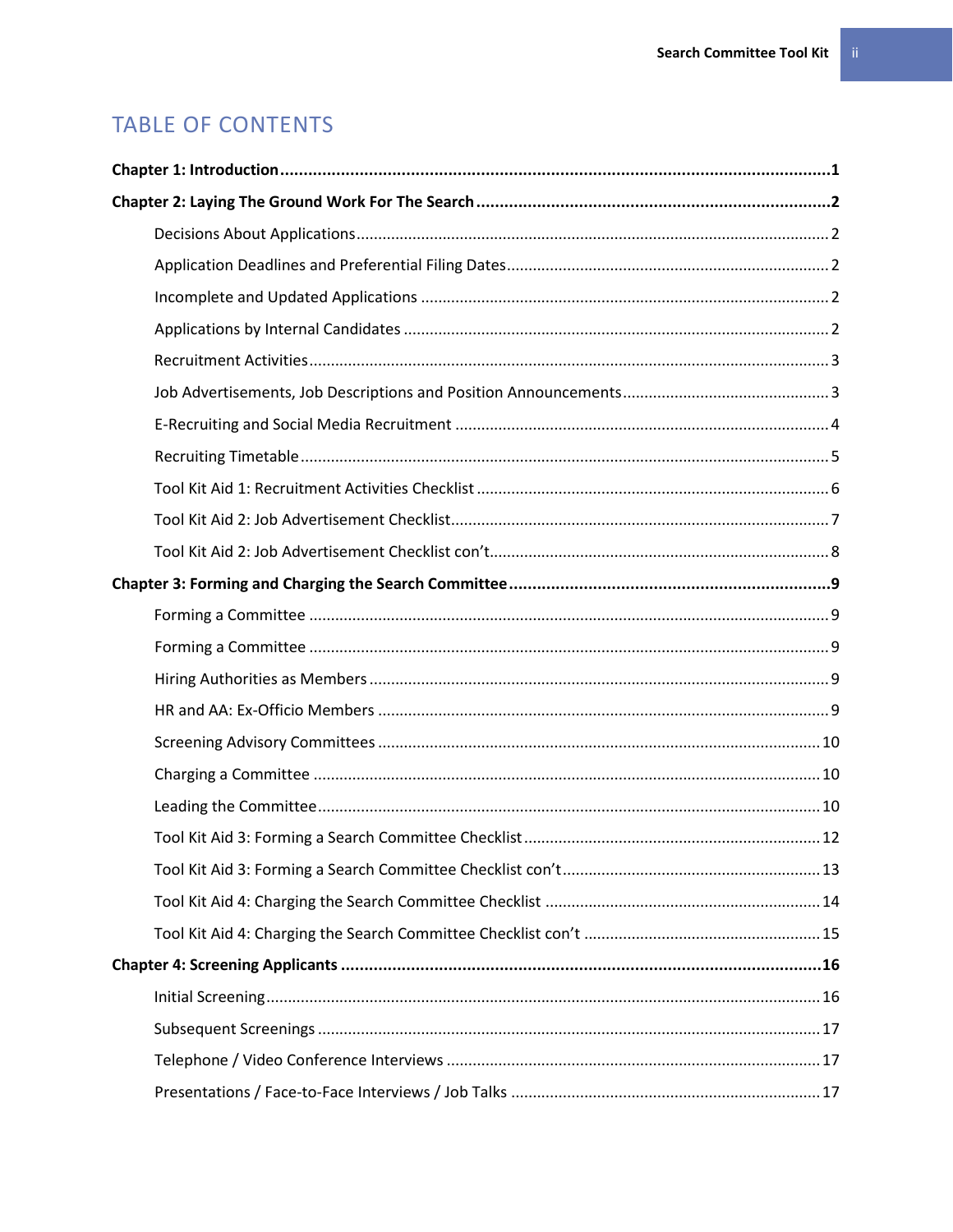# TABLE OF CONTENTS

**Chapter 1: Introduction** .......... **1**

**Chapter 2: Laying The Ground Work For The Search** .......... **2**

- Decisions About Applications .......... 2
- Application Deadlines and Preferential Filing Dates .......... 2
- Incomplete and Updated Applications .......... 2
- Applications by Internal Candidates .......... 2
- Recruitment Activities .......... 3
- Job Advertisements, Job Descriptions and Position Announcements .......... 3
- E-Recruiting and Social Media Recruitment .......... 4
- Recruiting Timetable .......... 5
- Tool Kit Aid 1: Recruitment Activities Checklist .......... 6
- Tool Kit Aid 2: Job Advertisement Checklist .......... 7
- Tool Kit Aid 2: Job Advertisement Checklist con't .......... 8

**Chapter 3: Forming and Charging the Search Committee** .......... **9**

- Forming a Committee .......... 9
- Forming a Committee .......... 9
- Hiring Authorities as Members .......... 9
- HR and AA: Ex-Officio Members .......... 9
- Screening Advisory Committees .......... 10
- Charging a Committee .......... 10
- Leading the Committee .......... 10
- Tool Kit Aid 3: Forming a Search Committee Checklist .......... 12
- Tool Kit Aid 3: Forming a Search Committee Checklist con't .......... 13
- Tool Kit Aid 4: Charging the Search Committee Checklist .......... 14
- Tool Kit Aid 4: Charging the Search Committee Checklist con't .......... 15

**Chapter 4: Screening Applicants** .......... **16**

- Initial Screening .......... 16
- Subsequent Screenings .......... 17
- Telephone / Video Conference Interviews .......... 17
- Presentations / Face-to-Face Interviews / Job Talks .......... 17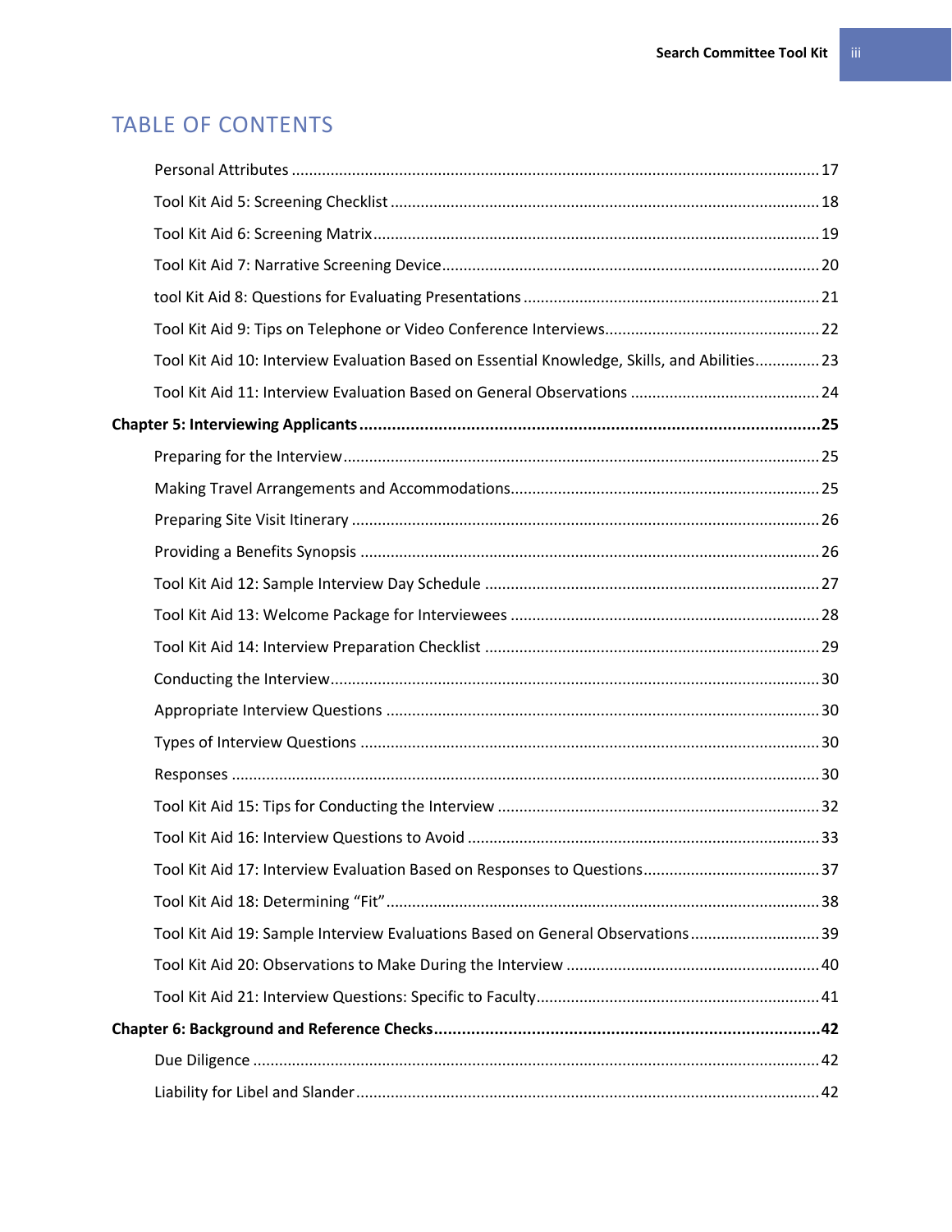# TABLE OF CONTENTS

- Personal Attributes ..... 17
- Tool Kit Aid 5: Screening Checklist ..... 18
- Tool Kit Aid 6: Screening Matrix ..... 19
- Tool Kit Aid 7: Narrative Screening Device ..... 20
- tool Kit Aid 8: Questions for Evaluating Presentations ..... 21
- Tool Kit Aid 9: Tips on Telephone or Video Conference Interviews ..... 22
- Tool Kit Aid 10: Interview Evaluation Based on Essential Knowledge, Skills, and Abilities ..... 23
- Tool Kit Aid 11: Interview Evaluation Based on General Observations ..... 24

**Chapter 5: Interviewing Applicants ..... 25**

- Preparing for the Interview ..... 25
- Making Travel Arrangements and Accommodations ..... 25
- Preparing Site Visit Itinerary ..... 26
- Providing a Benefits Synopsis ..... 26
- Tool Kit Aid 12: Sample Interview Day Schedule ..... 27
- Tool Kit Aid 13: Welcome Package for Interviewees ..... 28
- Tool Kit Aid 14: Interview Preparation Checklist ..... 29
- Conducting the Interview ..... 30
- Appropriate Interview Questions ..... 30
- Types of Interview Questions ..... 30
- Responses ..... 30
- Tool Kit Aid 15: Tips for Conducting the Interview ..... 32
- Tool Kit Aid 16: Interview Questions to Avoid ..... 33
- Tool Kit Aid 17: Interview Evaluation Based on Responses to Questions ..... 37
- Tool Kit Aid 18: Determining "Fit" ..... 38
- Tool Kit Aid 19: Sample Interview Evaluations Based on General Observations ..... 39
- Tool Kit Aid 20: Observations to Make During the Interview ..... 40
- Tool Kit Aid 21: Interview Questions: Specific to Faculty ..... 41

**Chapter 6: Background and Reference Checks ..... 42**

- Due Diligence ..... 42
- Liability for Libel and Slander ..... 42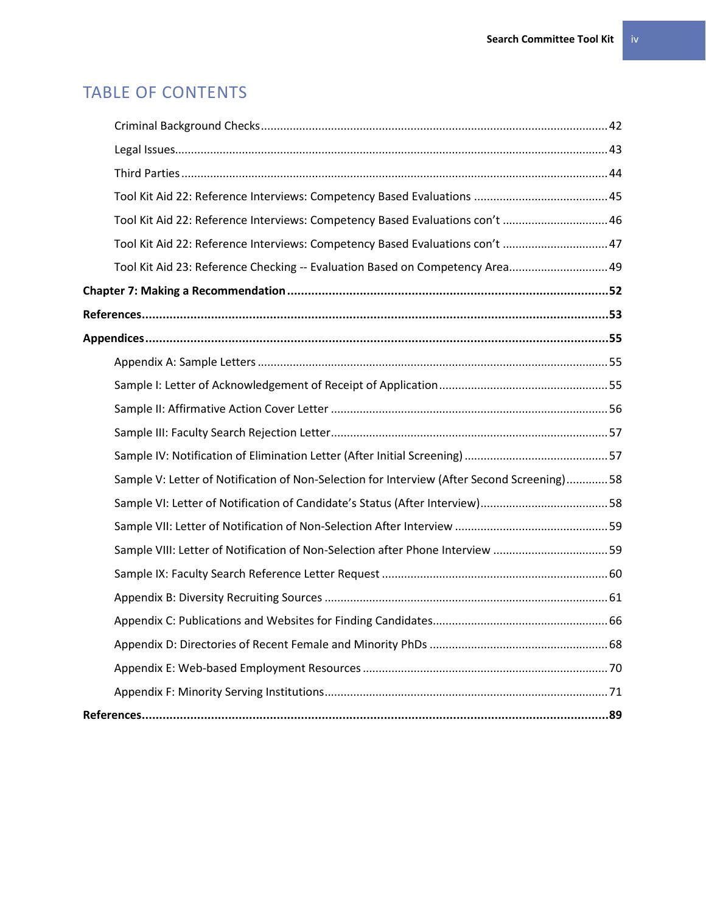## TABLE OF CONTENTS

- Criminal Background Checks ... 42
- Legal Issues ... 43
- Third Parties ... 44
- Tool Kit Aid 22: Reference Interviews: Competency Based Evaluations ... 45
- Tool Kit Aid 22: Reference Interviews: Competency Based Evaluations con't ... 46
- Tool Kit Aid 22: Reference Interviews: Competency Based Evaluations con't ... 47
- Tool Kit Aid 23: Reference Checking -- Evaluation Based on Competency Area ... 49

**Chapter 7: Making a Recommendation ... 52**

**References ... 53**

**Appendices ... 55**

- Appendix A: Sample Letters ... 55
- Sample I: Letter of Acknowledgement of Receipt of Application ... 55
- Sample II: Affirmative Action Cover Letter ... 56
- Sample III: Faculty Search Rejection Letter ... 57
- Sample IV: Notification of Elimination Letter (After Initial Screening) ... 57
- Sample V: Letter of Notification of Non-Selection for Interview (After Second Screening) ... 58
- Sample VI: Letter of Notification of Candidate's Status (After Interview) ... 58
- Sample VII: Letter of Notification of Non-Selection After Interview ... 59
- Sample VIII: Letter of Notification of Non-Selection after Phone Interview ... 59
- Sample IX: Faculty Search Reference Letter Request ... 60
- Appendix B: Diversity Recruiting Sources ... 61
- Appendix C: Publications and Websites for Finding Candidates ... 66
- Appendix D: Directories of Recent Female and Minority PhDs ... 68
- Appendix E: Web-based Employment Resources ... 70
- Appendix F: Minority Serving Institutions ... 71

**References ... 89**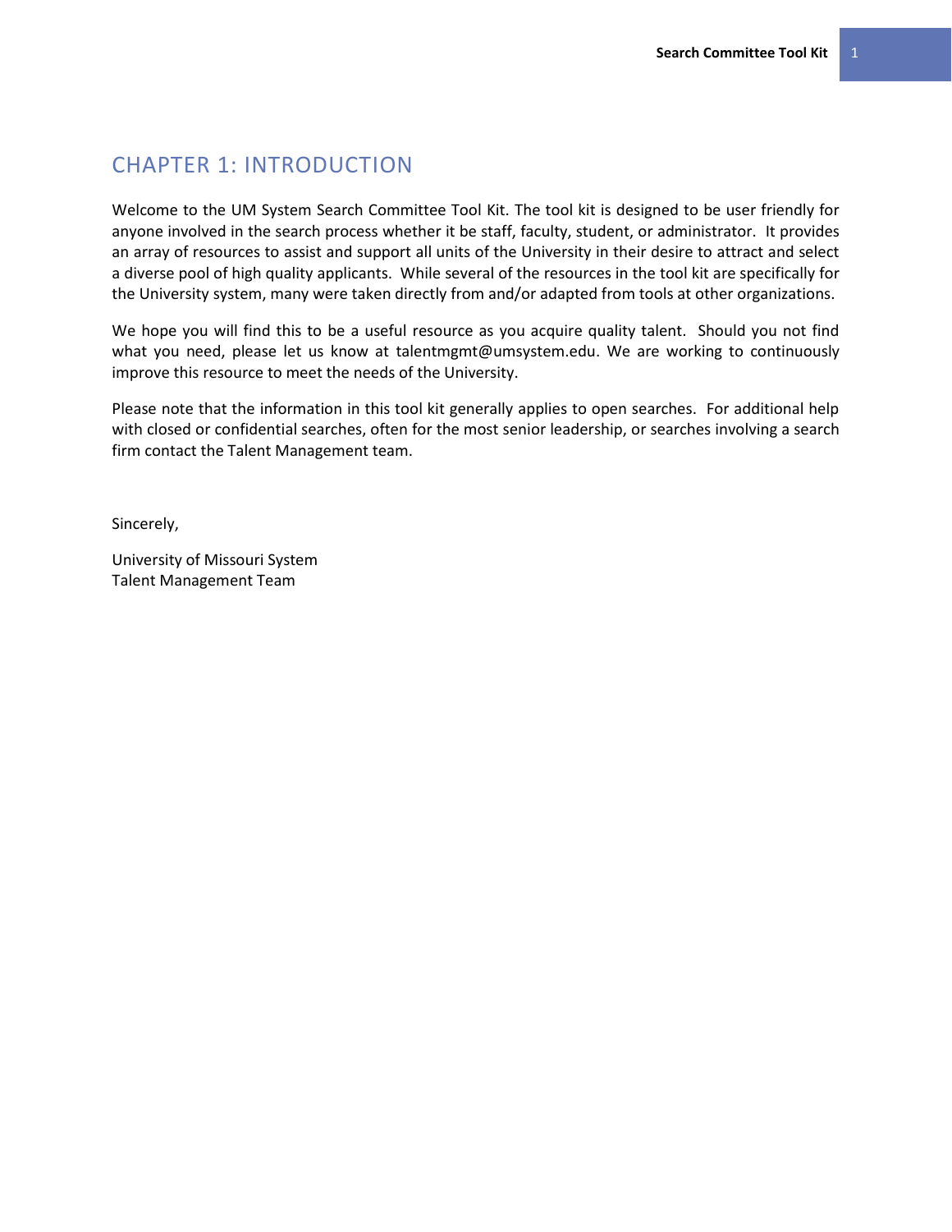# CHAPTER 1: INTRODUCTION

Welcome to the UM System Search Committee Tool Kit. The tool kit is designed to be user friendly for anyone involved in the search process whether it be staff, faculty, student, or administrator. It provides an array of resources to assist and support all units of the University in their desire to attract and select a diverse pool of high quality applicants. While several of the resources in the tool kit are specifically for the University system, many were taken directly from and/or adapted from tools at other organizations.

We hope you will find this to be a useful resource as you acquire quality talent. Should you not find what you need, please let us know at talentmgmt@umsystem.edu. We are working to continuously improve this resource to meet the needs of the University.

Please note that the information in this tool kit generally applies to open searches. For additional help with closed or confidential searches, often for the most senior leadership, or searches involving a search firm contact the Talent Management team.

Sincerely,

University of Missouri System
Talent Management Team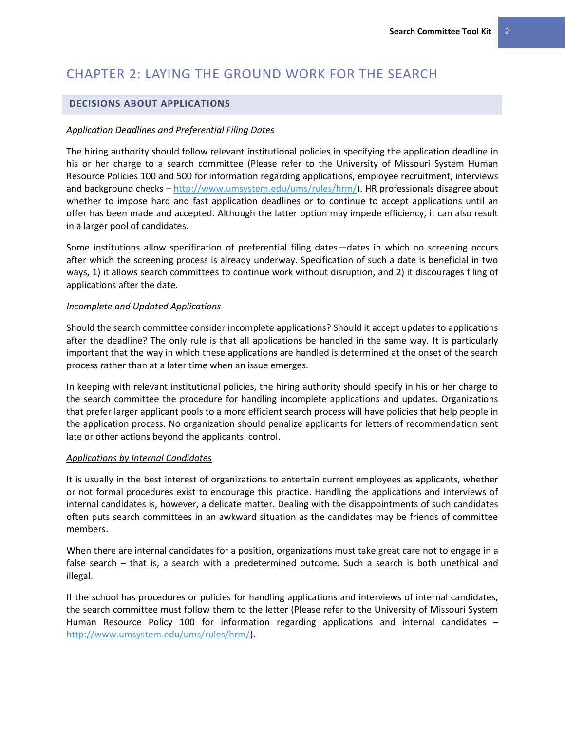# CHAPTER 2: LAYING THE GROUND WORK FOR THE SEARCH

## DECISIONS ABOUT APPLICATIONS

*Application Deadlines and Preferential Filing Dates*

The hiring authority should follow relevant institutional policies in specifying the application deadline in his or her charge to a search committee (Please refer to the University of Missouri System Human Resource Policies 100 and 500 for information regarding applications, employee recruitment, interviews and background checks – http://www.umsystem.edu/ums/rules/hrm/). HR professionals disagree about whether to impose hard and fast application deadlines or to continue to accept applications until an offer has been made and accepted. Although the latter option may impede efficiency, it can also result in a larger pool of candidates.

Some institutions allow specification of preferential filing dates—dates in which no screening occurs after which the screening process is already underway. Specification of such a date is beneficial in two ways, 1) it allows search committees to continue work without disruption, and 2) it discourages filing of applications after the date.

*Incomplete and Updated Applications*

Should the search committee consider incomplete applications? Should it accept updates to applications after the deadline? The only rule is that all applications be handled in the same way. It is particularly important that the way in which these applications are handled is determined at the onset of the search process rather than at a later time when an issue emerges.

In keeping with relevant institutional policies, the hiring authority should specify in his or her charge to the search committee the procedure for handling incomplete applications and updates. Organizations that prefer larger applicant pools to a more efficient search process will have policies that help people in the application process. No organization should penalize applicants for letters of recommendation sent late or other actions beyond the applicants' control.

*Applications by Internal Candidates*

It is usually in the best interest of organizations to entertain current employees as applicants, whether or not formal procedures exist to encourage this practice. Handling the applications and interviews of internal candidates is, however, a delicate matter. Dealing with the disappointments of such candidates often puts search committees in an awkward situation as the candidates may be friends of committee members.

When there are internal candidates for a position, organizations must take great care not to engage in a false search – that is, a search with a predetermined outcome. Such a search is both unethical and illegal.

If the school has procedures or policies for handling applications and interviews of internal candidates, the search committee must follow them to the letter (Please refer to the University of Missouri System Human Resource Policy 100 for information regarding applications and internal candidates – http://www.umsystem.edu/ums/rules/hrm/).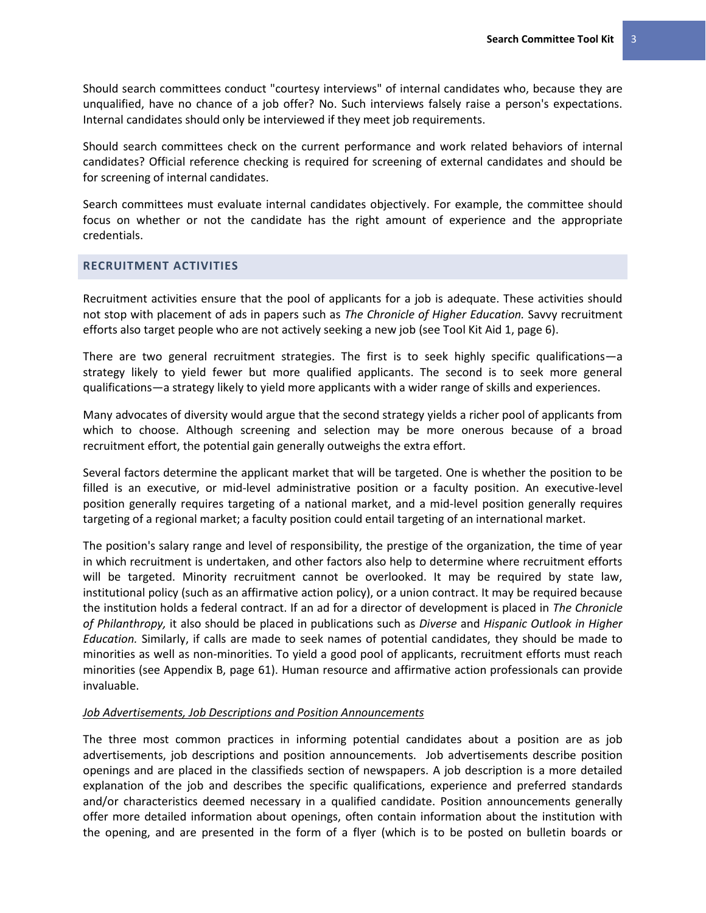Should search committees conduct "courtesy interviews" of internal candidates who, because they are unqualified, have no chance of a job offer? No. Such interviews falsely raise a person's expectations. Internal candidates should only be interviewed if they meet job requirements.

Should search committees check on the current performance and work related behaviors of internal candidates? Official reference checking is required for screening of external candidates and should be for screening of internal candidates.

Search committees must evaluate internal candidates objectively. For example, the committee should focus on whether or not the candidate has the right amount of experience and the appropriate credentials.

## RECRUITMENT ACTIVITIES

Recruitment activities ensure that the pool of applicants for a job is adequate. These activities should not stop with placement of ads in papers such as *The Chronicle of Higher Education.* Savvy recruitment efforts also target people who are not actively seeking a new job (see Tool Kit Aid 1, page 6).

There are two general recruitment strategies. The first is to seek highly specific qualifications—a strategy likely to yield fewer but more qualified applicants. The second is to seek more general qualifications—a strategy likely to yield more applicants with a wider range of skills and experiences.

Many advocates of diversity would argue that the second strategy yields a richer pool of applicants from which to choose. Although screening and selection may be more onerous because of a broad recruitment effort, the potential gain generally outweighs the extra effort.

Several factors determine the applicant market that will be targeted. One is whether the position to be filled is an executive, or mid-level administrative position or a faculty position. An executive-level position generally requires targeting of a national market, and a mid-level position generally requires targeting of a regional market; a faculty position could entail targeting of an international market.

The position's salary range and level of responsibility, the prestige of the organization, the time of year in which recruitment is undertaken, and other factors also help to determine where recruitment efforts will be targeted. Minority recruitment cannot be overlooked. It may be required by state law, institutional policy (such as an affirmative action policy), or a union contract. It may be required because the institution holds a federal contract. If an ad for a director of development is placed in *The Chronicle of Philanthropy,* it also should be placed in publications such as *Diverse* and *Hispanic Outlook in Higher Education.* Similarly, if calls are made to seek names of potential candidates, they should be made to minorities as well as non-minorities. To yield a good pool of applicants, recruitment efforts must reach minorities (see Appendix B, page 61). Human resource and affirmative action professionals can provide invaluable.

*Job Advertisements, Job Descriptions and Position Announcements*

The three most common practices in informing potential candidates about a position are as job advertisements, job descriptions and position announcements. Job advertisements describe position openings and are placed in the classifieds section of newspapers. A job description is a more detailed explanation of the job and describes the specific qualifications, experience and preferred standards and/or characteristics deemed necessary in a qualified candidate. Position announcements generally offer more detailed information about openings, often contain information about the institution with the opening, and are presented in the form of a flyer (which is to be posted on bulletin boards or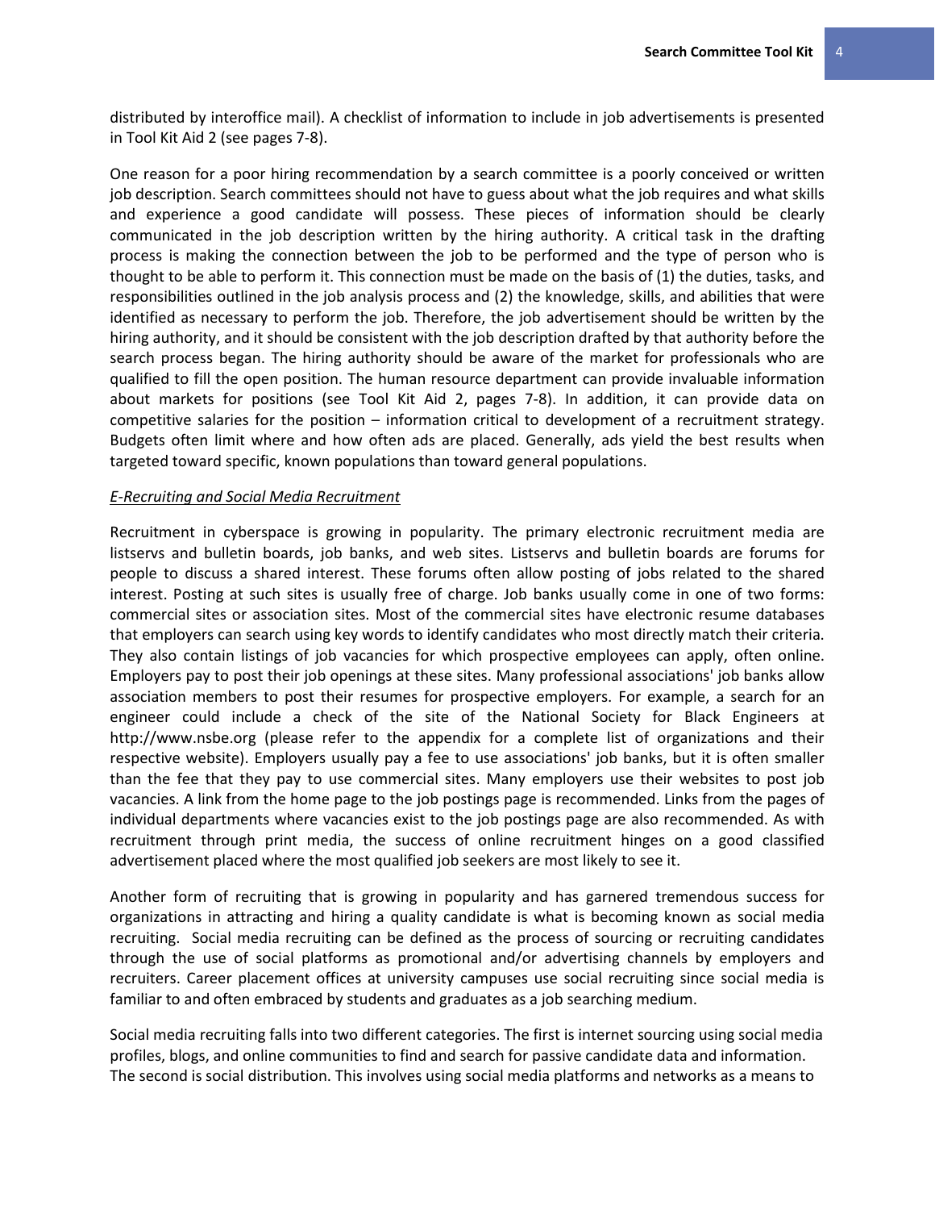distributed by interoffice mail). A checklist of information to include in job advertisements is presented in Tool Kit Aid 2 (see pages 7-8).

One reason for a poor hiring recommendation by a search committee is a poorly conceived or written job description. Search committees should not have to guess about what the job requires and what skills and experience a good candidate will possess. These pieces of information should be clearly communicated in the job description written by the hiring authority. A critical task in the drafting process is making the connection between the job to be performed and the type of person who is thought to be able to perform it. This connection must be made on the basis of (1) the duties, tasks, and responsibilities outlined in the job analysis process and (2) the knowledge, skills, and abilities that were identified as necessary to perform the job. Therefore, the job advertisement should be written by the hiring authority, and it should be consistent with the job description drafted by that authority before the search process began. The hiring authority should be aware of the market for professionals who are qualified to fill the open position. The human resource department can provide invaluable information about markets for positions (see Tool Kit Aid 2, pages 7-8). In addition, it can provide data on competitive salaries for the position – information critical to development of a recruitment strategy. Budgets often limit where and how often ads are placed. Generally, ads yield the best results when targeted toward specific, known populations than toward general populations.

*E-Recruiting and Social Media Recruitment*

Recruitment in cyberspace is growing in popularity. The primary electronic recruitment media are listservs and bulletin boards, job banks, and web sites. Listservs and bulletin boards are forums for people to discuss a shared interest. These forums often allow posting of jobs related to the shared interest. Posting at such sites is usually free of charge. Job banks usually come in one of two forms: commercial sites or association sites. Most of the commercial sites have electronic resume databases that employers can search using key words to identify candidates who most directly match their criteria. They also contain listings of job vacancies for which prospective employees can apply, often online. Employers pay to post their job openings at these sites. Many professional associations' job banks allow association members to post their resumes for prospective employers. For example, a search for an engineer could include a check of the site of the National Society for Black Engineers at http://www.nsbe.org (please refer to the appendix for a complete list of organizations and their respective website). Employers usually pay a fee to use associations' job banks, but it is often smaller than the fee that they pay to use commercial sites. Many employers use their websites to post job vacancies. A link from the home page to the job postings page is recommended. Links from the pages of individual departments where vacancies exist to the job postings page are also recommended. As with recruitment through print media, the success of online recruitment hinges on a good classified advertisement placed where the most qualified job seekers are most likely to see it.

Another form of recruiting that is growing in popularity and has garnered tremendous success for organizations in attracting and hiring a quality candidate is what is becoming known as social media recruiting. Social media recruiting can be defined as the process of sourcing or recruiting candidates through the use of social platforms as promotional and/or advertising channels by employers and recruiters. Career placement offices at university campuses use social recruiting since social media is familiar to and often embraced by students and graduates as a job searching medium.

Social media recruiting falls into two different categories. The first is internet sourcing using social media profiles, blogs, and online communities to find and search for passive candidate data and information. The second is social distribution. This involves using social media platforms and networks as a means to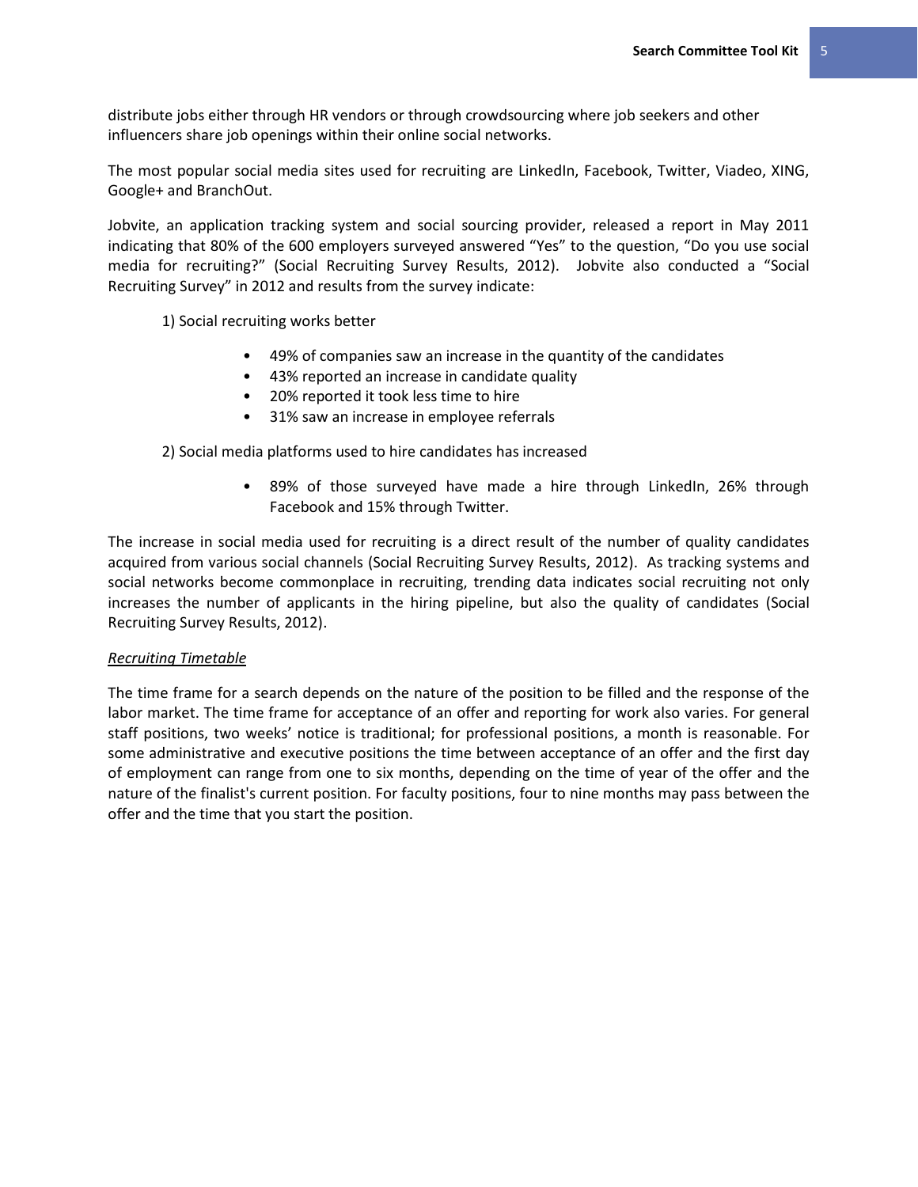distribute jobs either through HR vendors or through crowdsourcing where job seekers and other influencers share job openings within their online social networks.

The most popular social media sites used for recruiting are LinkedIn, Facebook, Twitter, Viadeo, XING, Google+ and BranchOut.

Jobvite, an application tracking system and social sourcing provider, released a report in May 2011 indicating that 80% of the 600 employers surveyed answered "Yes" to the question, "Do you use social media for recruiting?" (Social Recruiting Survey Results, 2012). Jobvite also conducted a "Social Recruiting Survey" in 2012 and results from the survey indicate:

1) Social recruiting works better

- 49% of companies saw an increase in the quantity of the candidates
- 43% reported an increase in candidate quality
- 20% reported it took less time to hire
- 31% saw an increase in employee referrals

2) Social media platforms used to hire candidates has increased

- 89% of those surveyed have made a hire through LinkedIn, 26% through Facebook and 15% through Twitter.

The increase in social media used for recruiting is a direct result of the number of quality candidates acquired from various social channels (Social Recruiting Survey Results, 2012). As tracking systems and social networks become commonplace in recruiting, trending data indicates social recruiting not only increases the number of applicants in the hiring pipeline, but also the quality of candidates (Social Recruiting Survey Results, 2012).

*Recruiting Timetable*

The time frame for a search depends on the nature of the position to be filled and the response of the labor market. The time frame for acceptance of an offer and reporting for work also varies. For general staff positions, two weeks' notice is traditional; for professional positions, a month is reasonable. For some administrative and executive positions the time between acceptance of an offer and the first day of employment can range from one to six months, depending on the time of year of the offer and the nature of the finalist's current position. For faculty positions, four to nine months may pass between the offer and the time that you start the position.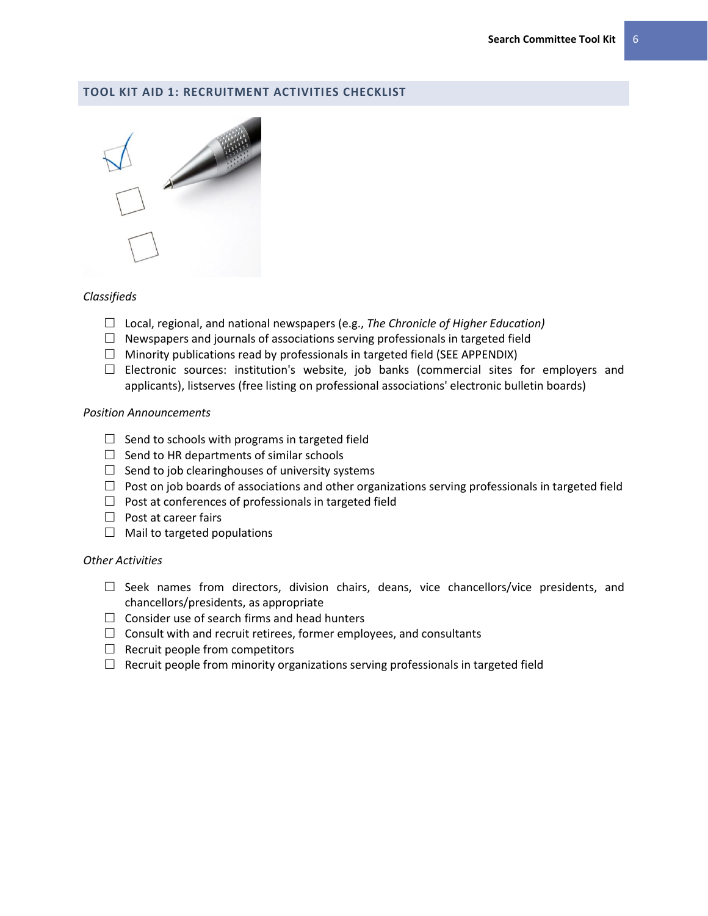## TOOL KIT AID 1: RECRUITMENT ACTIVITIES CHECKLIST

*Classifieds*

- ☐ Local, regional, and national newspapers (e.g., *The Chronicle of Higher Education)*
- ☐ Newspapers and journals of associations serving professionals in targeted field
- ☐ Minority publications read by professionals in targeted field (SEE APPENDIX)
- ☐ Electronic sources: institution's website, job banks (commercial sites for employers and applicants), listserves (free listing on professional associations' electronic bulletin boards)

*Position Announcements*

- ☐ Send to schools with programs in targeted field
- ☐ Send to HR departments of similar schools
- ☐ Send to job clearinghouses of university systems
- ☐ Post on job boards of associations and other organizations serving professionals in targeted field
- ☐ Post at conferences of professionals in targeted field
- ☐ Post at career fairs
- ☐ Mail to targeted populations

*Other Activities*

- ☐ Seek names from directors, division chairs, deans, vice chancellors/vice presidents, and chancellors/presidents, as appropriate
- ☐ Consider use of search firms and head hunters
- ☐ Consult with and recruit retirees, former employees, and consultants
- ☐ Recruit people from competitors
- ☐ Recruit people from minority organizations serving professionals in targeted field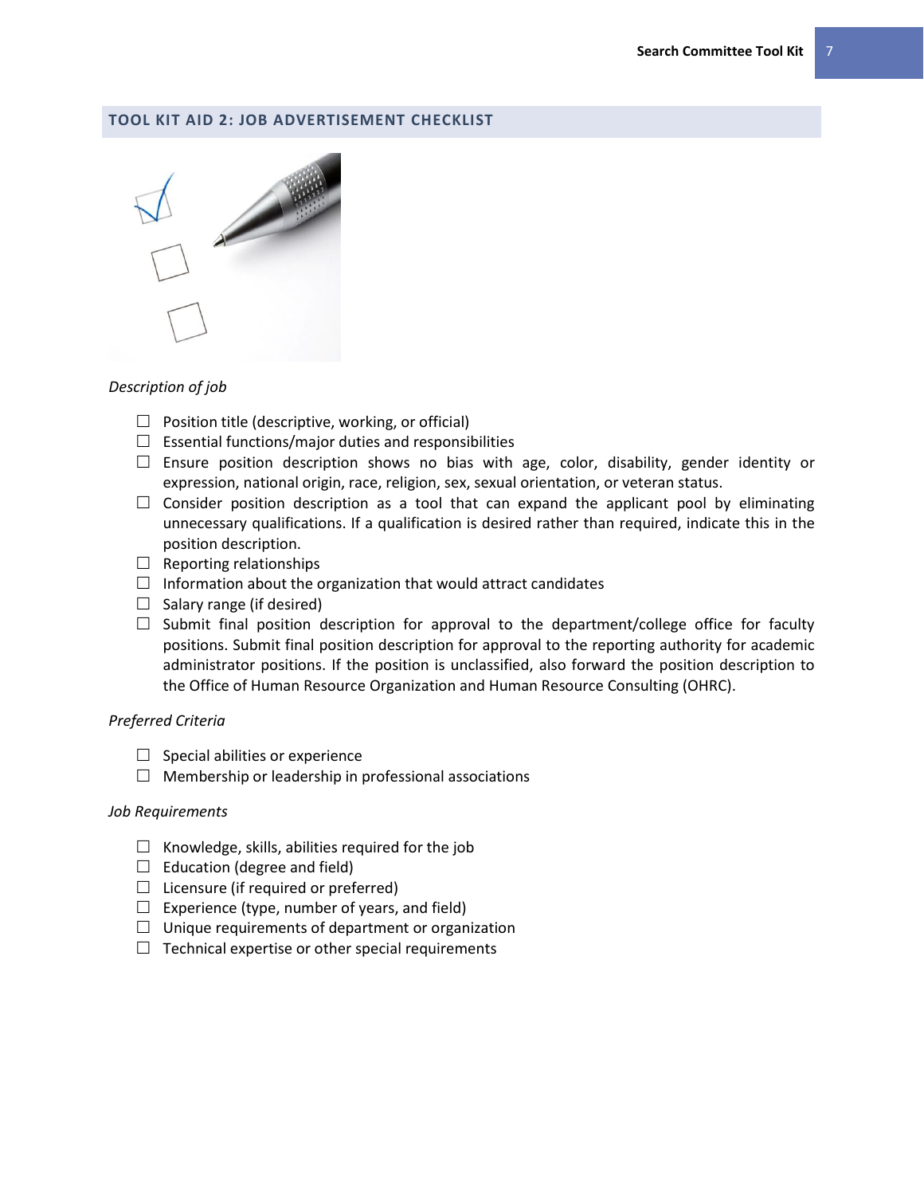## TOOL KIT AID 2: JOB ADVERTISEMENT CHECKLIST

*Description of job*

- ☐ Position title (descriptive, working, or official)
- ☐ Essential functions/major duties and responsibilities
- ☐ Ensure position description shows no bias with age, color, disability, gender identity or expression, national origin, race, religion, sex, sexual orientation, or veteran status.
- ☐ Consider position description as a tool that can expand the applicant pool by eliminating unnecessary qualifications. If a qualification is desired rather than required, indicate this in the position description.
- ☐ Reporting relationships
- ☐ Information about the organization that would attract candidates
- ☐ Salary range (if desired)
- ☐ Submit final position description for approval to the department/college office for faculty positions. Submit final position description for approval to the reporting authority for academic administrator positions. If the position is unclassified, also forward the position description to the Office of Human Resource Organization and Human Resource Consulting (OHRC).

*Preferred Criteria*

- ☐ Special abilities or experience
- ☐ Membership or leadership in professional associations

*Job Requirements*

- ☐ Knowledge, skills, abilities required for the job
- ☐ Education (degree and field)
- ☐ Licensure (if required or preferred)
- ☐ Experience (type, number of years, and field)
- ☐ Unique requirements of department or organization
- ☐ Technical expertise or other special requirements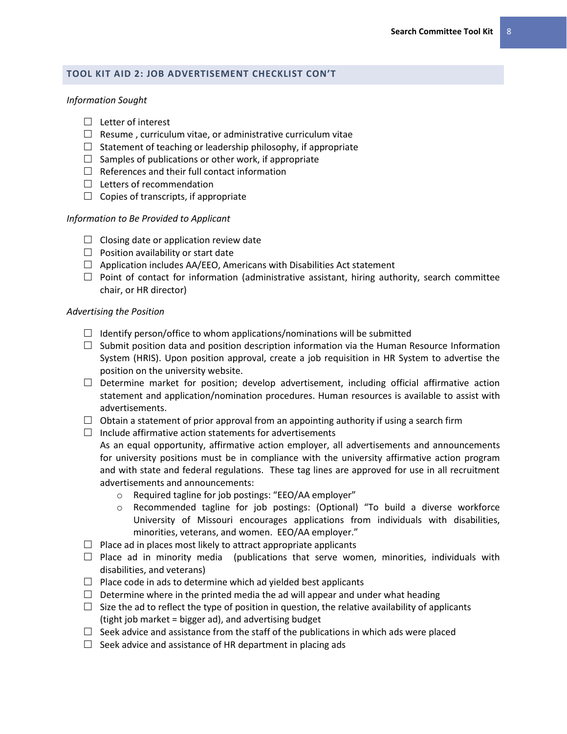## TOOL KIT AID 2: JOB ADVERTISEMENT CHECKLIST CON'T

*Information Sought*

- ☐ Letter of interest
- ☐ Resume , curriculum vitae, or administrative curriculum vitae
- ☐ Statement of teaching or leadership philosophy, if appropriate
- ☐ Samples of publications or other work, if appropriate
- ☐ References and their full contact information
- ☐ Letters of recommendation
- ☐ Copies of transcripts, if appropriate

*Information to Be Provided to Applicant*

- ☐ Closing date or application review date
- ☐ Position availability or start date
- ☐ Application includes AA/EEO, Americans with Disabilities Act statement
- ☐ Point of contact for information (administrative assistant, hiring authority, search committee chair, or HR director)

*Advertising the Position*

- ☐ Identify person/office to whom applications/nominations will be submitted
- ☐ Submit position data and position description information via the Human Resource Information System (HRIS). Upon position approval, create a job requisition in HR System to advertise the position on the university website.
- ☐ Determine market for position; develop advertisement, including official affirmative action statement and application/nomination procedures. Human resources is available to assist with advertisements.
- ☐ Obtain a statement of prior approval from an appointing authority if using a search firm
- ☐ Include affirmative action statements for advertisements
  As an equal opportunity, affirmative action employer, all advertisements and announcements for university positions must be in compliance with the university affirmative action program and with state and federal regulations. These tag lines are approved for use in all recruitment advertisements and announcements:
    - Required tagline for job postings: "EEO/AA employer"
    - Recommended tagline for job postings: (Optional) "To build a diverse workforce University of Missouri encourages applications from individuals with disabilities, minorities, veterans, and women. EEO/AA employer."
- ☐ Place ad in places most likely to attract appropriate applicants
- ☐ Place ad in minority media (publications that serve women, minorities, individuals with disabilities, and veterans)
- ☐ Place code in ads to determine which ad yielded best applicants
- ☐ Determine where in the printed media the ad will appear and under what heading
- ☐ Size the ad to reflect the type of position in question, the relative availability of applicants (tight job market = bigger ad), and advertising budget
- ☐ Seek advice and assistance from the staff of the publications in which ads were placed
- ☐ Seek advice and assistance of HR department in placing ads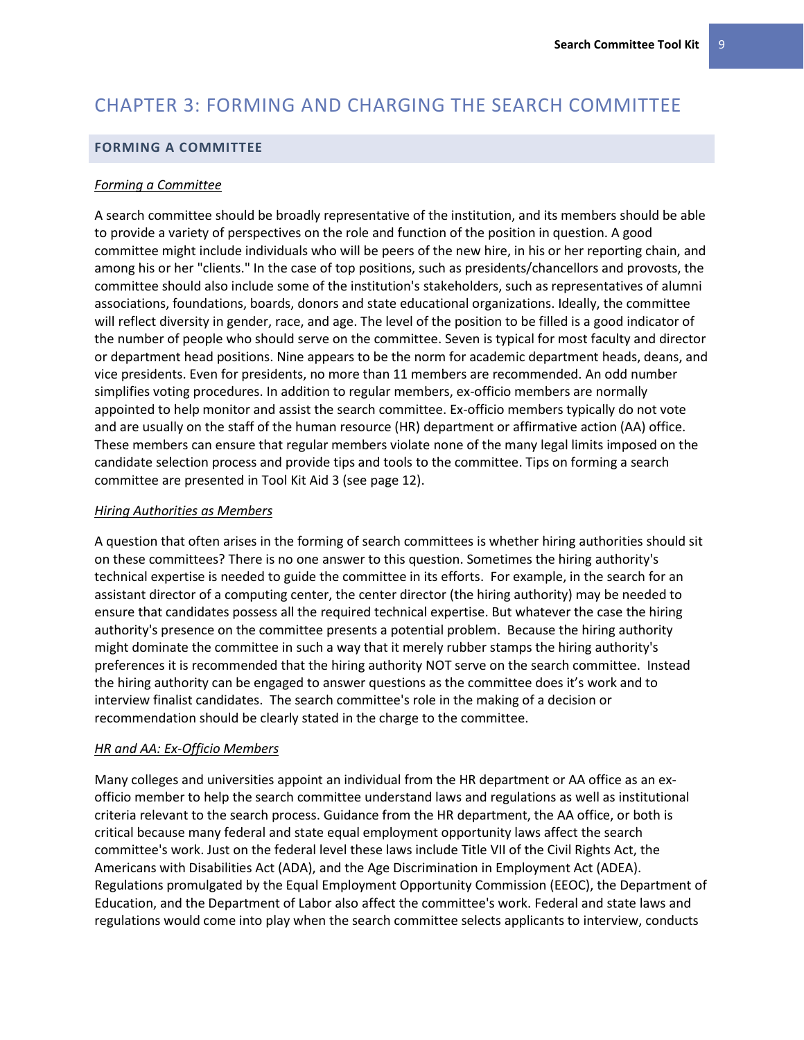# CHAPTER 3: FORMING AND CHARGING THE SEARCH COMMITTEE

## FORMING A COMMITTEE

*Forming a Committee*

A search committee should be broadly representative of the institution, and its members should be able to provide a variety of perspectives on the role and function of the position in question. A good committee might include individuals who will be peers of the new hire, in his or her reporting chain, and among his or her "clients." In the case of top positions, such as presidents/chancellors and provosts, the committee should also include some of the institution's stakeholders, such as representatives of alumni associations, foundations, boards, donors and state educational organizations. Ideally, the committee will reflect diversity in gender, race, and age. The level of the position to be filled is a good indicator of the number of people who should serve on the committee. Seven is typical for most faculty and director or department head positions. Nine appears to be the norm for academic department heads, deans, and vice presidents. Even for presidents, no more than 11 members are recommended. An odd number simplifies voting procedures. In addition to regular members, ex-officio members are normally appointed to help monitor and assist the search committee. Ex-officio members typically do not vote and are usually on the staff of the human resource (HR) department or affirmative action (AA) office. These members can ensure that regular members violate none of the many legal limits imposed on the candidate selection process and provide tips and tools to the committee. Tips on forming a search committee are presented in Tool Kit Aid 3 (see page 12).

*Hiring Authorities as Members*

A question that often arises in the forming of search committees is whether hiring authorities should sit on these committees? There is no one answer to this question. Sometimes the hiring authority's technical expertise is needed to guide the committee in its efforts. For example, in the search for an assistant director of a computing center, the center director (the hiring authority) may be needed to ensure that candidates possess all the required technical expertise. But whatever the case the hiring authority's presence on the committee presents a potential problem. Because the hiring authority might dominate the committee in such a way that it merely rubber stamps the hiring authority's preferences it is recommended that the hiring authority NOT serve on the search committee. Instead the hiring authority can be engaged to answer questions as the committee does it's work and to interview finalist candidates. The search committee's role in the making of a decision or recommendation should be clearly stated in the charge to the committee.

*HR and AA: Ex-Officio Members*

Many colleges and universities appoint an individual from the HR department or AA office as an ex-officio member to help the search committee understand laws and regulations as well as institutional criteria relevant to the search process. Guidance from the HR department, the AA office, or both is critical because many federal and state equal employment opportunity laws affect the search committee's work. Just on the federal level these laws include Title VII of the Civil Rights Act, the Americans with Disabilities Act (ADA), and the Age Discrimination in Employment Act (ADEA). Regulations promulgated by the Equal Employment Opportunity Commission (EEOC), the Department of Education, and the Department of Labor also affect the committee's work. Federal and state laws and regulations would come into play when the search committee selects applicants to interview, conducts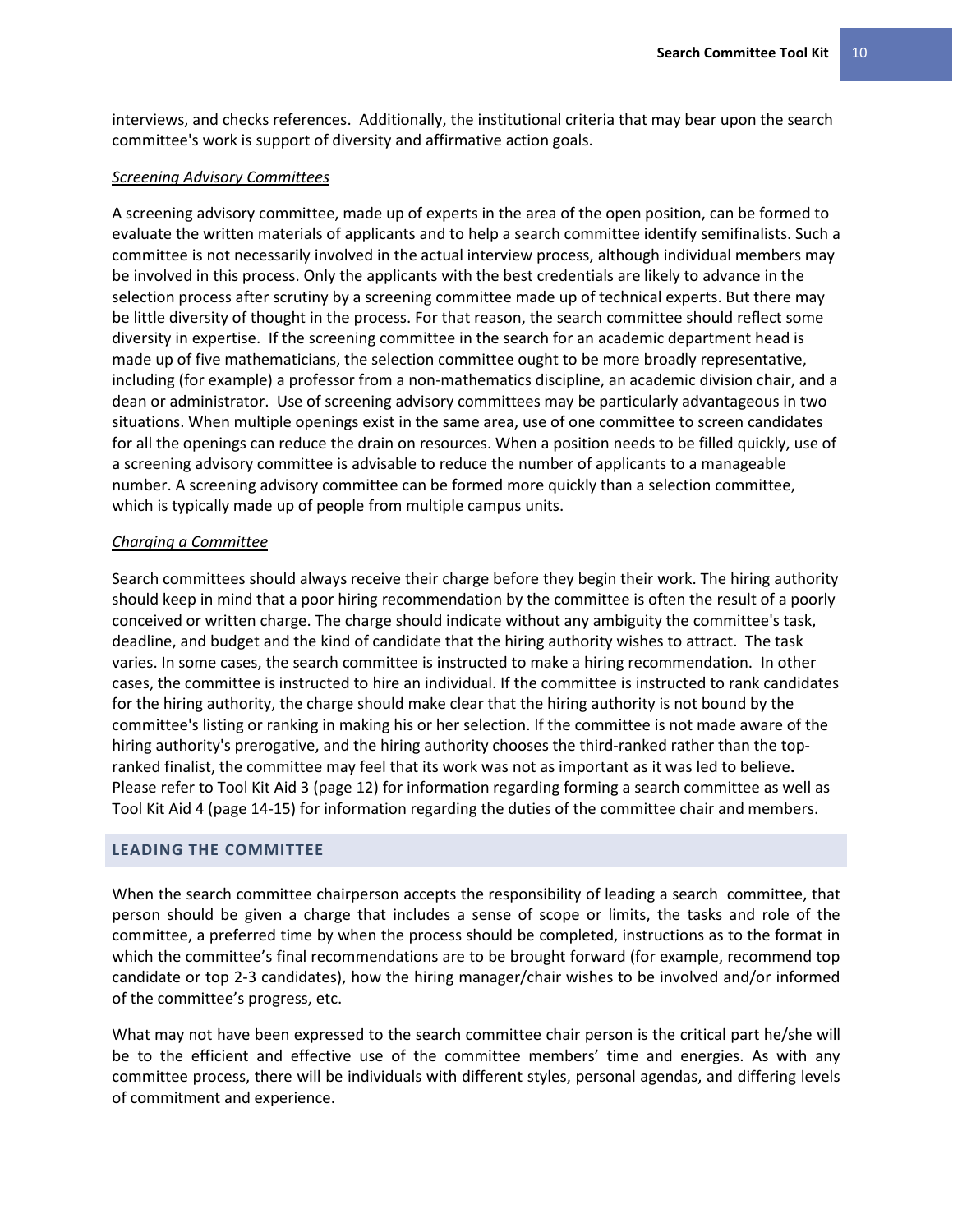interviews, and checks references. Additionally, the institutional criteria that may bear upon the search committee's work is support of diversity and affirmative action goals.

*Screening Advisory Committees*

A screening advisory committee, made up of experts in the area of the open position, can be formed to evaluate the written materials of applicants and to help a search committee identify semifinalists. Such a committee is not necessarily involved in the actual interview process, although individual members may be involved in this process. Only the applicants with the best credentials are likely to advance in the selection process after scrutiny by a screening committee made up of technical experts. But there may be little diversity of thought in the process. For that reason, the search committee should reflect some diversity in expertise. If the screening committee in the search for an academic department head is made up of five mathematicians, the selection committee ought to be more broadly representative, including (for example) a professor from a non-mathematics discipline, an academic division chair, and a dean or administrator. Use of screening advisory committees may be particularly advantageous in two situations. When multiple openings exist in the same area, use of one committee to screen candidates for all the openings can reduce the drain on resources. When a position needs to be filled quickly, use of a screening advisory committee is advisable to reduce the number of applicants to a manageable number. A screening advisory committee can be formed more quickly than a selection committee, which is typically made up of people from multiple campus units.

*Charging a Committee*

Search committees should always receive their charge before they begin their work. The hiring authority should keep in mind that a poor hiring recommendation by the committee is often the result of a poorly conceived or written charge. The charge should indicate without any ambiguity the committee's task, deadline, and budget and the kind of candidate that the hiring authority wishes to attract. The task varies. In some cases, the search committee is instructed to make a hiring recommendation. In other cases, the committee is instructed to hire an individual. If the committee is instructed to rank candidates for the hiring authority, the charge should make clear that the hiring authority is not bound by the committee's listing or ranking in making his or her selection. If the committee is not made aware of the hiring authority's prerogative, and the hiring authority chooses the third-ranked rather than the top-ranked finalist, the committee may feel that its work was not as important as it was led to believe**.** Please refer to Tool Kit Aid 3 (page 12) for information regarding forming a search committee as well as Tool Kit Aid 4 (page 14-15) for information regarding the duties of the committee chair and members.

## LEADING THE COMMITTEE

When the search committee chairperson accepts the responsibility of leading a search committee, that person should be given a charge that includes a sense of scope or limits, the tasks and role of the committee, a preferred time by when the process should be completed, instructions as to the format in which the committee's final recommendations are to be brought forward (for example, recommend top candidate or top 2-3 candidates), how the hiring manager/chair wishes to be involved and/or informed of the committee's progress, etc.

What may not have been expressed to the search committee chair person is the critical part he/she will be to the efficient and effective use of the committee members' time and energies. As with any committee process, there will be individuals with different styles, personal agendas, and differing levels of commitment and experience.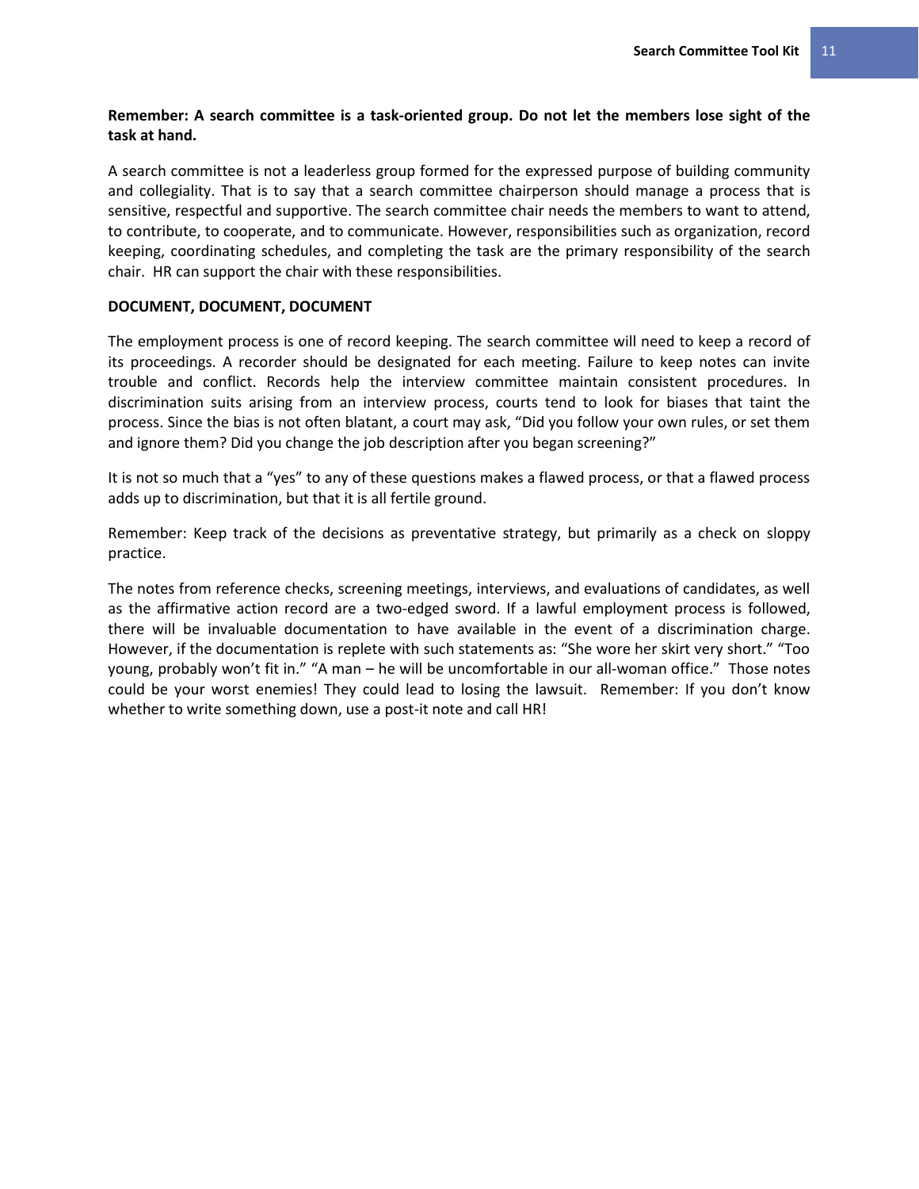**Remember: A search committee is a task-oriented group. Do not let the members lose sight of the task at hand.**

A search committee is not a leaderless group formed for the expressed purpose of building community and collegiality. That is to say that a search committee chairperson should manage a process that is sensitive, respectful and supportive. The search committee chair needs the members to want to attend, to contribute, to cooperate, and to communicate. However, responsibilities such as organization, record keeping, coordinating schedules, and completing the task are the primary responsibility of the search chair. HR can support the chair with these responsibilities.

**DOCUMENT, DOCUMENT, DOCUMENT**

The employment process is one of record keeping. The search committee will need to keep a record of its proceedings. A recorder should be designated for each meeting. Failure to keep notes can invite trouble and conflict. Records help the interview committee maintain consistent procedures. In discrimination suits arising from an interview process, courts tend to look for biases that taint the process. Since the bias is not often blatant, a court may ask, "Did you follow your own rules, or set them and ignore them? Did you change the job description after you began screening?"

It is not so much that a "yes" to any of these questions makes a flawed process, or that a flawed process adds up to discrimination, but that it is all fertile ground.

Remember: Keep track of the decisions as preventative strategy, but primarily as a check on sloppy practice.

The notes from reference checks, screening meetings, interviews, and evaluations of candidates, as well as the affirmative action record are a two-edged sword. If a lawful employment process is followed, there will be invaluable documentation to have available in the event of a discrimination charge. However, if the documentation is replete with such statements as: "She wore her skirt very short." "Too young, probably won't fit in." "A man – he will be uncomfortable in our all-woman office." Those notes could be your worst enemies! They could lead to losing the lawsuit. Remember: If you don't know whether to write something down, use a post-it note and call HR!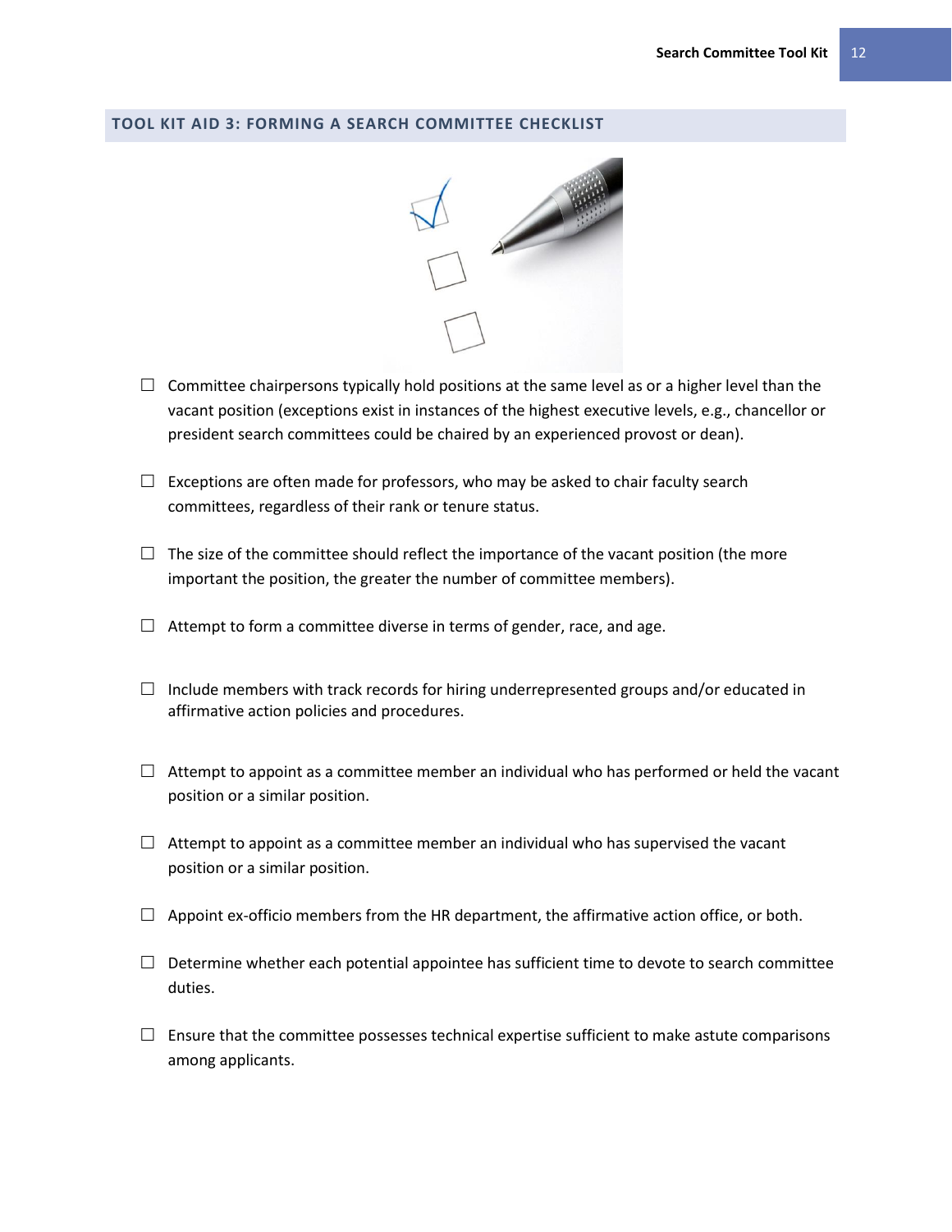## TOOL KIT AID 3: FORMING A SEARCH COMMITTEE CHECKLIST

- ☐ Committee chairpersons typically hold positions at the same level as or a higher level than the vacant position (exceptions exist in instances of the highest executive levels, e.g., chancellor or president search committees could be chaired by an experienced provost or dean).

- ☐ Exceptions are often made for professors, who may be asked to chair faculty search committees, regardless of their rank or tenure status.

- ☐ The size of the committee should reflect the importance of the vacant position (the more important the position, the greater the number of committee members).

- ☐ Attempt to form a committee diverse in terms of gender, race, and age.

- ☐ Include members with track records for hiring underrepresented groups and/or educated in affirmative action policies and procedures.

- ☐ Attempt to appoint as a committee member an individual who has performed or held the vacant position or a similar position.

- ☐ Attempt to appoint as a committee member an individual who has supervised the vacant position or a similar position.

- ☐ Appoint ex-officio members from the HR department, the affirmative action office, or both.

- ☐ Determine whether each potential appointee has sufficient time to devote to search committee duties.

- ☐ Ensure that the committee possesses technical expertise sufficient to make astute comparisons among applicants.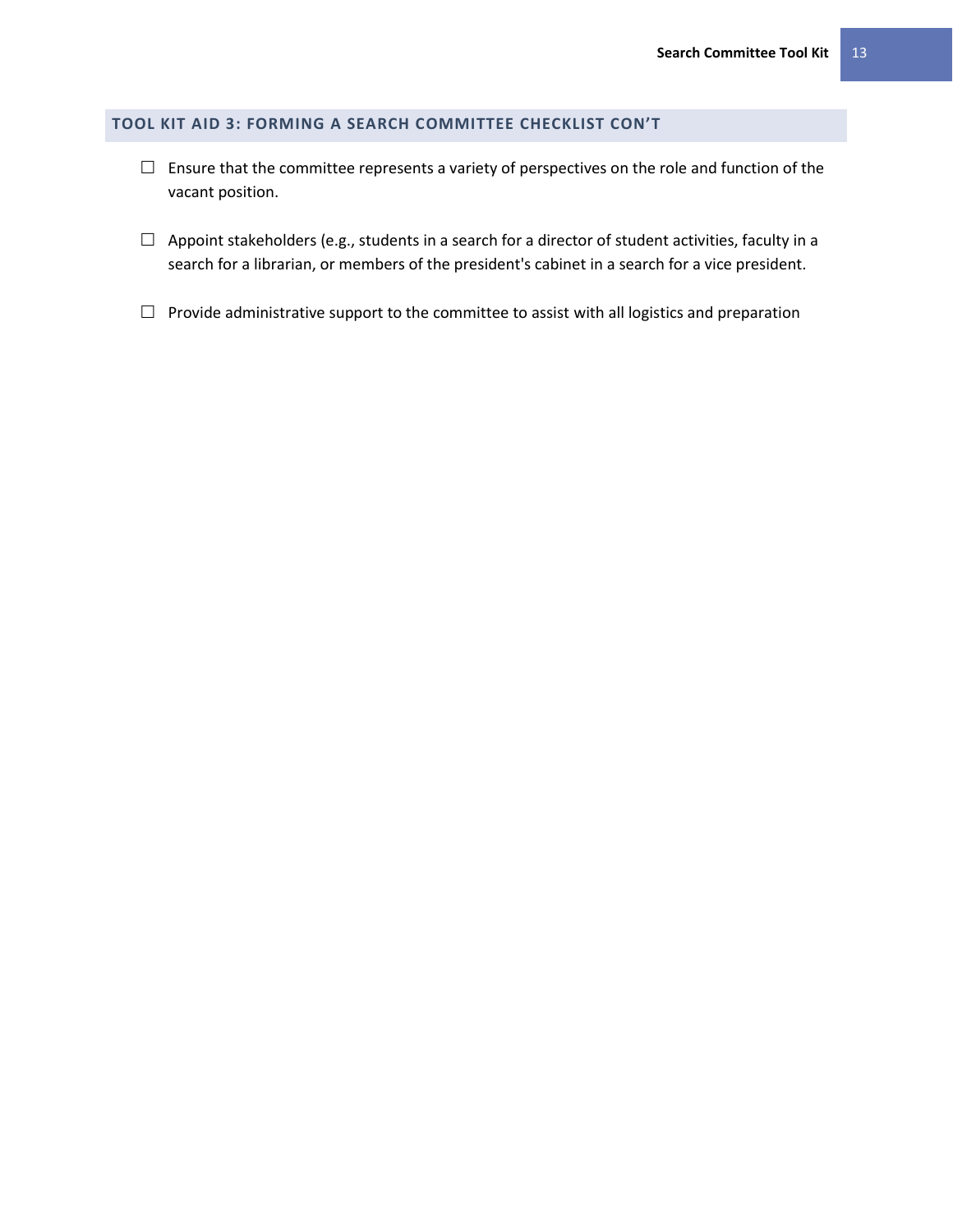### TOOL KIT AID 3: FORMING A SEARCH COMMITTEE CHECKLIST CON'T

- ☐ Ensure that the committee represents a variety of perspectives on the role and function of the vacant position.
- ☐ Appoint stakeholders (e.g., students in a search for a director of student activities, faculty in a search for a librarian, or members of the president's cabinet in a search for a vice president.
- ☐ Provide administrative support to the committee to assist with all logistics and preparation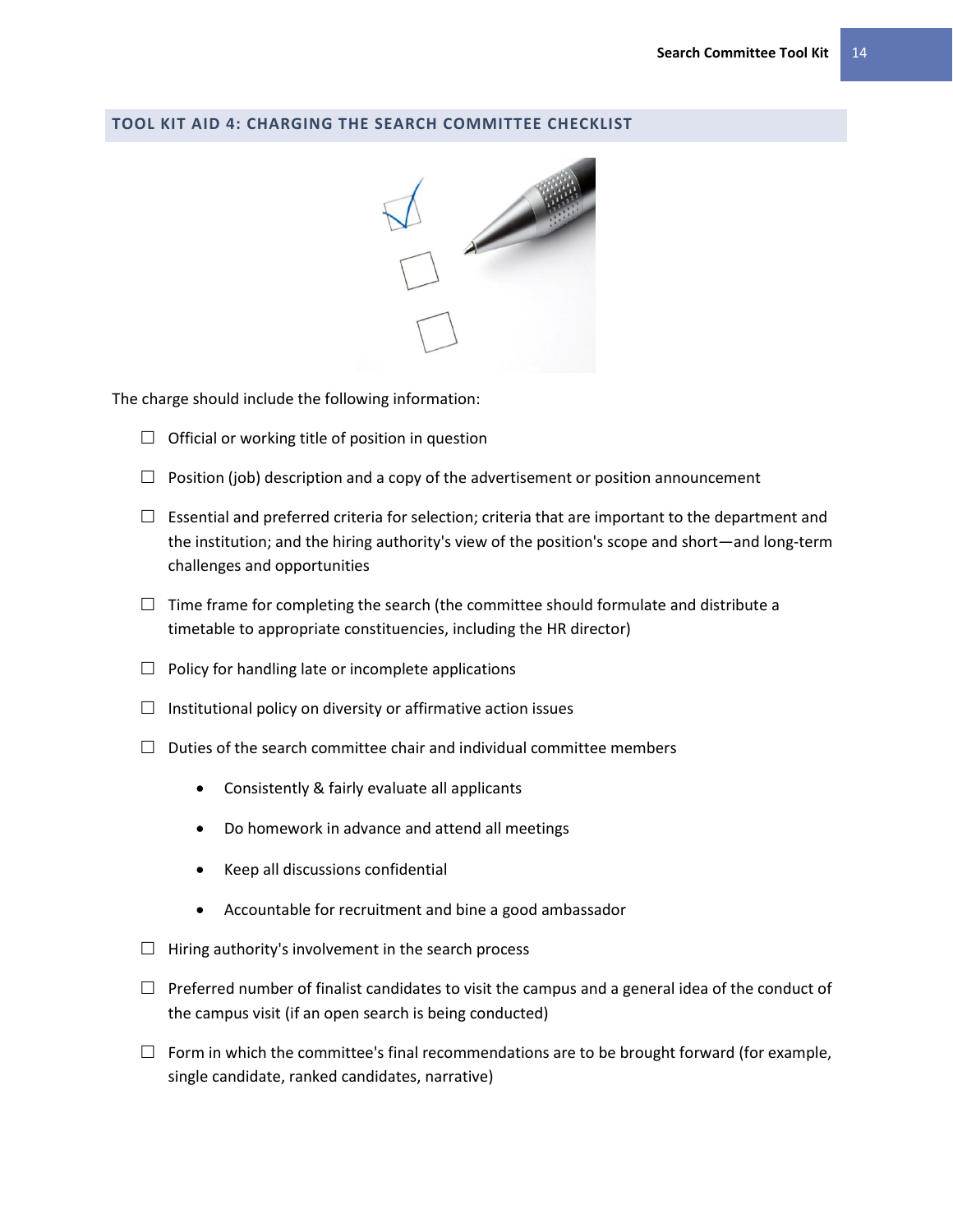## TOOL KIT AID 4: CHARGING THE SEARCH COMMITTEE CHECKLIST

The charge should include the following information:

- ☐ Official or working title of position in question
- ☐ Position (job) description and a copy of the advertisement or position announcement
- ☐ Essential and preferred criteria for selection; criteria that are important to the department and the institution; and the hiring authority's view of the position's scope and short—and long-term challenges and opportunities
- ☐ Time frame for completing the search (the committee should formulate and distribute a timetable to appropriate constituencies, including the HR director)
- ☐ Policy for handling late or incomplete applications
- ☐ Institutional policy on diversity or affirmative action issues
- ☐ Duties of the search committee chair and individual committee members
  - Consistently & fairly evaluate all applicants
  - Do homework in advance and attend all meetings
  - Keep all discussions confidential
  - Accountable for recruitment and bine a good ambassador
- ☐ Hiring authority's involvement in the search process
- ☐ Preferred number of finalist candidates to visit the campus and a general idea of the conduct of the campus visit (if an open search is being conducted)
- ☐ Form in which the committee's final recommendations are to be brought forward (for example, single candidate, ranked candidates, narrative)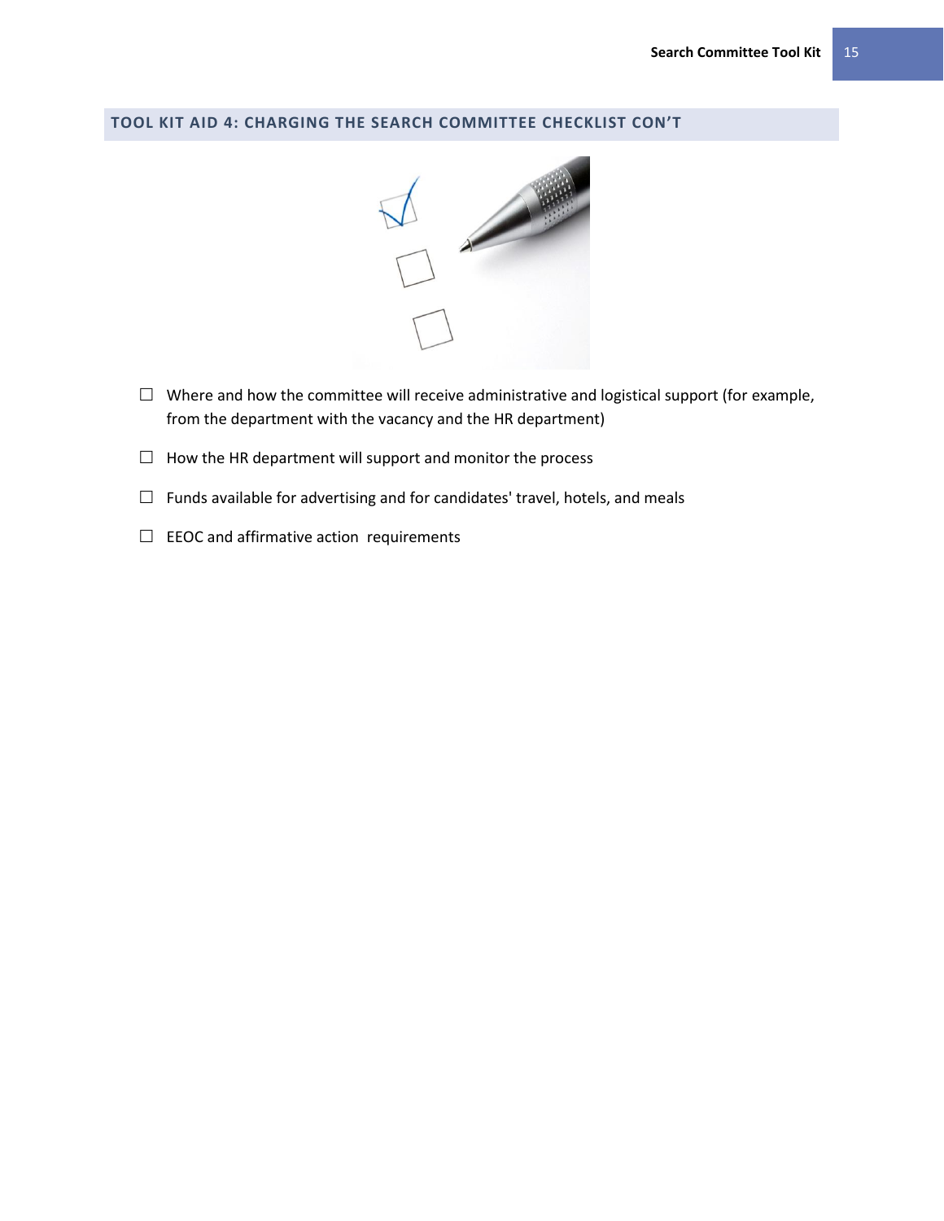## TOOL KIT AID 4: CHARGING THE SEARCH COMMITTEE CHECKLIST CON'T

☐ Where and how the committee will receive administrative and logistical support (for example, from the department with the vacancy and the HR department)

☐ How the HR department will support and monitor the process

☐ Funds available for advertising and for candidates' travel, hotels, and meals

☐ EEOC and affirmative action requirements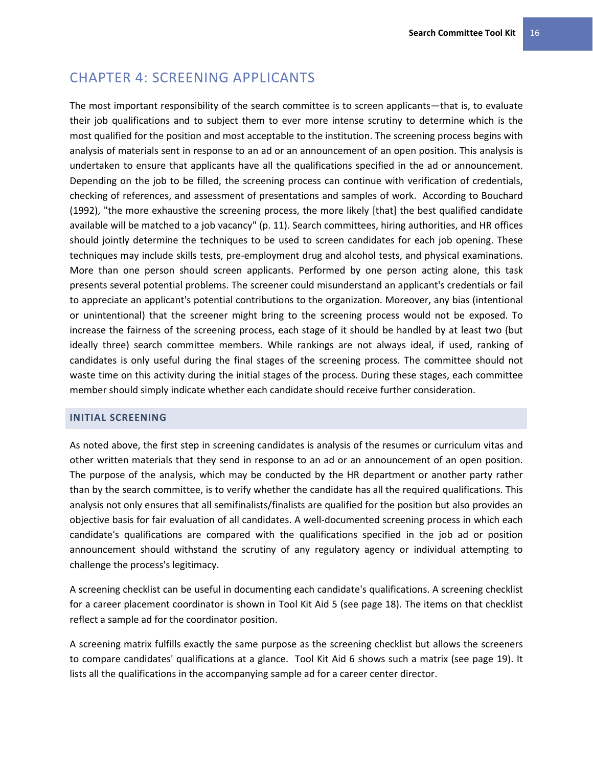# CHAPTER 4: SCREENING APPLICANTS

The most important responsibility of the search committee is to screen applicants—that is, to evaluate their job qualifications and to subject them to ever more intense scrutiny to determine which is the most qualified for the position and most acceptable to the institution. The screening process begins with analysis of materials sent in response to an ad or an announcement of an open position. This analysis is undertaken to ensure that applicants have all the qualifications specified in the ad or announcement. Depending on the job to be filled, the screening process can continue with verification of credentials, checking of references, and assessment of presentations and samples of work. According to Bouchard (1992), "the more exhaustive the screening process, the more likely [that] the best qualified candidate available will be matched to a job vacancy" (p. 11). Search committees, hiring authorities, and HR offices should jointly determine the techniques to be used to screen candidates for each job opening. These techniques may include skills tests, pre-employment drug and alcohol tests, and physical examinations. More than one person should screen applicants. Performed by one person acting alone, this task presents several potential problems. The screener could misunderstand an applicant's credentials or fail to appreciate an applicant's potential contributions to the organization. Moreover, any bias (intentional or unintentional) that the screener might bring to the screening process would not be exposed. To increase the fairness of the screening process, each stage of it should be handled by at least two (but ideally three) search committee members. While rankings are not always ideal, if used, ranking of candidates is only useful during the final stages of the screening process. The committee should not waste time on this activity during the initial stages of the process. During these stages, each committee member should simply indicate whether each candidate should receive further consideration.

## INITIAL SCREENING

As noted above, the first step in screening candidates is analysis of the resumes or curriculum vitas and other written materials that they send in response to an ad or an announcement of an open position. The purpose of the analysis, which may be conducted by the HR department or another party rather than by the search committee, is to verify whether the candidate has all the required qualifications. This analysis not only ensures that all semifinalists/finalists are qualified for the position but also provides an objective basis for fair evaluation of all candidates. A well-documented screening process in which each candidate's qualifications are compared with the qualifications specified in the job ad or position announcement should withstand the scrutiny of any regulatory agency or individual attempting to challenge the process's legitimacy.

A screening checklist can be useful in documenting each candidate's qualifications. A screening checklist for a career placement coordinator is shown in Tool Kit Aid 5 (see page 18). The items on that checklist reflect a sample ad for the coordinator position.

A screening matrix fulfills exactly the same purpose as the screening checklist but allows the screeners to compare candidates' qualifications at a glance. Tool Kit Aid 6 shows such a matrix (see page 19). It lists all the qualifications in the accompanying sample ad for a career center director.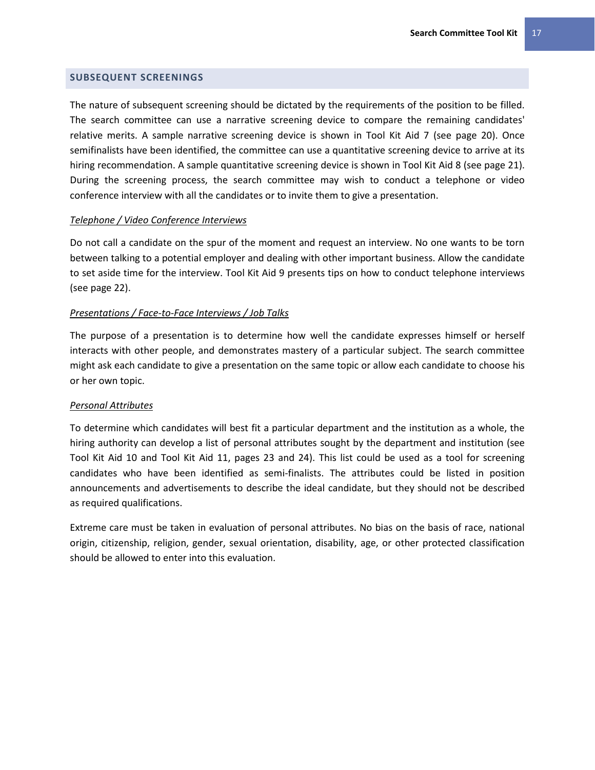## SUBSEQUENT SCREENINGS

The nature of subsequent screening should be dictated by the requirements of the position to be filled. The search committee can use a narrative screening device to compare the remaining candidates' relative merits. A sample narrative screening device is shown in Tool Kit Aid 7 (see page 20). Once semifinalists have been identified, the committee can use a quantitative screening device to arrive at its hiring recommendation. A sample quantitative screening device is shown in Tool Kit Aid 8 (see page 21). During the screening process, the search committee may wish to conduct a telephone or video conference interview with all the candidates or to invite them to give a presentation.

### *Telephone / Video Conference Interviews*

Do not call a candidate on the spur of the moment and request an interview. No one wants to be torn between talking to a potential employer and dealing with other important business. Allow the candidate to set aside time for the interview. Tool Kit Aid 9 presents tips on how to conduct telephone interviews (see page 22).

### *Presentations / Face-to-Face Interviews / Job Talks*

The purpose of a presentation is to determine how well the candidate expresses himself or herself interacts with other people, and demonstrates mastery of a particular subject. The search committee might ask each candidate to give a presentation on the same topic or allow each candidate to choose his or her own topic.

### *Personal Attributes*

To determine which candidates will best fit a particular department and the institution as a whole, the hiring authority can develop a list of personal attributes sought by the department and institution (see Tool Kit Aid 10 and Tool Kit Aid 11, pages 23 and 24). This list could be used as a tool for screening candidates who have been identified as semi-finalists. The attributes could be listed in position announcements and advertisements to describe the ideal candidate, but they should not be described as required qualifications.

Extreme care must be taken in evaluation of personal attributes. No bias on the basis of race, national origin, citizenship, religion, gender, sexual orientation, disability, age, or other protected classification should be allowed to enter into this evaluation.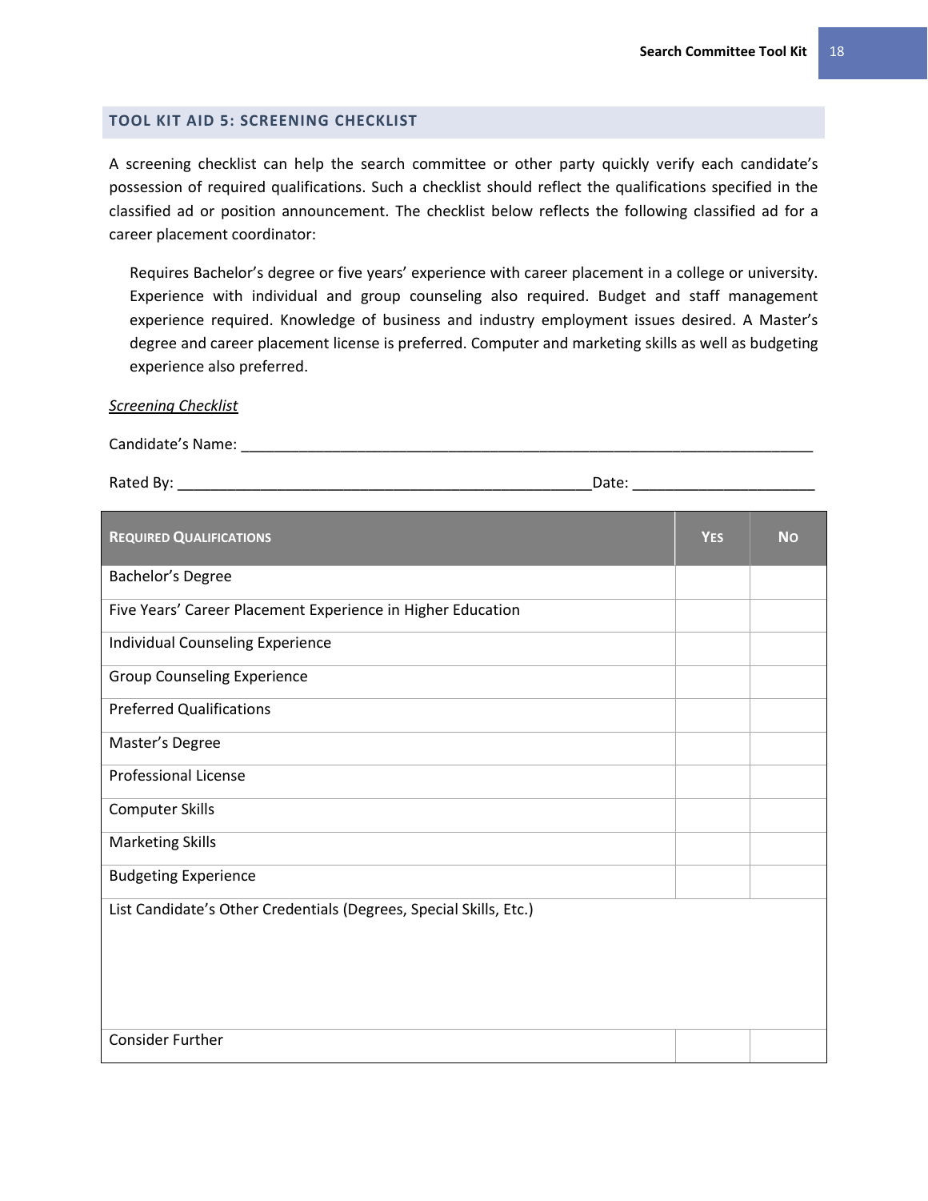## TOOL KIT AID 5: SCREENING CHECKLIST

A screening checklist can help the search committee or other party quickly verify each candidate's possession of required qualifications. Such a checklist should reflect the qualifications specified in the classified ad or position announcement. The checklist below reflects the following classified ad for a career placement coordinator:

> Requires Bachelor's degree or five years' experience with career placement in a college or university. Experience with individual and group counseling also required. Budget and staff management experience required. Knowledge of business and industry employment issues desired. A Master's degree and career placement license is preferred. Computer and marketing skills as well as budgeting experience also preferred.

*Screening Checklist*

Candidate's Name: ___________________________________________________________________________

Rated By: _____________________________________________________Date: _______________________

| REQUIRED QUALIFICATIONS | YES | NO |
|---|---|---|
| Bachelor's Degree | | |
| Five Years' Career Placement Experience in Higher Education | | |
| Individual Counseling Experience | | |
| Group Counseling Experience | | |
| Preferred Qualifications | | |
| Master's Degree | | |
| Professional License | | |
| Computer Skills | | |
| Marketing Skills | | |
| Budgeting Experience | | |
| List Candidate's Other Credentials (Degrees, Special Skills, Etc.) | | |
| Consider Further | | |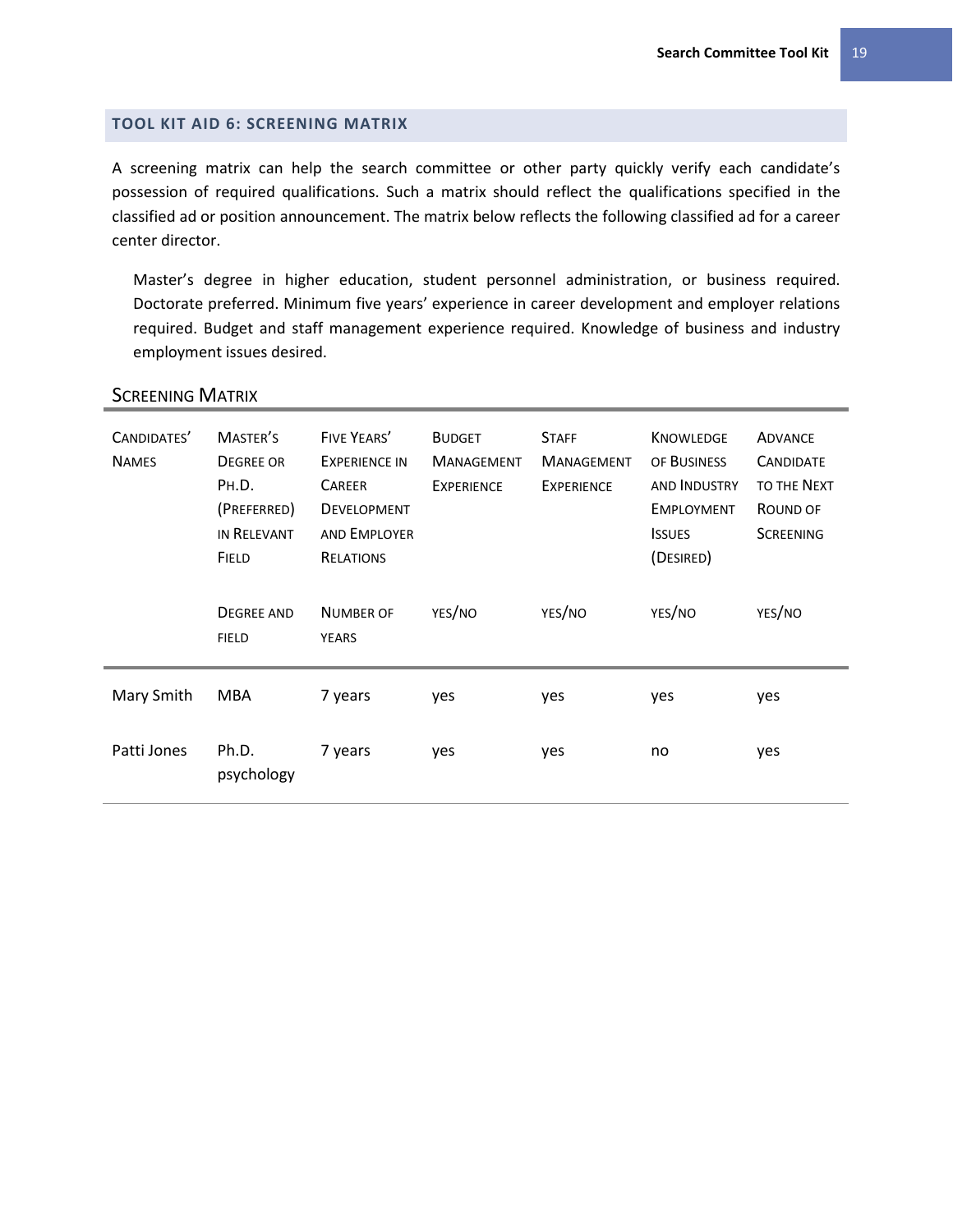## TOOL KIT AID 6: SCREENING MATRIX

A screening matrix can help the search committee or other party quickly verify each candidate's possession of required qualifications. Such a matrix should reflect the qualifications specified in the classified ad or position announcement. The matrix below reflects the following classified ad for a career center director.

> Master's degree in higher education, student personnel administration, or business required. Doctorate preferred. Minimum five years' experience in career development and employer relations required. Budget and staff management experience required. Knowledge of business and industry employment issues desired.

### Screening Matrix

| Candidates' Names | Master's Degree or Ph.D. (Preferred) in Relevant Field | Five Years' Experience in Career Development and Employer Relations | Budget Management Experience | Staff Management Experience | Knowledge of Business and Industry Employment Issues (Desired) | Advance Candidate to the Next Round of Screening |
|---|---|---|---|---|---|---|
| | Degree and field | Number of years | yes/no | yes/no | yes/no | yes/no |
| Mary Smith | MBA | 7 years | yes | yes | yes | yes |
| Patti Jones | Ph.D. psychology | 7 years | yes | yes | no | yes |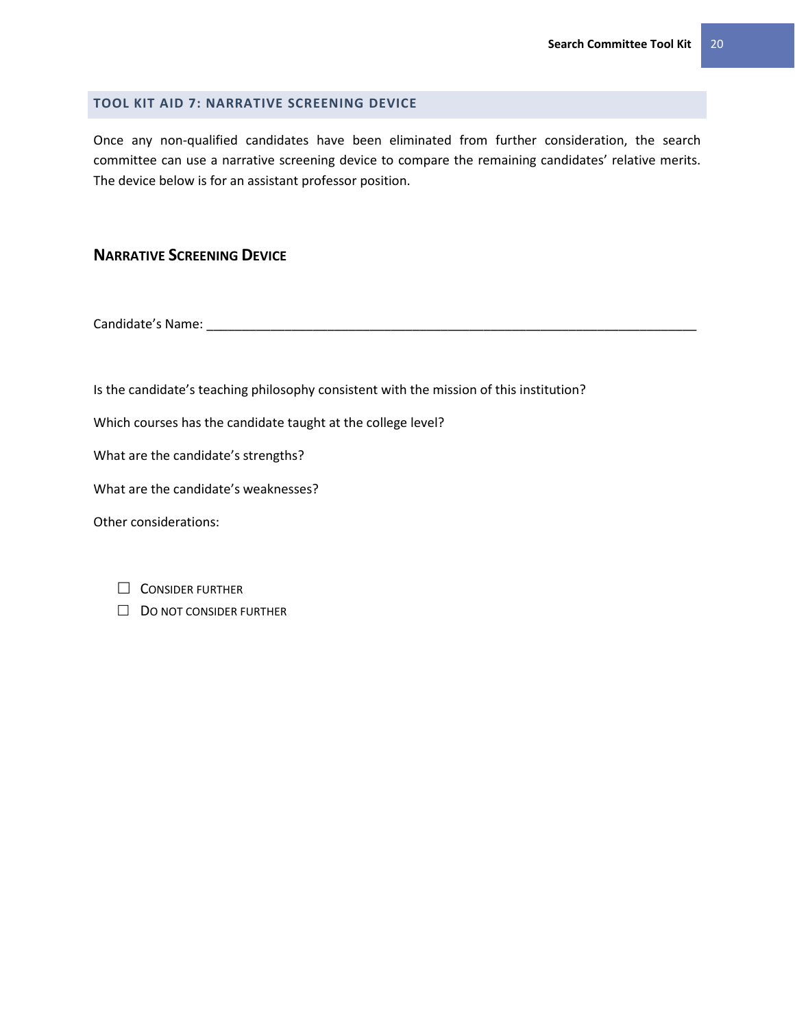## TOOL KIT AID 7: NARRATIVE SCREENING DEVICE

Once any non-qualified candidates have been eliminated from further consideration, the search committee can use a narrative screening device to compare the remaining candidates' relative merits. The device below is for an assistant professor position.

### NARRATIVE SCREENING DEVICE

Candidate's Name: ______________________________________________________________________

Is the candidate's teaching philosophy consistent with the mission of this institution?

Which courses has the candidate taught at the college level?

What are the candidate's strengths?

What are the candidate's weaknesses?

Other considerations:

☐ CONSIDER FURTHER

☐ DO NOT CONSIDER FURTHER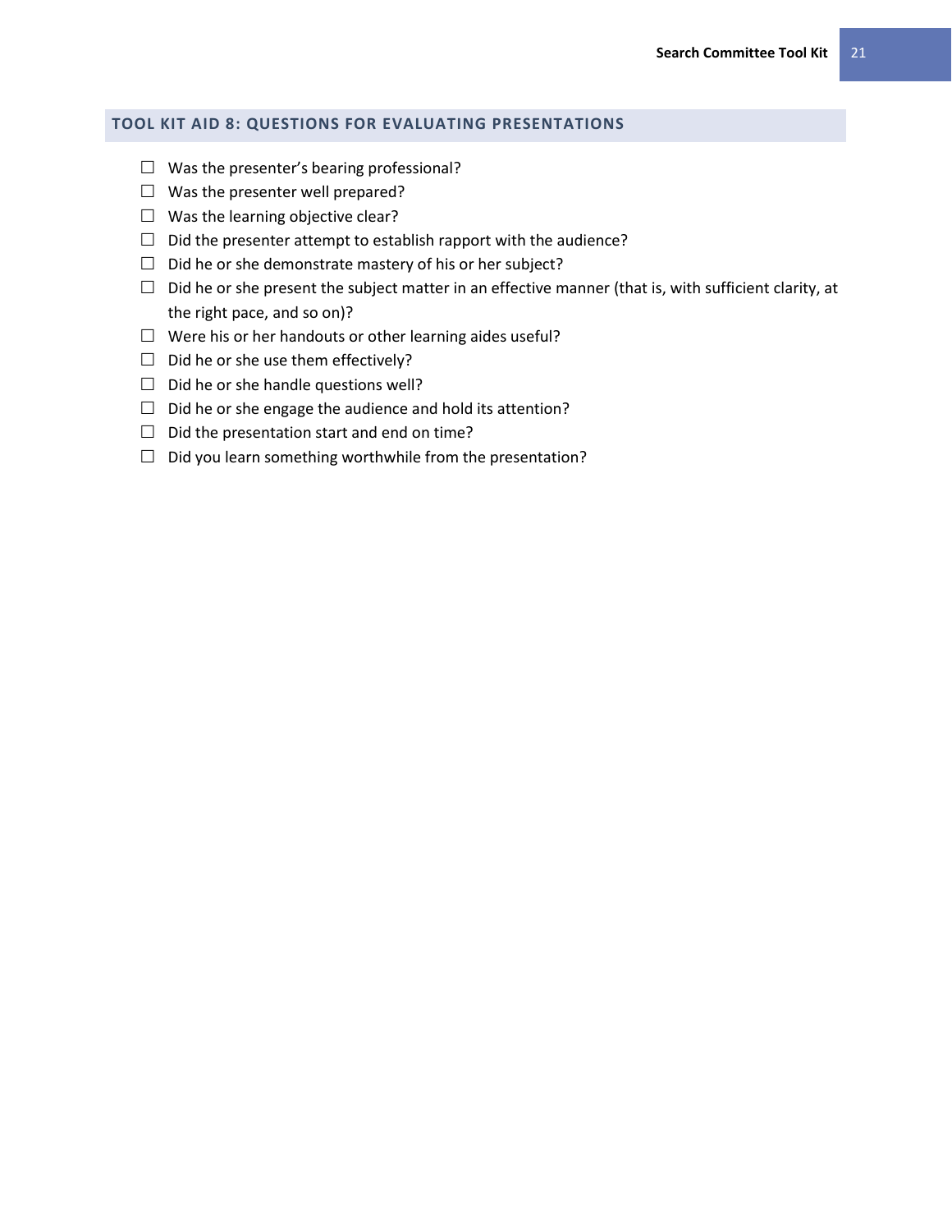## TOOL KIT AID 8: QUESTIONS FOR EVALUATING PRESENTATIONS

- ☐ Was the presenter's bearing professional?
- ☐ Was the presenter well prepared?
- ☐ Was the learning objective clear?
- ☐ Did the presenter attempt to establish rapport with the audience?
- ☐ Did he or she demonstrate mastery of his or her subject?
- ☐ Did he or she present the subject matter in an effective manner (that is, with sufficient clarity, at the right pace, and so on)?
- ☐ Were his or her handouts or other learning aides useful?
- ☐ Did he or she use them effectively?
- ☐ Did he or she handle questions well?
- ☐ Did he or she engage the audience and hold its attention?
- ☐ Did the presentation start and end on time?
- ☐ Did you learn something worthwhile from the presentation?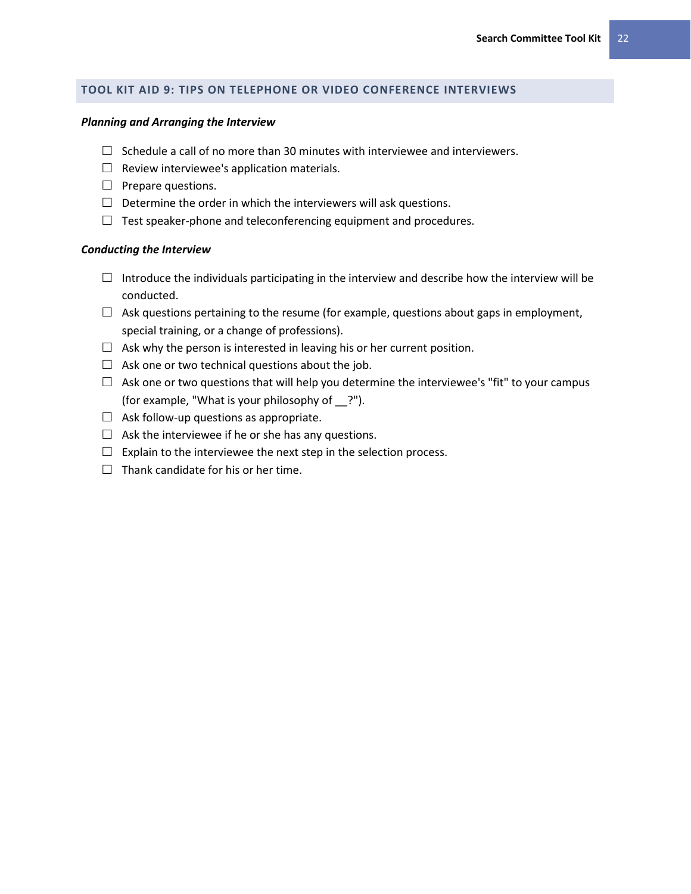## TOOL KIT AID 9: TIPS ON TELEPHONE OR VIDEO CONFERENCE INTERVIEWS

***Planning and Arranging the Interview***

- ☐ Schedule a call of no more than 30 minutes with interviewee and interviewers.
- ☐ Review interviewee's application materials.
- ☐ Prepare questions.
- ☐ Determine the order in which the interviewers will ask questions.
- ☐ Test speaker-phone and teleconferencing equipment and procedures.

***Conducting the Interview***

- ☐ Introduce the individuals participating in the interview and describe how the interview will be conducted.
- ☐ Ask questions pertaining to the resume (for example, questions about gaps in employment, special training, or a change of professions).
- ☐ Ask why the person is interested in leaving his or her current position.
- ☐ Ask one or two technical questions about the job.
- ☐ Ask one or two questions that will help you determine the interviewee's "fit" to your campus (for example, "What is your philosophy of __?").
- ☐ Ask follow-up questions as appropriate.
- ☐ Ask the interviewee if he or she has any questions.
- ☐ Explain to the interviewee the next step in the selection process.
- ☐ Thank candidate for his or her time.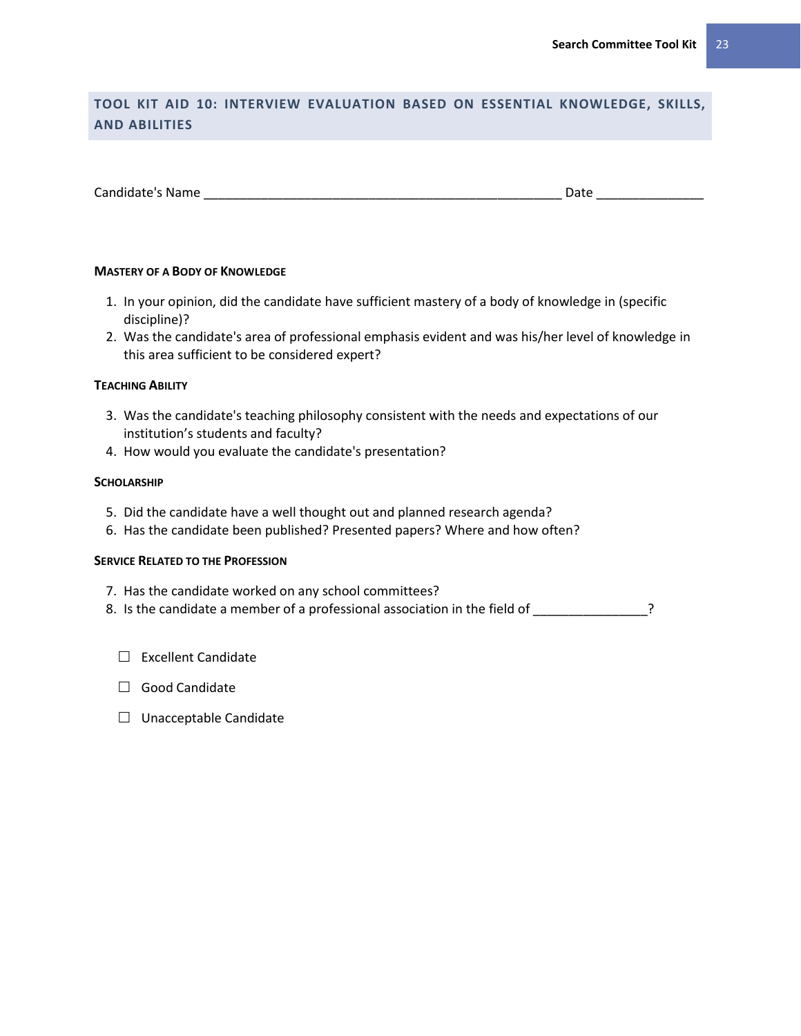## TOOL KIT AID 10: INTERVIEW EVALUATION BASED ON ESSENTIAL KNOWLEDGE, SKILLS, AND ABILITIES

Candidate's Name ______________________________________________________ Date ________________

#### Mastery of a Body of Knowledge

1. In your opinion, did the candidate have sufficient mastery of a body of knowledge in (specific discipline)?
2. Was the candidate's area of professional emphasis evident and was his/her level of knowledge in this area sufficient to be considered expert?

#### Teaching Ability

3. Was the candidate's teaching philosophy consistent with the needs and expectations of our institution's students and faculty?
4. How would you evaluate the candidate's presentation?

#### Scholarship

5. Did the candidate have a well thought out and planned research agenda?
6. Has the candidate been published? Presented papers? Where and how often?

#### Service Related to the Profession

7. Has the candidate worked on any school committees?
8. Is the candidate a member of a professional association in the field of ________________?

☐ Excellent Candidate

☐ Good Candidate

☐ Unacceptable Candidate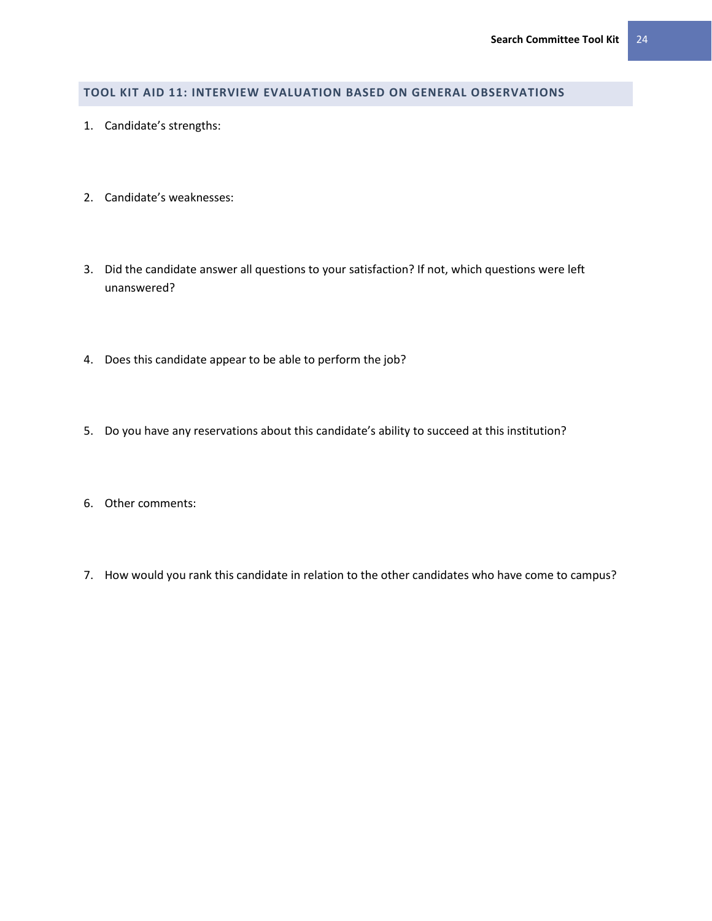## TOOL KIT AID 11: INTERVIEW EVALUATION BASED ON GENERAL OBSERVATIONS

1. Candidate's strengths:

2. Candidate's weaknesses:

3. Did the candidate answer all questions to your satisfaction? If not, which questions were left unanswered?

4. Does this candidate appear to be able to perform the job?

5. Do you have any reservations about this candidate's ability to succeed at this institution?

6. Other comments:

7. How would you rank this candidate in relation to the other candidates who have come to campus?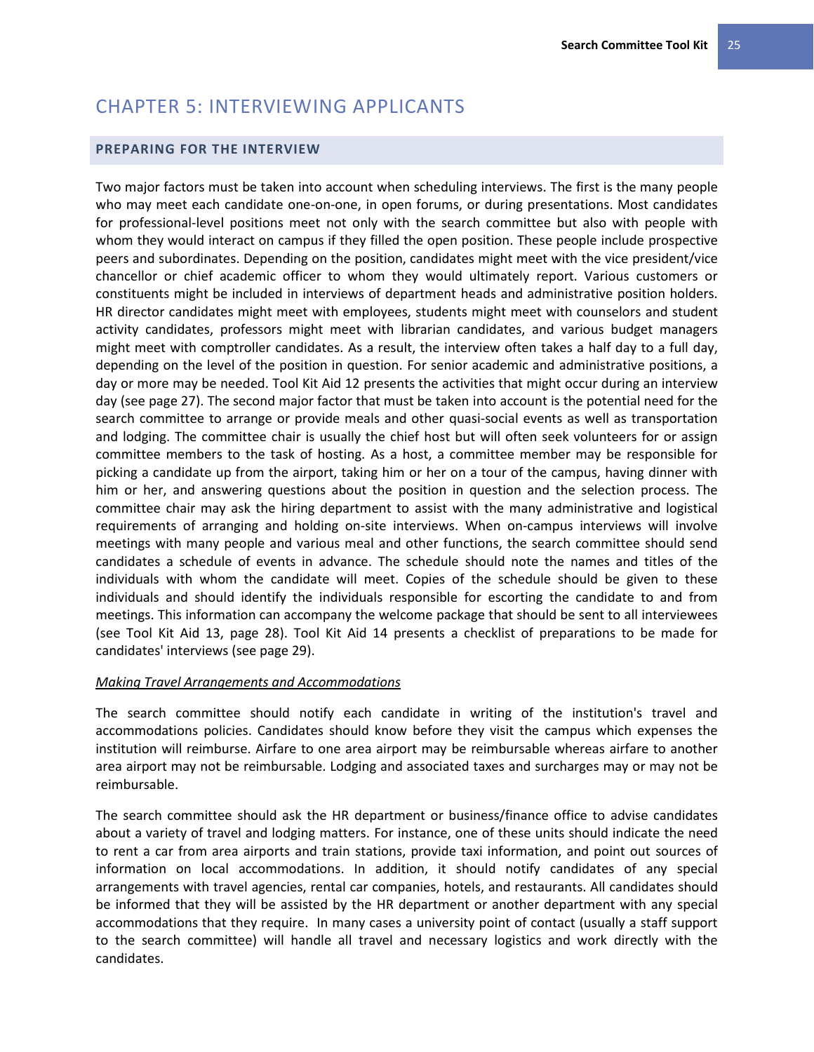# CHAPTER 5: INTERVIEWING APPLICANTS

## PREPARING FOR THE INTERVIEW

Two major factors must be taken into account when scheduling interviews. The first is the many people who may meet each candidate one-on-one, in open forums, or during presentations. Most candidates for professional-level positions meet not only with the search committee but also with people with whom they would interact on campus if they filled the open position. These people include prospective peers and subordinates. Depending on the position, candidates might meet with the vice president/vice chancellor or chief academic officer to whom they would ultimately report. Various customers or constituents might be included in interviews of department heads and administrative position holders. HR director candidates might meet with employees, students might meet with counselors and student activity candidates, professors might meet with librarian candidates, and various budget managers might meet with comptroller candidates. As a result, the interview often takes a half day to a full day, depending on the level of the position in question. For senior academic and administrative positions, a day or more may be needed. Tool Kit Aid 12 presents the activities that might occur during an interview day (see page 27). The second major factor that must be taken into account is the potential need for the search committee to arrange or provide meals and other quasi-social events as well as transportation and lodging. The committee chair is usually the chief host but will often seek volunteers for or assign committee members to the task of hosting. As a host, a committee member may be responsible for picking a candidate up from the airport, taking him or her on a tour of the campus, having dinner with him or her, and answering questions about the position in question and the selection process. The committee chair may ask the hiring department to assist with the many administrative and logistical requirements of arranging and holding on-site interviews. When on-campus interviews will involve meetings with many people and various meal and other functions, the search committee should send candidates a schedule of events in advance. The schedule should note the names and titles of the individuals with whom the candidate will meet. Copies of the schedule should be given to these individuals and should identify the individuals responsible for escorting the candidate to and from meetings. This information can accompany the welcome package that should be sent to all interviewees (see Tool Kit Aid 13, page 28). Tool Kit Aid 14 presents a checklist of preparations to be made for candidates' interviews (see page 29).

<u>*Making Travel Arrangements and Accommodations*</u>

The search committee should notify each candidate in writing of the institution's travel and accommodations policies. Candidates should know before they visit the campus which expenses the institution will reimburse. Airfare to one area airport may be reimbursable whereas airfare to another area airport may not be reimbursable. Lodging and associated taxes and surcharges may or may not be reimbursable.

The search committee should ask the HR department or business/finance office to advise candidates about a variety of travel and lodging matters. For instance, one of these units should indicate the need to rent a car from area airports and train stations, provide taxi information, and point out sources of information on local accommodations. In addition, it should notify candidates of any special arrangements with travel agencies, rental car companies, hotels, and restaurants. All candidates should be informed that they will be assisted by the HR department or another department with any special accommodations that they require. In many cases a university point of contact (usually a staff support to the search committee) will handle all travel and necessary logistics and work directly with the candidates.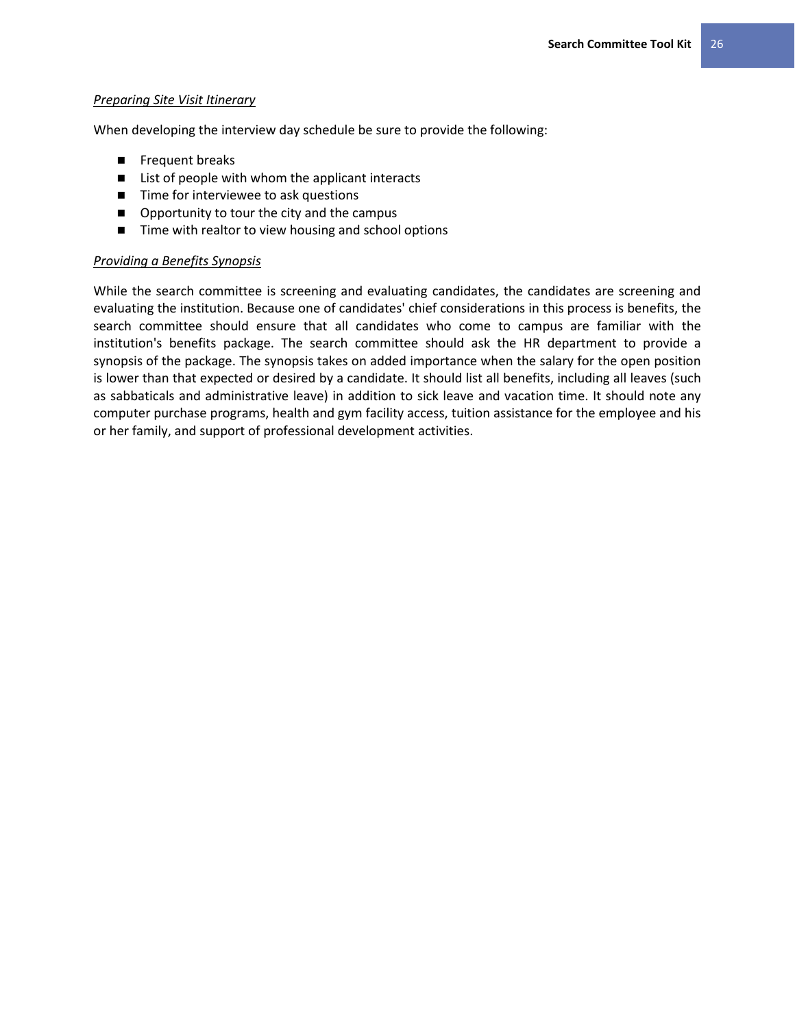*Preparing Site Visit Itinerary*

When developing the interview day schedule be sure to provide the following:

- Frequent breaks
- List of people with whom the applicant interacts
- Time for interviewee to ask questions
- Opportunity to tour the city and the campus
- Time with realtor to view housing and school options

*Providing a Benefits Synopsis*

While the search committee is screening and evaluating candidates, the candidates are screening and evaluating the institution. Because one of candidates' chief considerations in this process is benefits, the search committee should ensure that all candidates who come to campus are familiar with the institution's benefits package. The search committee should ask the HR department to provide a synopsis of the package. The synopsis takes on added importance when the salary for the open position is lower than that expected or desired by a candidate. It should list all benefits, including all leaves (such as sabbaticals and administrative leave) in addition to sick leave and vacation time. It should note any computer purchase programs, health and gym facility access, tuition assistance for the employee and his or her family, and support of professional development activities.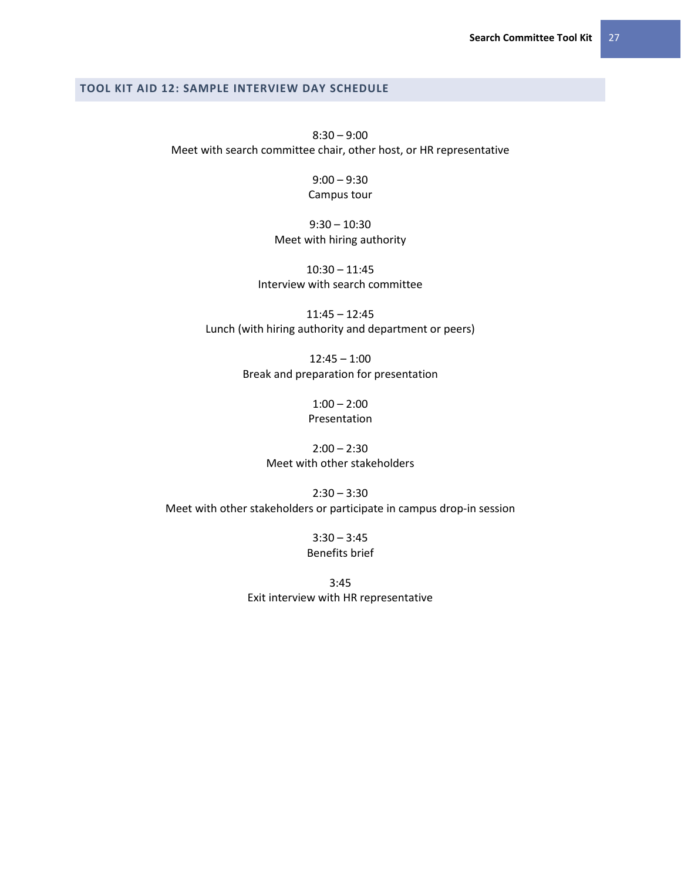## TOOL KIT AID 12: SAMPLE INTERVIEW DAY SCHEDULE

8:30 – 9:00
Meet with search committee chair, other host, or HR representative

9:00 – 9:30
Campus tour

9:30 – 10:30
Meet with hiring authority

10:30 – 11:45
Interview with search committee

11:45 – 12:45
Lunch (with hiring authority and department or peers)

12:45 – 1:00
Break and preparation for presentation

1:00 – 2:00
Presentation

2:00 – 2:30
Meet with other stakeholders

2:30 – 3:30
Meet with other stakeholders or participate in campus drop-in session

3:30 – 3:45
Benefits brief

3:45
Exit interview with HR representative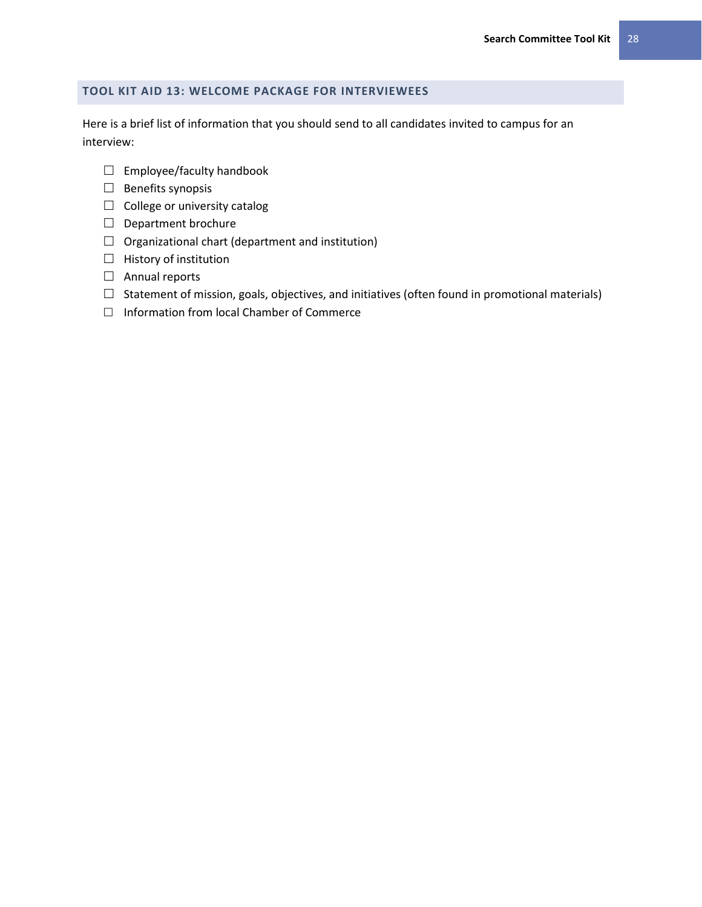## TOOL KIT AID 13: WELCOME PACKAGE FOR INTERVIEWEES

Here is a brief list of information that you should send to all candidates invited to campus for an interview:

- ☐ Employee/faculty handbook
- ☐ Benefits synopsis
- ☐ College or university catalog
- ☐ Department brochure
- ☐ Organizational chart (department and institution)
- ☐ History of institution
- ☐ Annual reports
- ☐ Statement of mission, goals, objectives, and initiatives (often found in promotional materials)
- ☐ Information from local Chamber of Commerce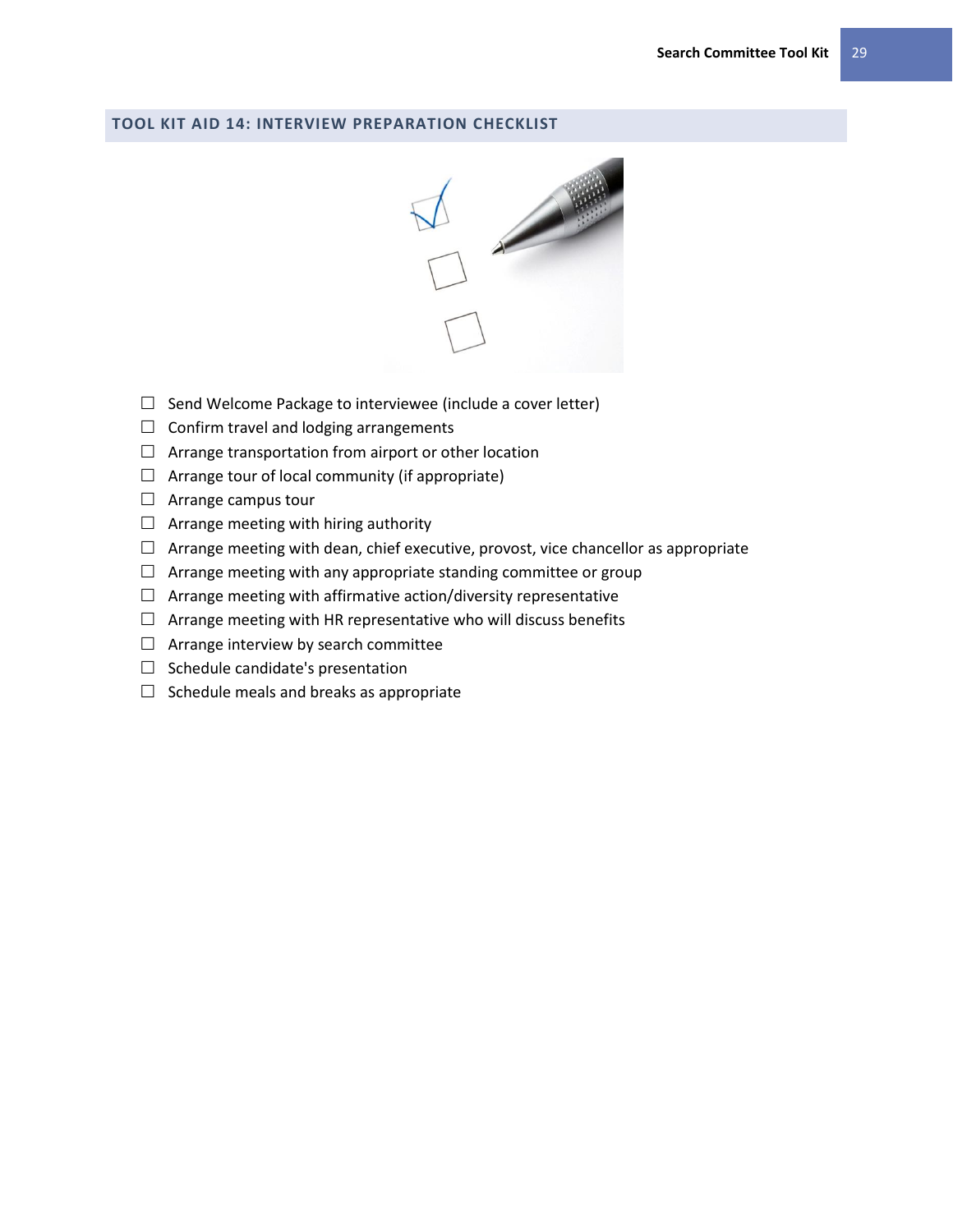## TOOL KIT AID 14: INTERVIEW PREPARATION CHECKLIST

- ☐ Send Welcome Package to interviewee (include a cover letter)
- ☐ Confirm travel and lodging arrangements
- ☐ Arrange transportation from airport or other location
- ☐ Arrange tour of local community (if appropriate)
- ☐ Arrange campus tour
- ☐ Arrange meeting with hiring authority
- ☐ Arrange meeting with dean, chief executive, provost, vice chancellor as appropriate
- ☐ Arrange meeting with any appropriate standing committee or group
- ☐ Arrange meeting with affirmative action/diversity representative
- ☐ Arrange meeting with HR representative who will discuss benefits
- ☐ Arrange interview by search committee
- ☐ Schedule candidate's presentation
- ☐ Schedule meals and breaks as appropriate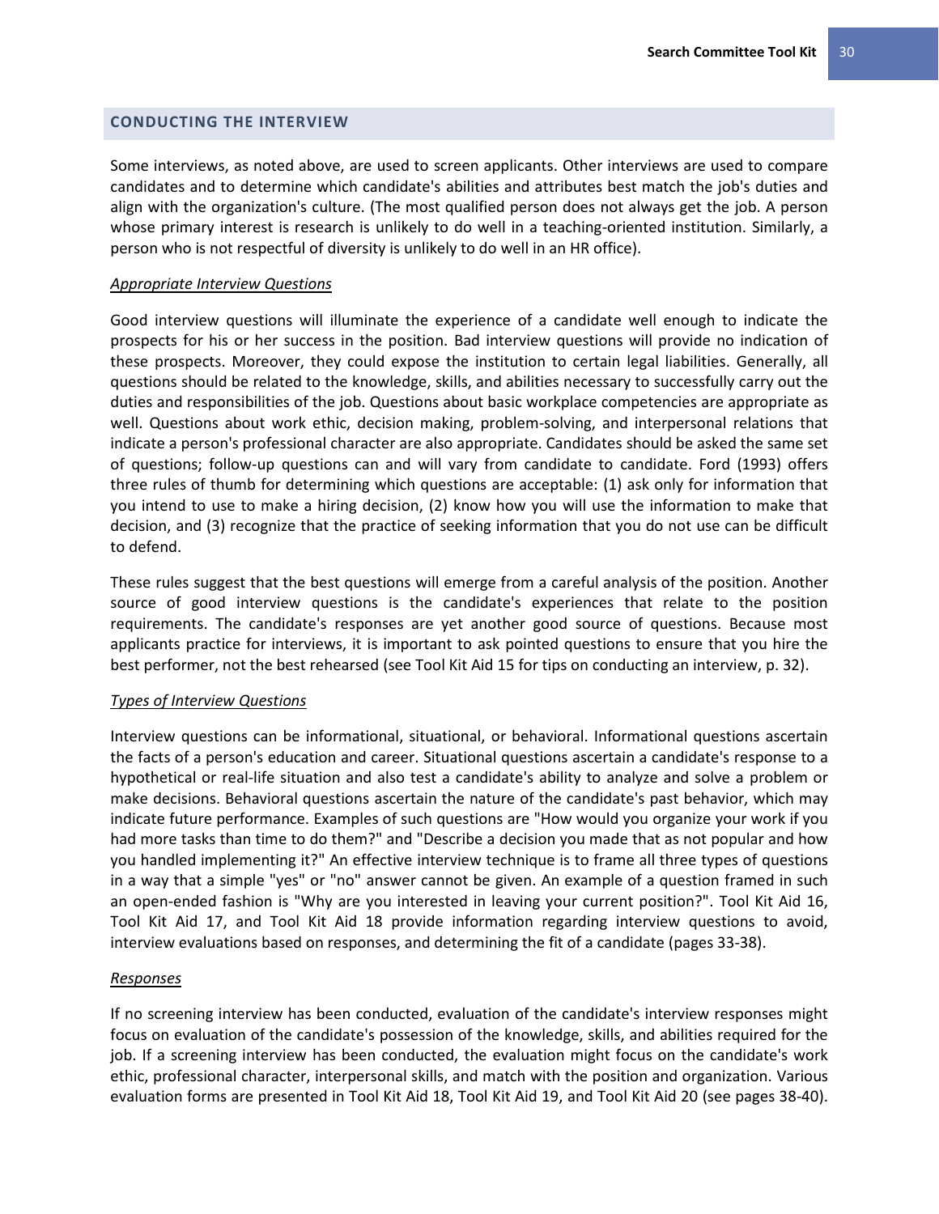## CONDUCTING THE INTERVIEW

Some interviews, as noted above, are used to screen applicants. Other interviews are used to compare candidates and to determine which candidate's abilities and attributes best match the job's duties and align with the organization's culture. (The most qualified person does not always get the job. A person whose primary interest is research is unlikely to do well in a teaching-oriented institution. Similarly, a person who is not respectful of diversity is unlikely to do well in an HR office).

### *Appropriate Interview Questions*

Good interview questions will illuminate the experience of a candidate well enough to indicate the prospects for his or her success in the position. Bad interview questions will provide no indication of these prospects. Moreover, they could expose the institution to certain legal liabilities. Generally, all questions should be related to the knowledge, skills, and abilities necessary to successfully carry out the duties and responsibilities of the job. Questions about basic workplace competencies are appropriate as well. Questions about work ethic, decision making, problem-solving, and interpersonal relations that indicate a person's professional character are also appropriate. Candidates should be asked the same set of questions; follow-up questions can and will vary from candidate to candidate. Ford (1993) offers three rules of thumb for determining which questions are acceptable: (1) ask only for information that you intend to use to make a hiring decision, (2) know how you will use the information to make that decision, and (3) recognize that the practice of seeking information that you do not use can be difficult to defend.

These rules suggest that the best questions will emerge from a careful analysis of the position. Another source of good interview questions is the candidate's experiences that relate to the position requirements. The candidate's responses are yet another good source of questions. Because most applicants practice for interviews, it is important to ask pointed questions to ensure that you hire the best performer, not the best rehearsed (see Tool Kit Aid 15 for tips on conducting an interview, p. 32).

### *Types of Interview Questions*

Interview questions can be informational, situational, or behavioral. Informational questions ascertain the facts of a person's education and career. Situational questions ascertain a candidate's response to a hypothetical or real-life situation and also test a candidate's ability to analyze and solve a problem or make decisions. Behavioral questions ascertain the nature of the candidate's past behavior, which may indicate future performance. Examples of such questions are "How would you organize your work if you had more tasks than time to do them?" and "Describe a decision you made that as not popular and how you handled implementing it?" An effective interview technique is to frame all three types of questions in a way that a simple "yes" or "no" answer cannot be given. An example of a question framed in such an open-ended fashion is "Why are you interested in leaving your current position?". Tool Kit Aid 16, Tool Kit Aid 17, and Tool Kit Aid 18 provide information regarding interview questions to avoid, interview evaluations based on responses, and determining the fit of a candidate (pages 33-38).

### *Responses*

If no screening interview has been conducted, evaluation of the candidate's interview responses might focus on evaluation of the candidate's possession of the knowledge, skills, and abilities required for the job. If a screening interview has been conducted, the evaluation might focus on the candidate's work ethic, professional character, interpersonal skills, and match with the position and organization. Various evaluation forms are presented in Tool Kit Aid 18, Tool Kit Aid 19, and Tool Kit Aid 20 (see pages 38-40).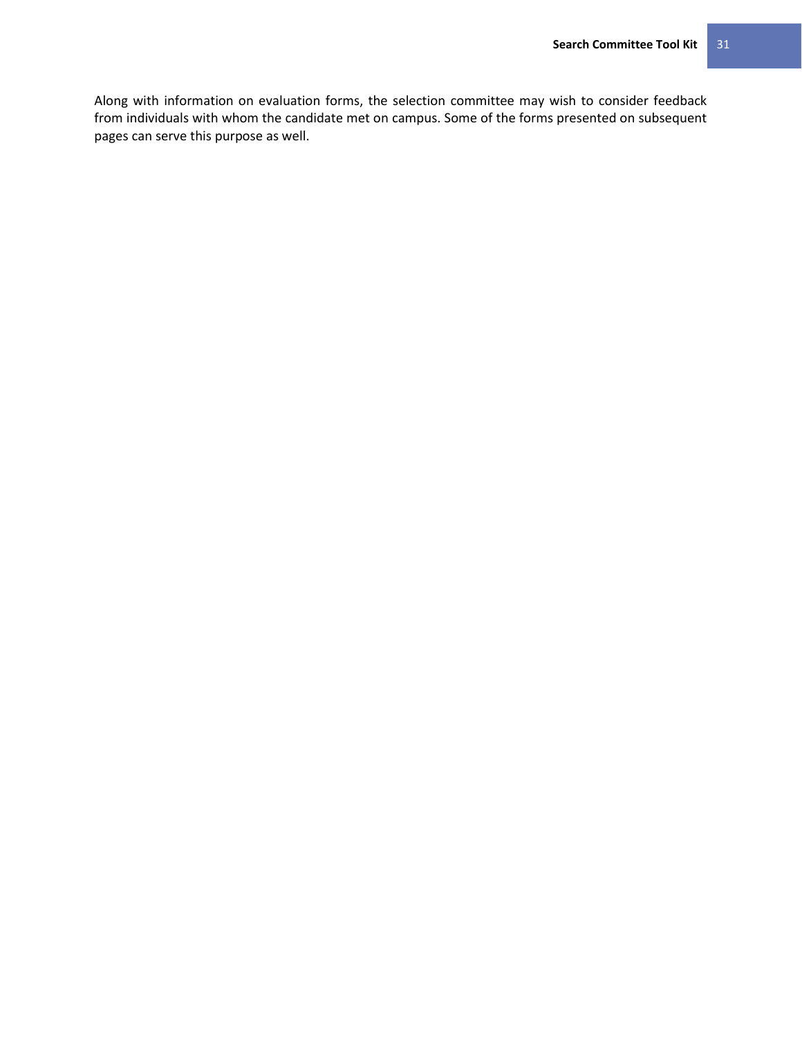Along with information on evaluation forms, the selection committee may wish to consider feedback from individuals with whom the candidate met on campus. Some of the forms presented on subsequent pages can serve this purpose as well.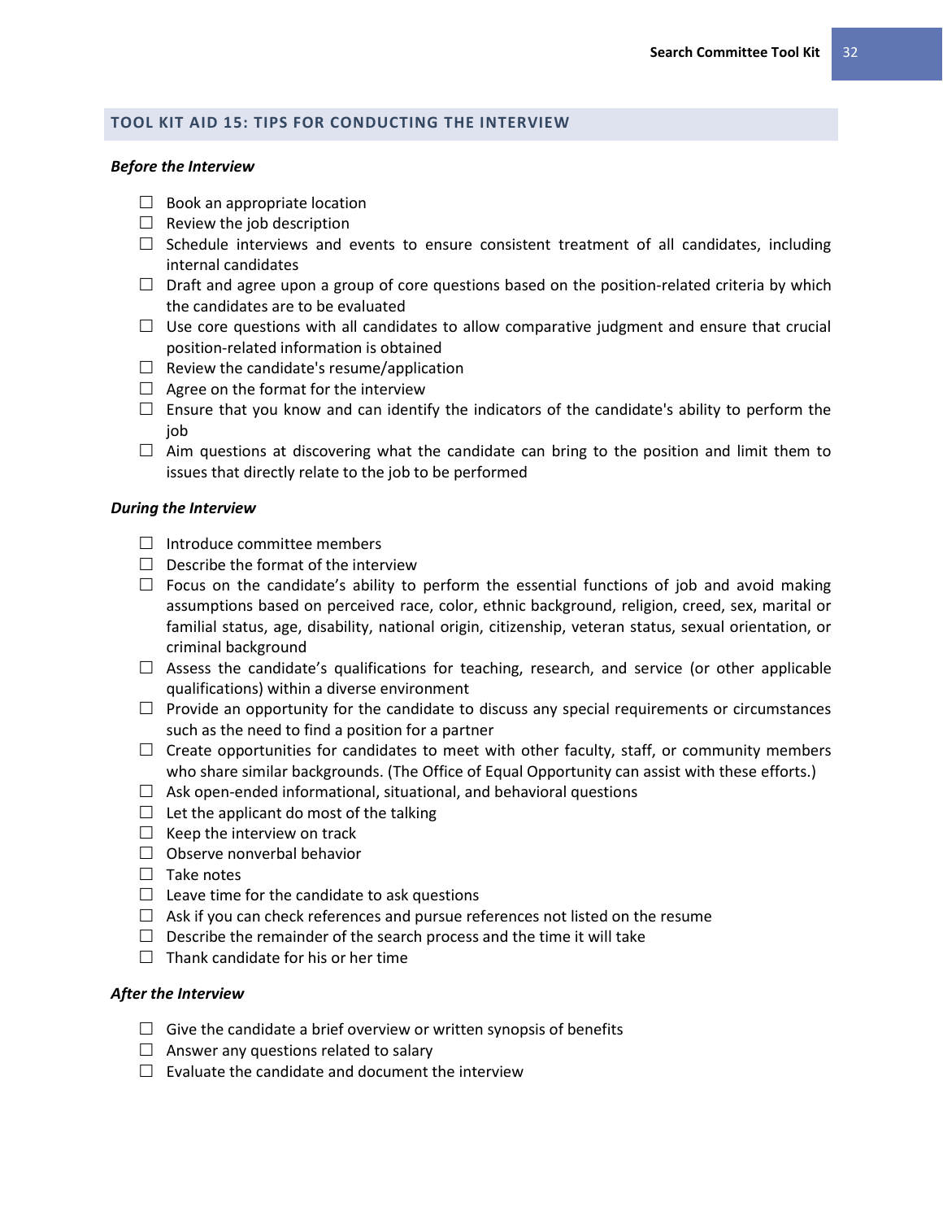## TOOL KIT AID 15: TIPS FOR CONDUCTING THE INTERVIEW

***Before the Interview***

- ☐ Book an appropriate location
- ☐ Review the job description
- ☐ Schedule interviews and events to ensure consistent treatment of all candidates, including internal candidates
- ☐ Draft and agree upon a group of core questions based on the position-related criteria by which the candidates are to be evaluated
- ☐ Use core questions with all candidates to allow comparative judgment and ensure that crucial position-related information is obtained
- ☐ Review the candidate's resume/application
- ☐ Agree on the format for the interview
- ☐ Ensure that you know and can identify the indicators of the candidate's ability to perform the job
- ☐ Aim questions at discovering what the candidate can bring to the position and limit them to issues that directly relate to the job to be performed

***During the Interview***

- ☐ Introduce committee members
- ☐ Describe the format of the interview
- ☐ Focus on the candidate's ability to perform the essential functions of job and avoid making assumptions based on perceived race, color, ethnic background, religion, creed, sex, marital or familial status, age, disability, national origin, citizenship, veteran status, sexual orientation, or criminal background
- ☐ Assess the candidate's qualifications for teaching, research, and service (or other applicable qualifications) within a diverse environment
- ☐ Provide an opportunity for the candidate to discuss any special requirements or circumstances such as the need to find a position for a partner
- ☐ Create opportunities for candidates to meet with other faculty, staff, or community members who share similar backgrounds. (The Office of Equal Opportunity can assist with these efforts.)
- ☐ Ask open-ended informational, situational, and behavioral questions
- ☐ Let the applicant do most of the talking
- ☐ Keep the interview on track
- ☐ Observe nonverbal behavior
- ☐ Take notes
- ☐ Leave time for the candidate to ask questions
- ☐ Ask if you can check references and pursue references not listed on the resume
- ☐ Describe the remainder of the search process and the time it will take
- ☐ Thank candidate for his or her time

***After the Interview***

- ☐ Give the candidate a brief overview or written synopsis of benefits
- ☐ Answer any questions related to salary
- ☐ Evaluate the candidate and document the interview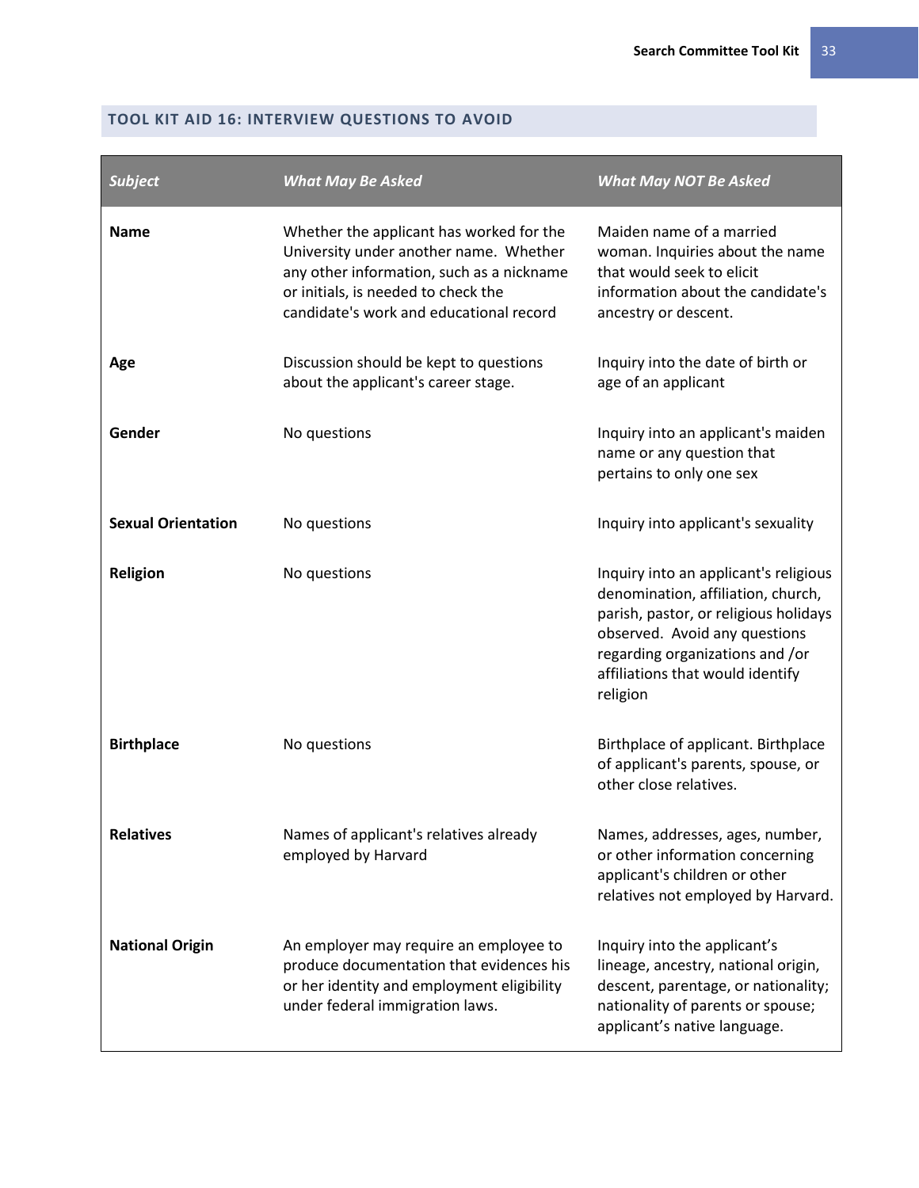## TOOL KIT AID 16: INTERVIEW QUESTIONS TO AVOID

| *Subject* | *What May Be Asked* | *What May NOT Be Asked* |
|---|---|---|
| **Name** | Whether the applicant has worked for the University under another name. Whether any other information, such as a nickname or initials, is needed to check the candidate's work and educational record | Maiden name of a married woman. Inquiries about the name that would seek to elicit information about the candidate's ancestry or descent. |
| **Age** | Discussion should be kept to questions about the applicant's career stage. | Inquiry into the date of birth or age of an applicant |
| **Gender** | No questions | Inquiry into an applicant's maiden name or any question that pertains to only one sex |
| **Sexual Orientation** | No questions | Inquiry into applicant's sexuality |
| **Religion** | No questions | Inquiry into an applicant's religious denomination, affiliation, church, parish, pastor, or religious holidays observed. Avoid any questions regarding organizations and /or affiliations that would identify religion |
| **Birthplace** | No questions | Birthplace of applicant. Birthplace of applicant's parents, spouse, or other close relatives. |
| **Relatives** | Names of applicant's relatives already employed by Harvard | Names, addresses, ages, number, or other information concerning applicant's children or other relatives not employed by Harvard. |
| **National Origin** | An employer may require an employee to produce documentation that evidences his or her identity and employment eligibility under federal immigration laws. | Inquiry into the applicant's lineage, ancestry, national origin, descent, parentage, or nationality; nationality of parents or spouse; applicant's native language. |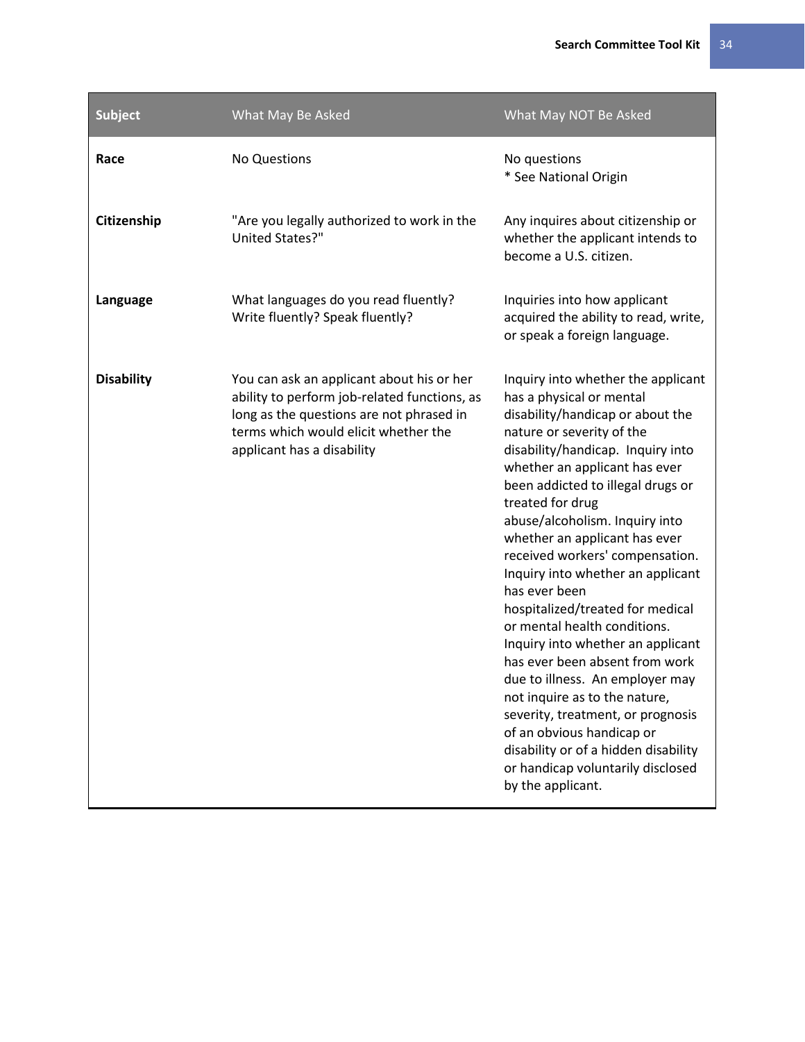| Subject | What May Be Asked | What May NOT Be Asked |
|---|---|---|
| **Race** | No Questions | No questions<br>* See National Origin |
| **Citizenship** | "Are you legally authorized to work in the United States?" | Any inquires about citizenship or whether the applicant intends to become a U.S. citizen. |
| **Language** | What languages do you read fluently? Write fluently? Speak fluently? | Inquiries into how applicant acquired the ability to read, write, or speak a foreign language. |
| **Disability** | You can ask an applicant about his or her ability to perform job-related functions, as long as the questions are not phrased in terms which would elicit whether the applicant has a disability | Inquiry into whether the applicant has a physical or mental disability/handicap or about the nature or severity of the disability/handicap. Inquiry into whether an applicant has ever been addicted to illegal drugs or treated for drug abuse/alcoholism. Inquiry into whether an applicant has ever received workers' compensation. Inquiry into whether an applicant has ever been hospitalized/treated for medical or mental health conditions. Inquiry into whether an applicant has ever been absent from work due to illness. An employer may not inquire as to the nature, severity, treatment, or prognosis of an obvious handicap or disability or of a hidden disability or handicap voluntarily disclosed by the applicant. |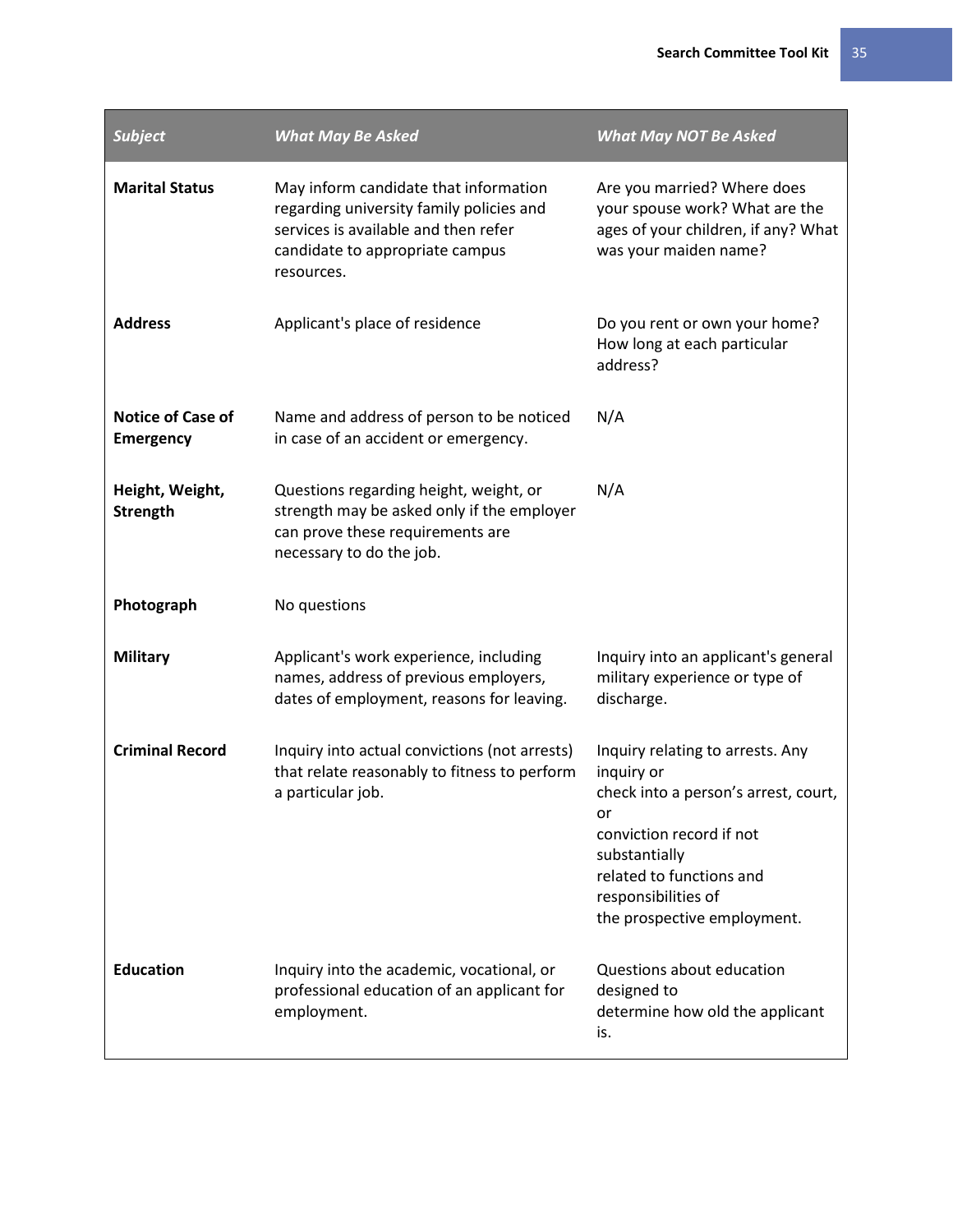| *Subject* | *What May Be Asked* | *What May NOT Be Asked* |
|---|---|---|
| **Marital Status** | May inform candidate that information regarding university family policies and services is available and then refer candidate to appropriate campus resources. | Are you married? Where does your spouse work? What are the ages of your children, if any? What was your maiden name? |
| **Address** | Applicant's place of residence | Do you rent or own your home? How long at each particular address? |
| **Notice of Case of Emergency** | Name and address of person to be noticed in case of an accident or emergency. | N/A |
| **Height, Weight, Strength** | Questions regarding height, weight, or strength may be asked only if the employer can prove these requirements are necessary to do the job. | N/A |
| **Photograph** | No questions | |
| **Military** | Applicant's work experience, including names, address of previous employers, dates of employment, reasons for leaving. | Inquiry into an applicant's general military experience or type of discharge. |
| **Criminal Record** | Inquiry into actual convictions (not arrests) that relate reasonably to fitness to perform a particular job. | Inquiry relating to arrests. Any inquiry or check into a person's arrest, court, or conviction record if not substantially related to functions and responsibilities of the prospective employment. |
| **Education** | Inquiry into the academic, vocational, or professional education of an applicant for employment. | Questions about education designed to determine how old the applicant is. |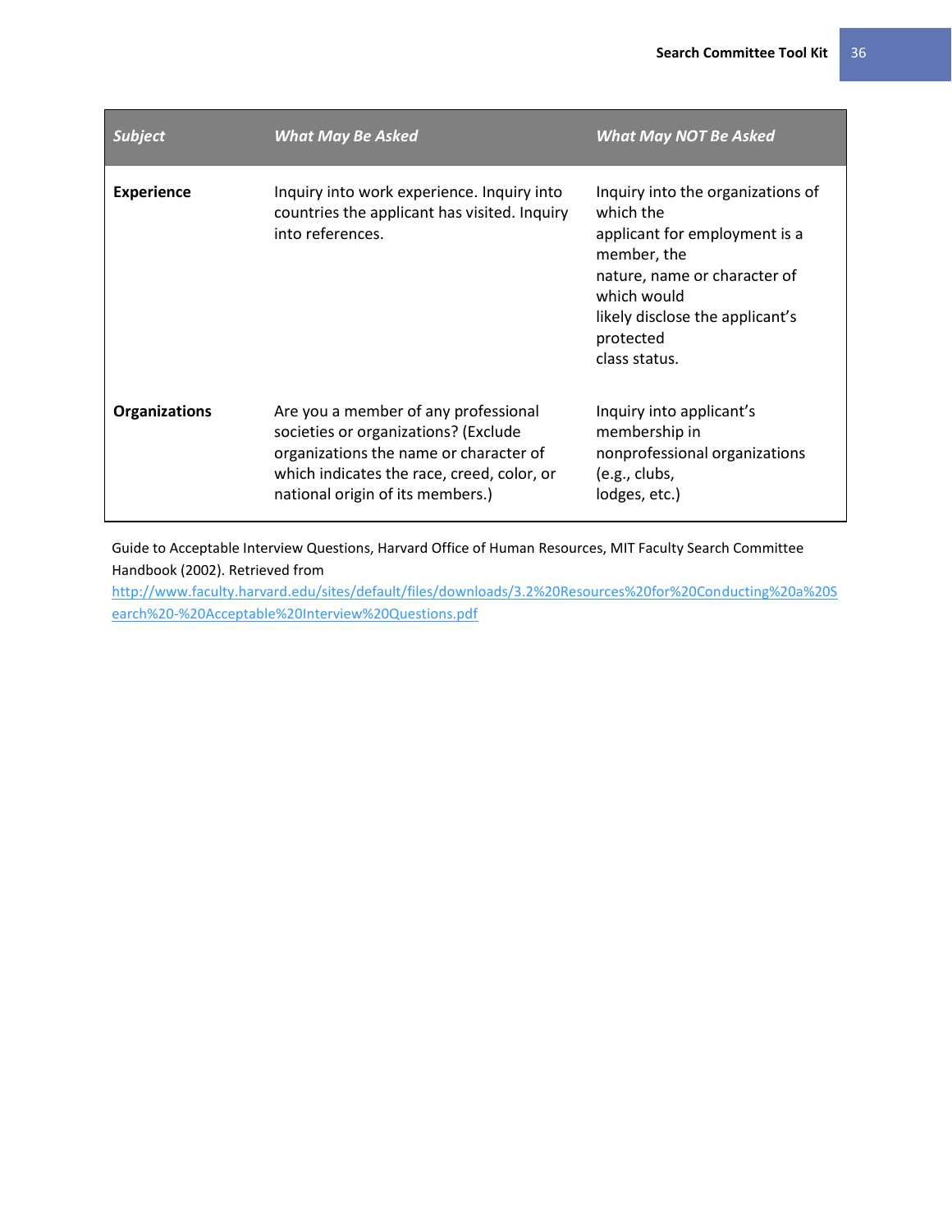| *Subject* | *What May Be Asked* | *What May NOT Be Asked* |
|---|---|---|
| **Experience** | Inquiry into work experience. Inquiry into countries the applicant has visited. Inquiry into references. | Inquiry into the organizations of which the applicant for employment is a member, the nature, name or character of which would likely disclose the applicant's protected class status. |
| **Organizations** | Are you a member of any professional societies or organizations? (Exclude organizations the name or character of which indicates the race, creed, color, or national origin of its members.) | Inquiry into applicant's membership in nonprofessional organizations (e.g., clubs, lodges, etc.) |

Guide to Acceptable Interview Questions, Harvard Office of Human Resources, MIT Faculty Search Committee Handbook (2002). Retrieved from http://www.faculty.harvard.edu/sites/default/files/downloads/3.2%20Resources%20for%20Conducting%20a%20Search%20-%20Acceptable%20Interview%20Questions.pdf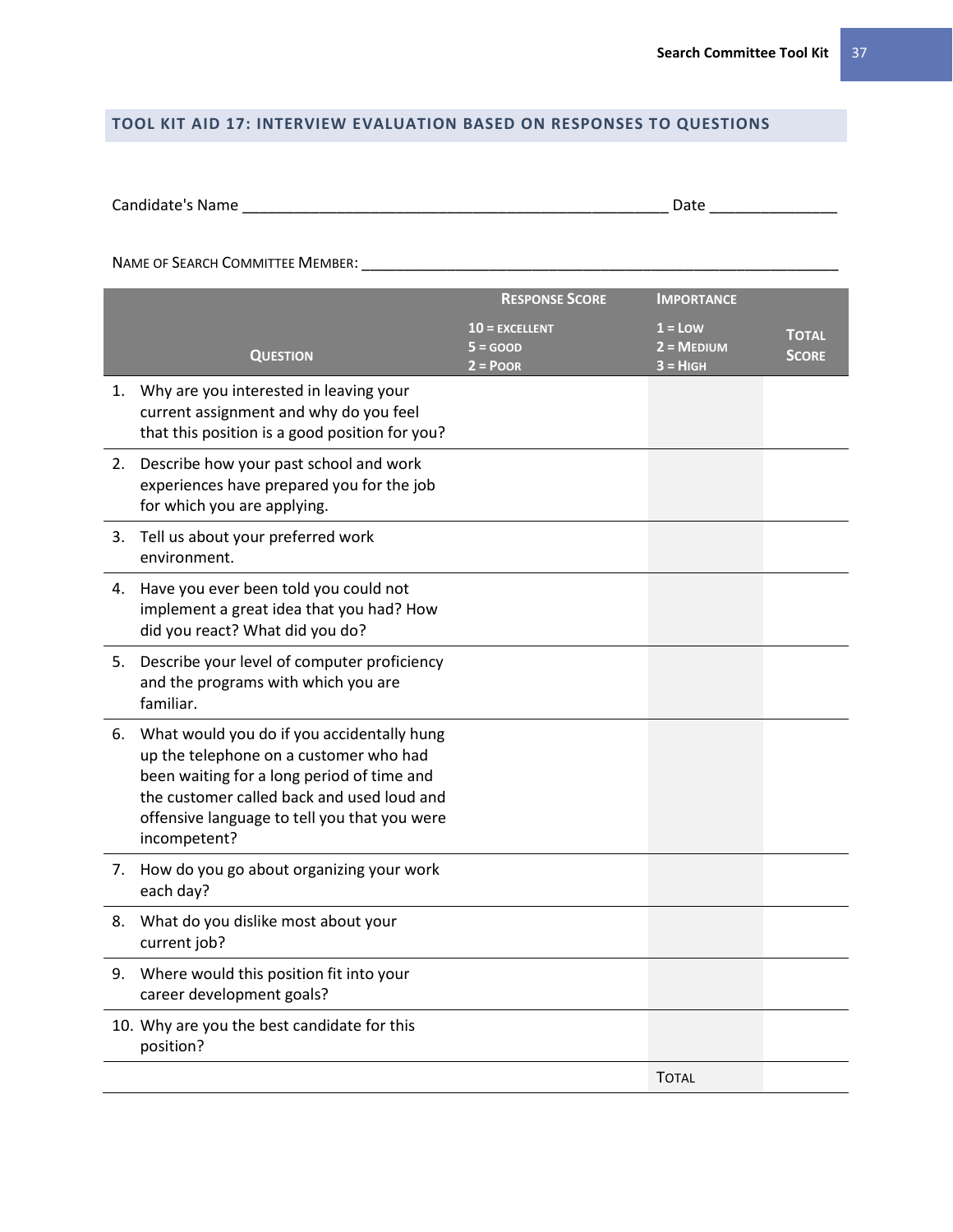## TOOL KIT AID 17: INTERVIEW EVALUATION BASED ON RESPONSES TO QUESTIONS

Candidate's Name ______________________________________________ Date ______________

NAME OF SEARCH COMMITTEE MEMBER: ______________________________________________________

| Question | Response Score<br>10 = excellent<br>5 = good<br>2 = Poor | Importance<br>1 = Low<br>2 = Medium<br>3 = High | Total Score |
|---|---|---|---|
| 1. Why are you interested in leaving your current assignment and why do you feel that this position is a good position for you? | | | |
| 2. Describe how your past school and work experiences have prepared you for the job for which you are applying. | | | |
| 3. Tell us about your preferred work environment. | | | |
| 4. Have you ever been told you could not implement a great idea that you had? How did you react? What did you do? | | | |
| 5. Describe your level of computer proficiency and the programs with which you are familiar. | | | |
| 6. What would you do if you accidentally hung up the telephone on a customer who had been waiting for a long period of time and the customer called back and used loud and offensive language to tell you that you were incompetent? | | | |
| 7. How do you go about organizing your work each day? | | | |
| 8. What do you dislike most about your current job? | | | |
| 9. Where would this position fit into your career development goals? | | | |
| 10. Why are you the best candidate for this position? | | | |
| | | Total | |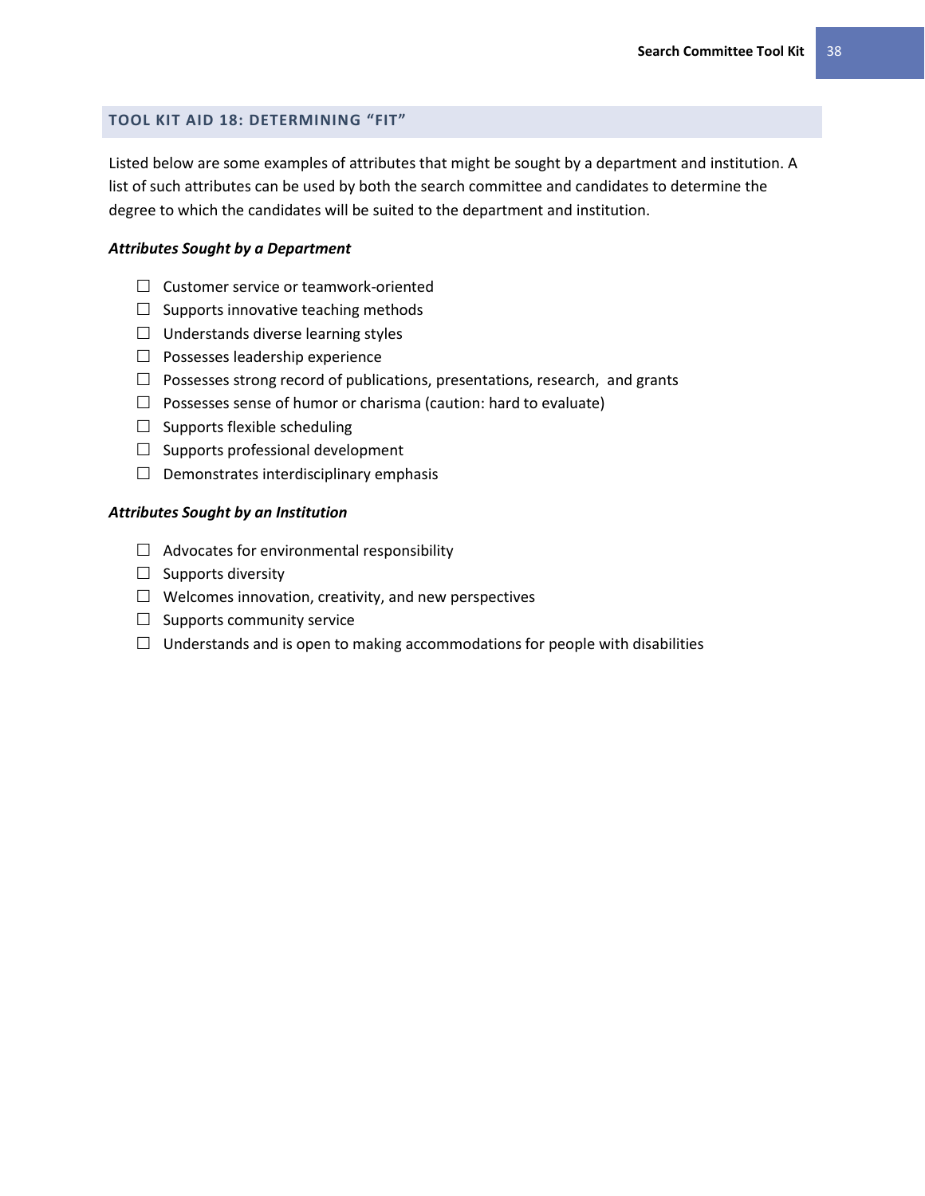## TOOL KIT AID 18: DETERMINING "FIT"

Listed below are some examples of attributes that might be sought by a department and institution. A list of such attributes can be used by both the search committee and candidates to determine the degree to which the candidates will be suited to the department and institution.

***Attributes Sought by a Department***

- ☐ Customer service or teamwork-oriented
- ☐ Supports innovative teaching methods
- ☐ Understands diverse learning styles
- ☐ Possesses leadership experience
- ☐ Possesses strong record of publications, presentations, research, and grants
- ☐ Possesses sense of humor or charisma (caution: hard to evaluate)
- ☐ Supports flexible scheduling
- ☐ Supports professional development
- ☐ Demonstrates interdisciplinary emphasis

***Attributes Sought by an Institution***

- ☐ Advocates for environmental responsibility
- ☐ Supports diversity
- ☐ Welcomes innovation, creativity, and new perspectives
- ☐ Supports community service
- ☐ Understands and is open to making accommodations for people with disabilities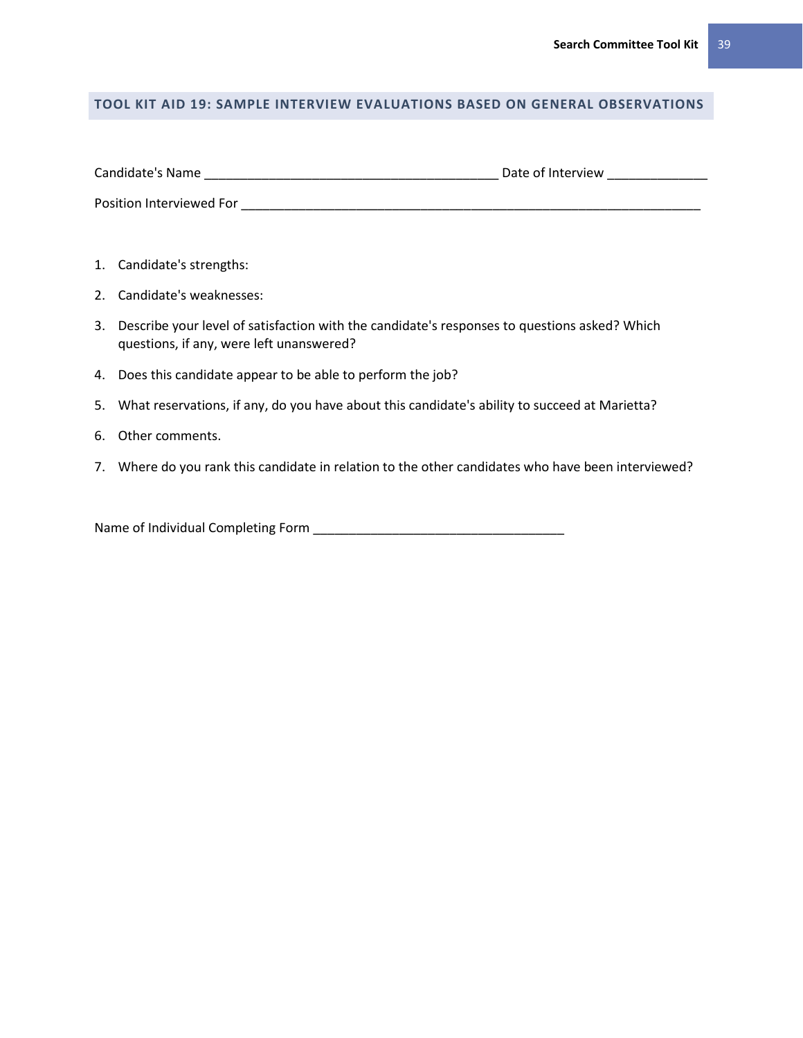## TOOL KIT AID 19: SAMPLE INTERVIEW EVALUATIONS BASED ON GENERAL OBSERVATIONS

Candidate's Name ________________________________________ Date of Interview ______________

Position Interviewed For ________________________________________________________________

1. Candidate's strengths:
2. Candidate's weaknesses:
3. Describe your level of satisfaction with the candidate's responses to questions asked? Which questions, if any, were left unanswered?
4. Does this candidate appear to be able to perform the job?
5. What reservations, if any, do you have about this candidate's ability to succeed at Marietta?
6. Other comments.
7. Where do you rank this candidate in relation to the other candidates who have been interviewed?

Name of Individual Completing Form ___________________________________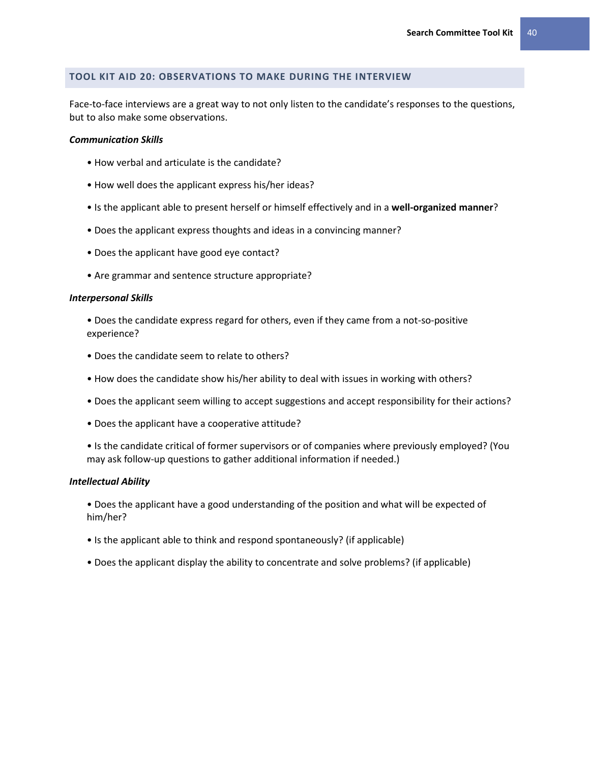## TOOL KIT AID 20: OBSERVATIONS TO MAKE DURING THE INTERVIEW

Face-to-face interviews are a great way to not only listen to the candidate's responses to the questions, but to also make some observations.

***Communication Skills***

- How verbal and articulate is the candidate?
- How well does the applicant express his/her ideas?
- Is the applicant able to present herself or himself effectively and in a **well-organized manner**?
- Does the applicant express thoughts and ideas in a convincing manner?
- Does the applicant have good eye contact?
- Are grammar and sentence structure appropriate?

***Interpersonal Skills***

- Does the candidate express regard for others, even if they came from a not-so-positive experience?
- Does the candidate seem to relate to others?
- How does the candidate show his/her ability to deal with issues in working with others?
- Does the applicant seem willing to accept suggestions and accept responsibility for their actions?
- Does the applicant have a cooperative attitude?
- Is the candidate critical of former supervisors or of companies where previously employed? (You may ask follow-up questions to gather additional information if needed.)

***Intellectual Ability***

- Does the applicant have a good understanding of the position and what will be expected of him/her?
- Is the applicant able to think and respond spontaneously? (if applicable)
- Does the applicant display the ability to concentrate and solve problems? (if applicable)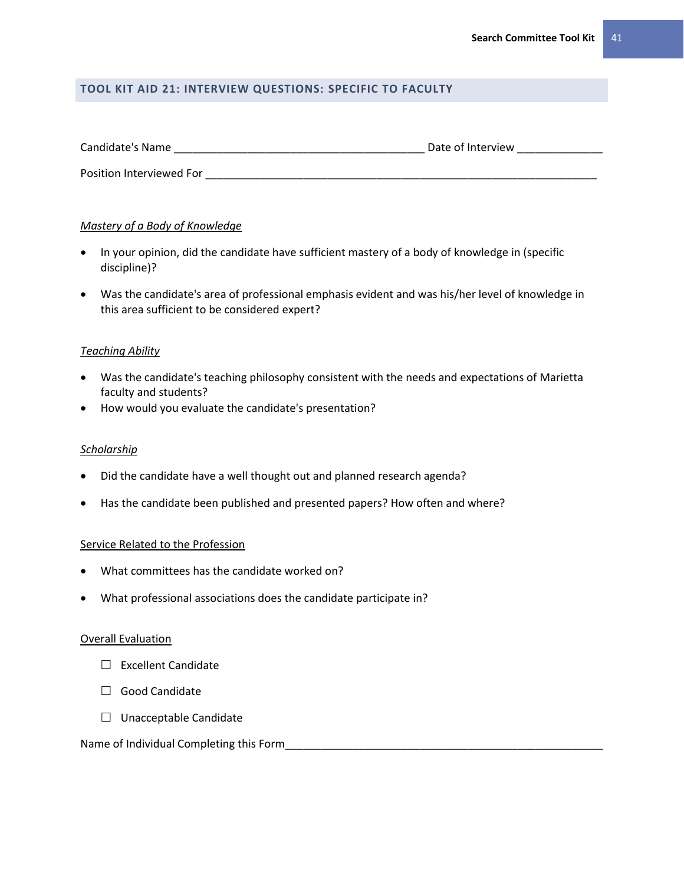## TOOL KIT AID 21: INTERVIEW QUESTIONS: SPECIFIC TO FACULTY

Candidate's Name ________________________________________ Date of Interview ______________

Position Interviewed For ________________________________________________________________

*Mastery of a Body of Knowledge*

- In your opinion, did the candidate have sufficient mastery of a body of knowledge in (specific discipline)?
- Was the candidate's area of professional emphasis evident and was his/her level of knowledge in this area sufficient to be considered expert?

*Teaching Ability*

- Was the candidate's teaching philosophy consistent with the needs and expectations of Marietta faculty and students?
- How would you evaluate the candidate's presentation?

*Scholarship*

- Did the candidate have a well thought out and planned research agenda?
- Has the candidate been published and presented papers? How often and where?

Service Related to the Profession

- What committees has the candidate worked on?
- What professional associations does the candidate participate in?

Overall Evaluation

☐ Excellent Candidate

☐ Good Candidate

☐ Unacceptable Candidate

Name of Individual Completing this Form______________________________________________________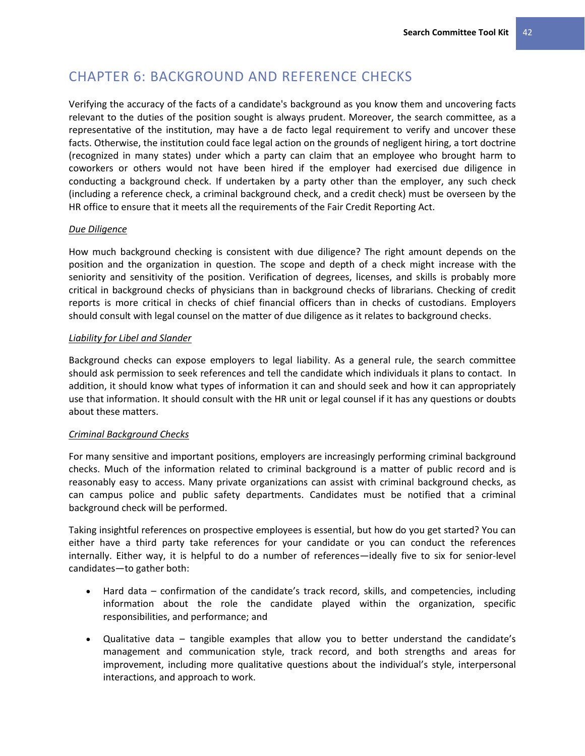# CHAPTER 6: BACKGROUND AND REFERENCE CHECKS

Verifying the accuracy of the facts of a candidate's background as you know them and uncovering facts relevant to the duties of the position sought is always prudent. Moreover, the search committee, as a representative of the institution, may have a de facto legal requirement to verify and uncover these facts. Otherwise, the institution could face legal action on the grounds of negligent hiring, a tort doctrine (recognized in many states) under which a party can claim that an employee who brought harm to coworkers or others would not have been hired if the employer had exercised due diligence in conducting a background check. If undertaken by a party other than the employer, any such check (including a reference check, a criminal background check, and a credit check) must be overseen by the HR office to ensure that it meets all the requirements of the Fair Credit Reporting Act.

*Due Diligence*

How much background checking is consistent with due diligence? The right amount depends on the position and the organization in question. The scope and depth of a check might increase with the seniority and sensitivity of the position. Verification of degrees, licenses, and skills is probably more critical in background checks of physicians than in background checks of librarians. Checking of credit reports is more critical in checks of chief financial officers than in checks of custodians. Employers should consult with legal counsel on the matter of due diligence as it relates to background checks.

*Liability for Libel and Slander*

Background checks can expose employers to legal liability. As a general rule, the search committee should ask permission to seek references and tell the candidate which individuals it plans to contact. In addition, it should know what types of information it can and should seek and how it can appropriately use that information. It should consult with the HR unit or legal counsel if it has any questions or doubts about these matters.

*Criminal Background Checks*

For many sensitive and important positions, employers are increasingly performing criminal background checks. Much of the information related to criminal background is a matter of public record and is reasonably easy to access. Many private organizations can assist with criminal background checks, as can campus police and public safety departments. Candidates must be notified that a criminal background check will be performed.

Taking insightful references on prospective employees is essential, but how do you get started? You can either have a third party take references for your candidate or you can conduct the references internally. Either way, it is helpful to do a number of references—ideally five to six for senior-level candidates—to gather both:

- Hard data – confirmation of the candidate's track record, skills, and competencies, including information about the role the candidate played within the organization, specific responsibilities, and performance; and
- Qualitative data – tangible examples that allow you to better understand the candidate's management and communication style, track record, and both strengths and areas for improvement, including more qualitative questions about the individual's style, interpersonal interactions, and approach to work.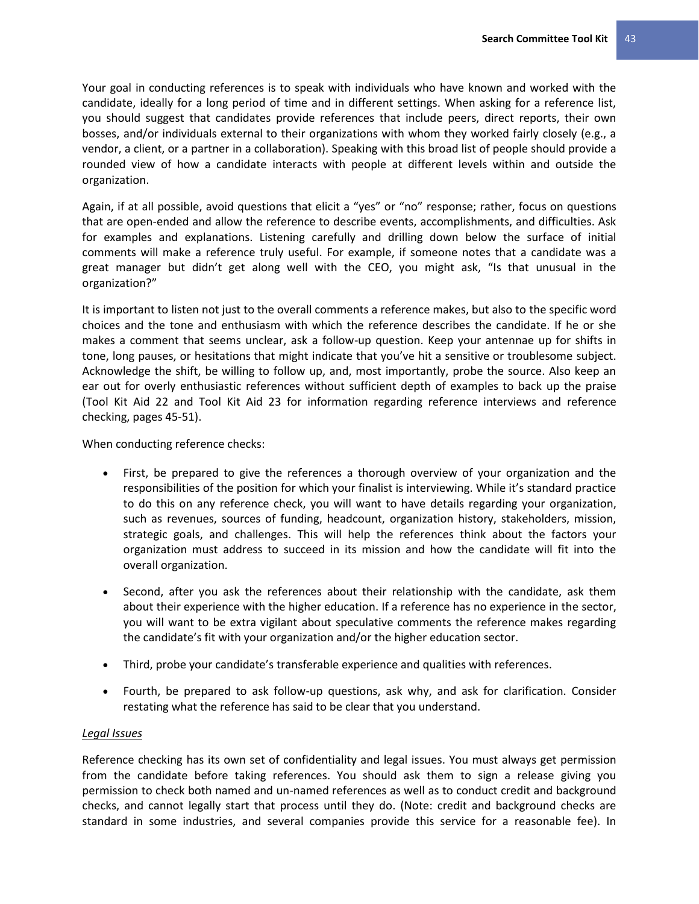Your goal in conducting references is to speak with individuals who have known and worked with the candidate, ideally for a long period of time and in different settings. When asking for a reference list, you should suggest that candidates provide references that include peers, direct reports, their own bosses, and/or individuals external to their organizations with whom they worked fairly closely (e.g., a vendor, a client, or a partner in a collaboration). Speaking with this broad list of people should provide a rounded view of how a candidate interacts with people at different levels within and outside the organization.

Again, if at all possible, avoid questions that elicit a "yes" or "no" response; rather, focus on questions that are open-ended and allow the reference to describe events, accomplishments, and difficulties. Ask for examples and explanations. Listening carefully and drilling down below the surface of initial comments will make a reference truly useful. For example, if someone notes that a candidate was a great manager but didn't get along well with the CEO, you might ask, "Is that unusual in the organization?"

It is important to listen not just to the overall comments a reference makes, but also to the specific word choices and the tone and enthusiasm with which the reference describes the candidate. If he or she makes a comment that seems unclear, ask a follow-up question. Keep your antennae up for shifts in tone, long pauses, or hesitations that might indicate that you've hit a sensitive or troublesome subject. Acknowledge the shift, be willing to follow up, and, most importantly, probe the source. Also keep an ear out for overly enthusiastic references without sufficient depth of examples to back up the praise (Tool Kit Aid 22 and Tool Kit Aid 23 for information regarding reference interviews and reference checking, pages 45-51).

When conducting reference checks:

- First, be prepared to give the references a thorough overview of your organization and the responsibilities of the position for which your finalist is interviewing. While it's standard practice to do this on any reference check, you will want to have details regarding your organization, such as revenues, sources of funding, headcount, organization history, stakeholders, mission, strategic goals, and challenges. This will help the references think about the factors your organization must address to succeed in its mission and how the candidate will fit into the overall organization.

- Second, after you ask the references about their relationship with the candidate, ask them about their experience with the higher education. If a reference has no experience in the sector, you will want to be extra vigilant about speculative comments the reference makes regarding the candidate's fit with your organization and/or the higher education sector.

- Third, probe your candidate's transferable experience and qualities with references.

- Fourth, be prepared to ask follow-up questions, ask why, and ask for clarification. Consider restating what the reference has said to be clear that you understand.

*Legal Issues*

Reference checking has its own set of confidentiality and legal issues. You must always get permission from the candidate before taking references. You should ask them to sign a release giving you permission to check both named and un-named references as well as to conduct credit and background checks, and cannot legally start that process until they do. (Note: credit and background checks are standard in some industries, and several companies provide this service for a reasonable fee). In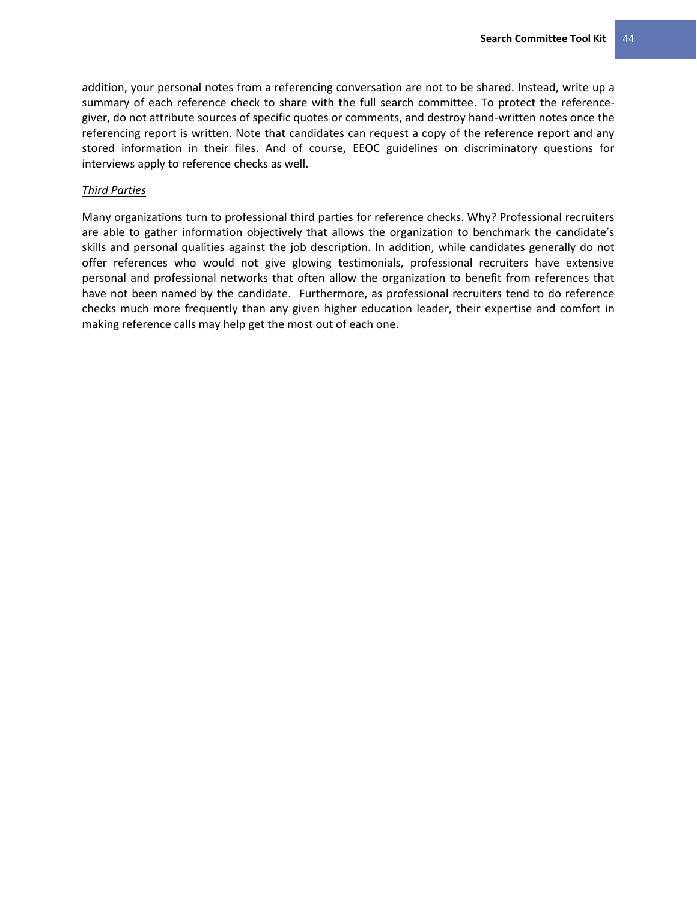addition, your personal notes from a referencing conversation are not to be shared. Instead, write up a summary of each reference check to share with the full search committee. To protect the reference-giver, do not attribute sources of specific quotes or comments, and destroy hand-written notes once the referencing report is written. Note that candidates can request a copy of the reference report and any stored information in their files. And of course, EEOC guidelines on discriminatory questions for interviews apply to reference checks as well.

*Third Parties*

Many organizations turn to professional third parties for reference checks. Why? Professional recruiters are able to gather information objectively that allows the organization to benchmark the candidate's skills and personal qualities against the job description. In addition, while candidates generally do not offer references who would not give glowing testimonials, professional recruiters have extensive personal and professional networks that often allow the organization to benefit from references that have not been named by the candidate. Furthermore, as professional recruiters tend to do reference checks much more frequently than any given higher education leader, their expertise and comfort in making reference calls may help get the most out of each one.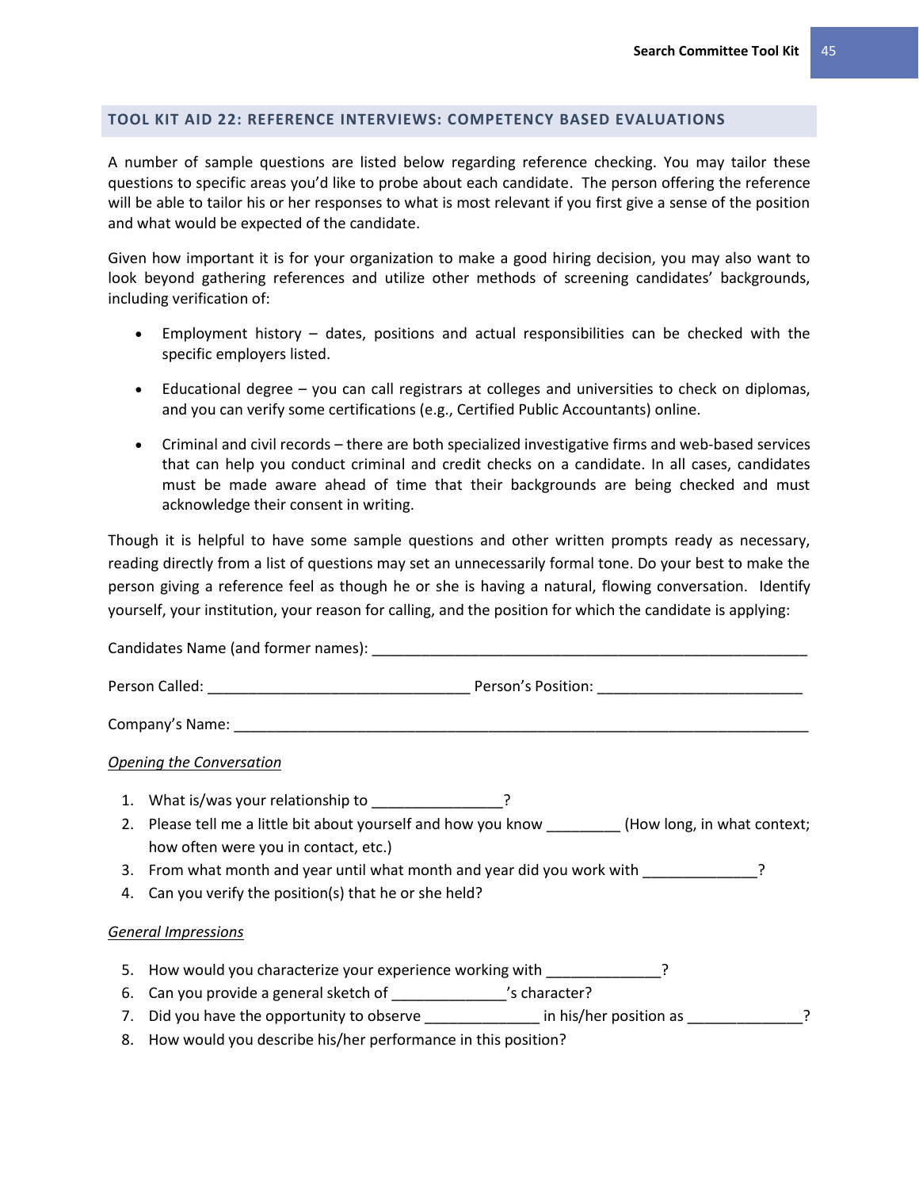## TOOL KIT AID 22: REFERENCE INTERVIEWS: COMPETENCY BASED EVALUATIONS

A number of sample questions are listed below regarding reference checking. You may tailor these questions to specific areas you'd like to probe about each candidate. The person offering the reference will be able to tailor his or her responses to what is most relevant if you first give a sense of the position and what would be expected of the candidate.

Given how important it is for your organization to make a good hiring decision, you may also want to look beyond gathering references and utilize other methods of screening candidates' backgrounds, including verification of:

- Employment history – dates, positions and actual responsibilities can be checked with the specific employers listed.
- Educational degree – you can call registrars at colleges and universities to check on diplomas, and you can verify some certifications (e.g., Certified Public Accountants) online.
- Criminal and civil records – there are both specialized investigative firms and web-based services that can help you conduct criminal and credit checks on a candidate. In all cases, candidates must be made aware ahead of time that their backgrounds are being checked and must acknowledge their consent in writing.

Though it is helpful to have some sample questions and other written prompts ready as necessary, reading directly from a list of questions may set an unnecessarily formal tone. Do your best to make the person giving a reference feel as though he or she is having a natural, flowing conversation. Identify yourself, your institution, your reason for calling, and the position for which the candidate is applying:

Candidates Name (and former names): ____________________________________________________

Person Called: ______________________________ Person's Position: _______________________

Company's Name: ________________________________________________________________

*Opening the Conversation*

1. What is/was your relationship to _______________?
2. Please tell me a little bit about yourself and how you know _________ (How long, in what context; how often were you in contact, etc.)
3. From what month and year until what month and year did you work with _____________?
4. Can you verify the position(s) that he or she held?

*General Impressions*

5. How would you characterize your experience working with _____________?
6. Can you provide a general sketch of _____________'s character?
7. Did you have the opportunity to observe _____________ in his/her position as _____________?
8. How would you describe his/her performance in this position?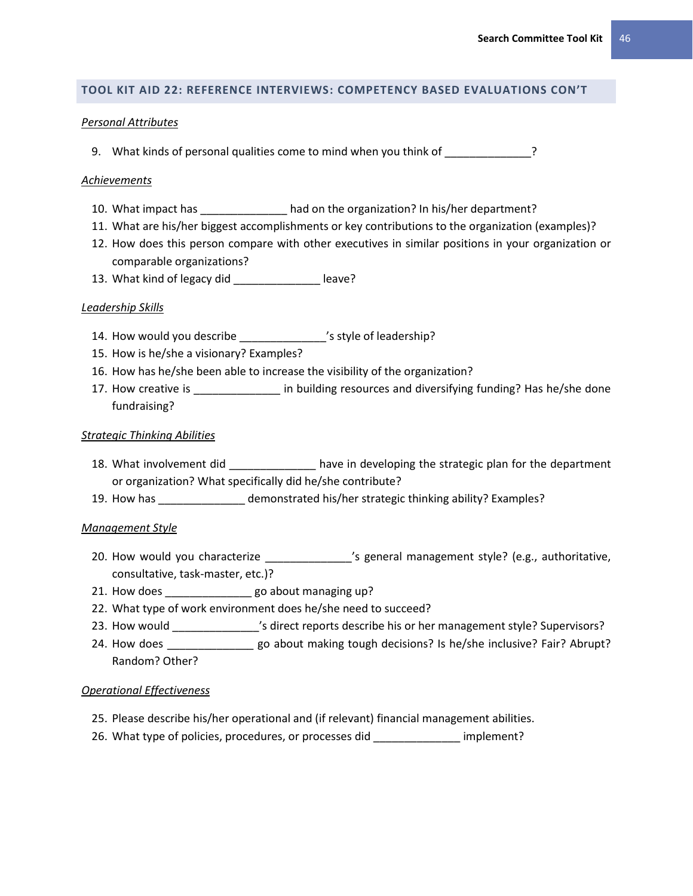## TOOL KIT AID 22: REFERENCE INTERVIEWS: COMPETENCY BASED EVALUATIONS CON'T

*Personal Attributes*

9. What kinds of personal qualities come to mind when you think of ______________?

*Achievements*

10. What impact has ______________ had on the organization? In his/her department?
11. What are his/her biggest accomplishments or key contributions to the organization (examples)?
12. How does this person compare with other executives in similar positions in your organization or comparable organizations?
13. What kind of legacy did ______________ leave?

*Leadership Skills*

14. How would you describe ______________'s style of leadership?
15. How is he/she a visionary? Examples?
16. How has he/she been able to increase the visibility of the organization?
17. How creative is ______________ in building resources and diversifying funding? Has he/she done fundraising?

*Strategic Thinking Abilities*

18. What involvement did ______________ have in developing the strategic plan for the department or organization? What specifically did he/she contribute?
19. How has ______________ demonstrated his/her strategic thinking ability? Examples?

*Management Style*

20. How would you characterize ______________'s general management style? (e.g., authoritative, consultative, task-master, etc.)?
21. How does ______________ go about managing up?
22. What type of work environment does he/she need to succeed?
23. How would ______________'s direct reports describe his or her management style? Supervisors?
24. How does ______________ go about making tough decisions? Is he/she inclusive? Fair? Abrupt? Random? Other?

*Operational Effectiveness*

25. Please describe his/her operational and (if relevant) financial management abilities.
26. What type of policies, procedures, or processes did ______________ implement?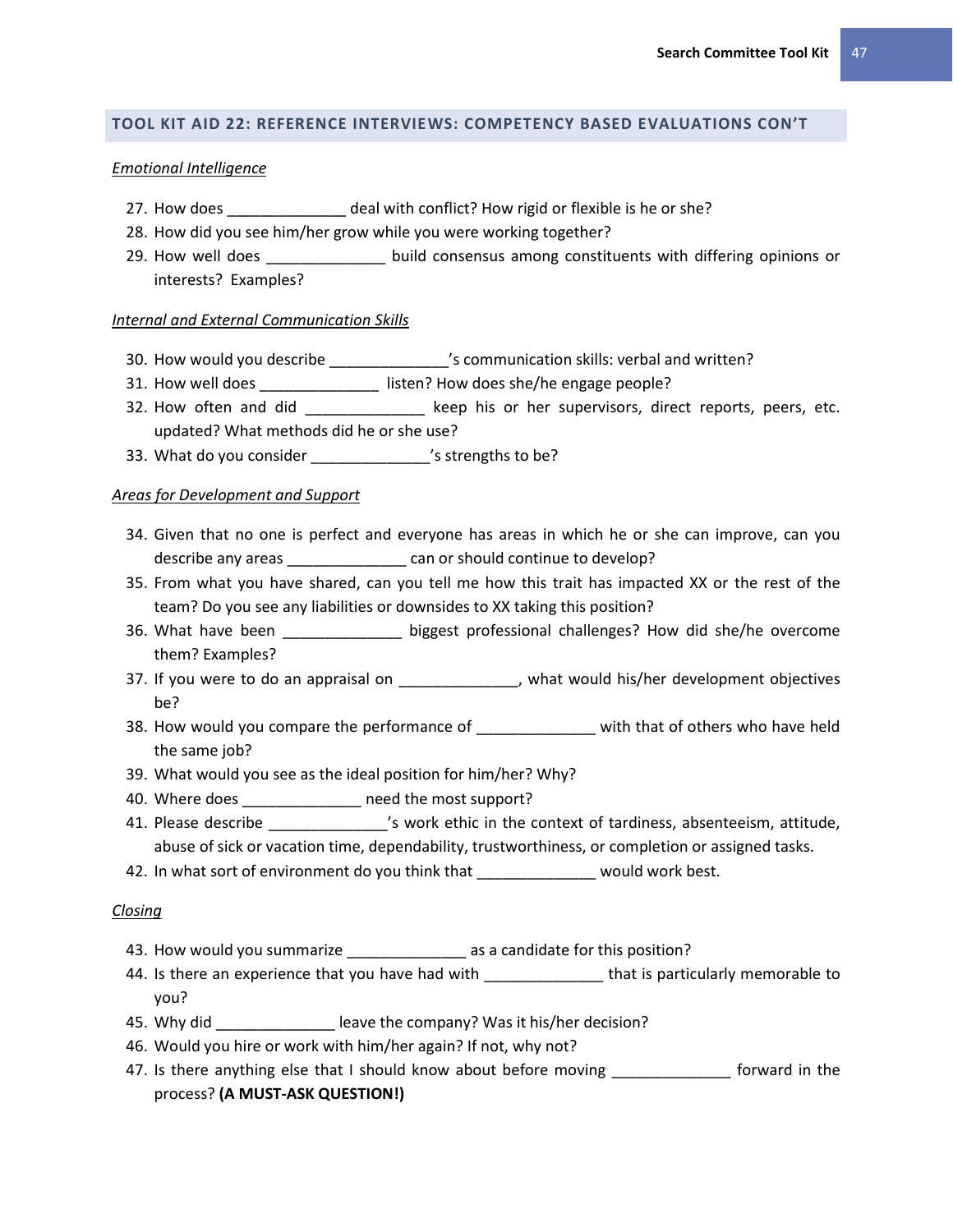## TOOL KIT AID 22: REFERENCE INTERVIEWS: COMPETENCY BASED EVALUATIONS CON'T

*Emotional Intelligence*

27. How does ______________ deal with conflict? How rigid or flexible is he or she?
28. How did you see him/her grow while you were working together?
29. How well does ______________ build consensus among constituents with differing opinions or interests? Examples?

*Internal and External Communication Skills*

30. How would you describe ______________'s communication skills: verbal and written?
31. How well does ______________ listen? How does she/he engage people?
32. How often and did ______________ keep his or her supervisors, direct reports, peers, etc. updated? What methods did he or she use?
33. What do you consider ______________'s strengths to be?

*Areas for Development and Support*

34. Given that no one is perfect and everyone has areas in which he or she can improve, can you describe any areas ______________ can or should continue to develop?
35. From what you have shared, can you tell me how this trait has impacted XX or the rest of the team? Do you see any liabilities or downsides to XX taking this position?
36. What have been ______________ biggest professional challenges? How did she/he overcome them? Examples?
37. If you were to do an appraisal on ______________, what would his/her development objectives be?
38. How would you compare the performance of ______________ with that of others who have held the same job?
39. What would you see as the ideal position for him/her? Why?
40. Where does ______________ need the most support?
41. Please describe ______________'s work ethic in the context of tardiness, absenteeism, attitude, abuse of sick or vacation time, dependability, trustworthiness, or completion or assigned tasks.
42. In what sort of environment do you think that ______________ would work best.

*Closing*

43. How would you summarize ______________ as a candidate for this position?
44. Is there an experience that you have had with ______________ that is particularly memorable to you?
45. Why did ______________ leave the company? Was it his/her decision?
46. Would you hire or work with him/her again? If not, why not?
47. Is there anything else that I should know about before moving ______________ forward in the process? **(A MUST-ASK QUESTION!)**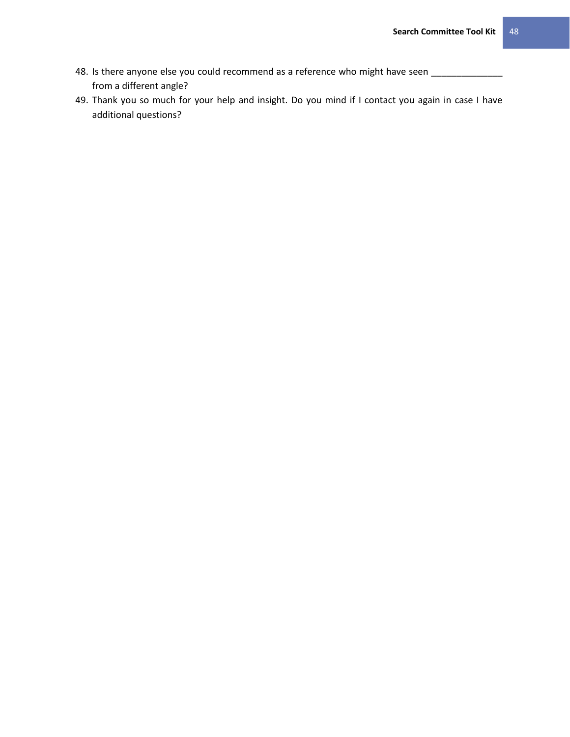48. Is there anyone else you could recommend as a reference who might have seen ______________ from a different angle?
49. Thank you so much for your help and insight. Do you mind if I contact you again in case I have additional questions?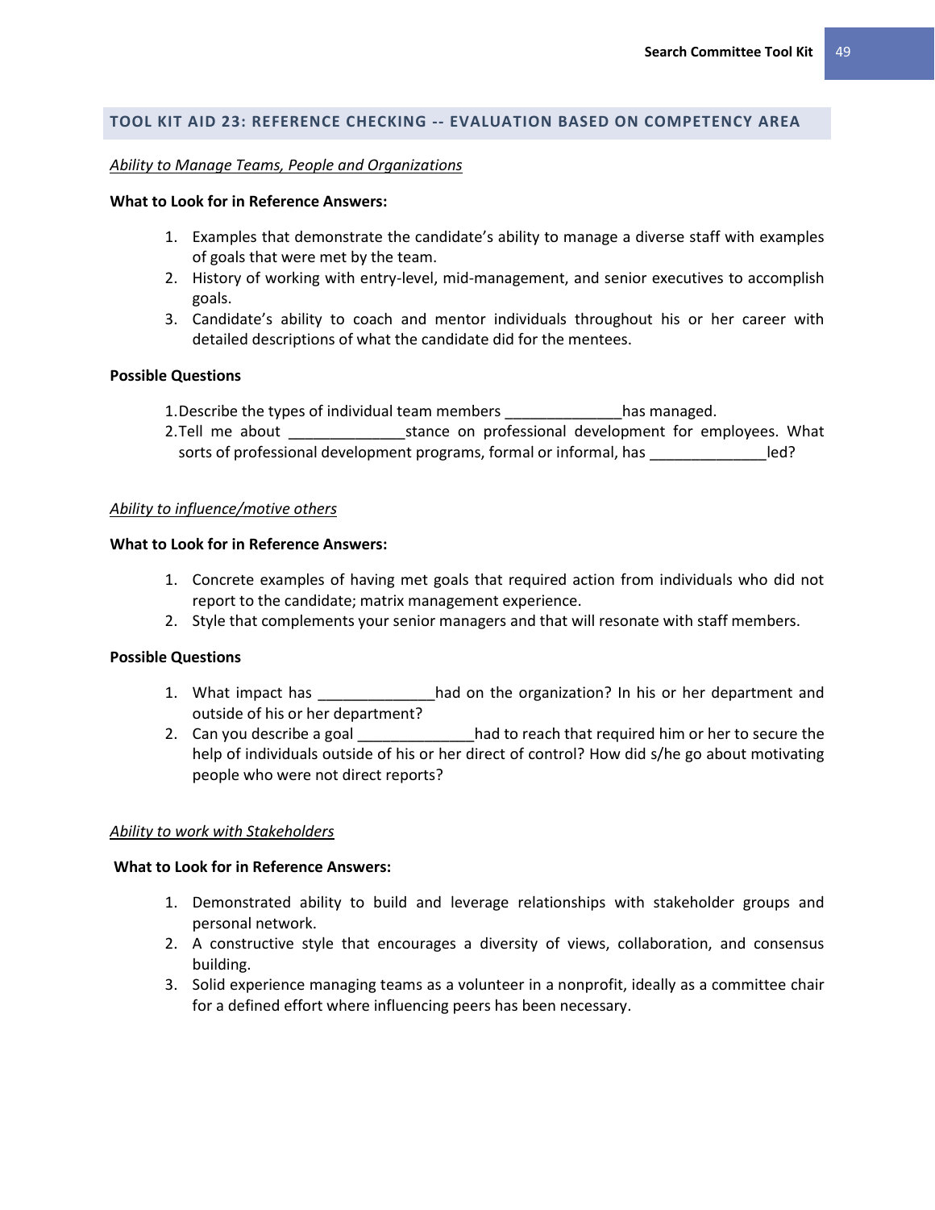## TOOL KIT AID 23: REFERENCE CHECKING -- EVALUATION BASED ON COMPETENCY AREA

*Ability to Manage Teams, People and Organizations*

**What to Look for in Reference Answers:**

1. Examples that demonstrate the candidate's ability to manage a diverse staff with examples of goals that were met by the team.
2. History of working with entry-level, mid-management, and senior executives to accomplish goals.
3. Candidate's ability to coach and mentor individuals throughout his or her career with detailed descriptions of what the candidate did for the mentees.

**Possible Questions**

1. Describe the types of individual team members ______________has managed.
2. Tell me about ______________stance on professional development for employees. What sorts of professional development programs, formal or informal, has ______________led?

*Ability to influence/motive others*

**What to Look for in Reference Answers:**

1. Concrete examples of having met goals that required action from individuals who did not report to the candidate; matrix management experience.
2. Style that complements your senior managers and that will resonate with staff members.

**Possible Questions**

1. What impact has ______________had on the organization? In his or her department and outside of his or her department?
2. Can you describe a goal ______________had to reach that required him or her to secure the help of individuals outside of his or her direct of control? How did s/he go about motivating people who were not direct reports?

*Ability to work with Stakeholders*

**What to Look for in Reference Answers:**

1. Demonstrated ability to build and leverage relationships with stakeholder groups and personal network.
2. A constructive style that encourages a diversity of views, collaboration, and consensus building.
3. Solid experience managing teams as a volunteer in a nonprofit, ideally as a committee chair for a defined effort where influencing peers has been necessary.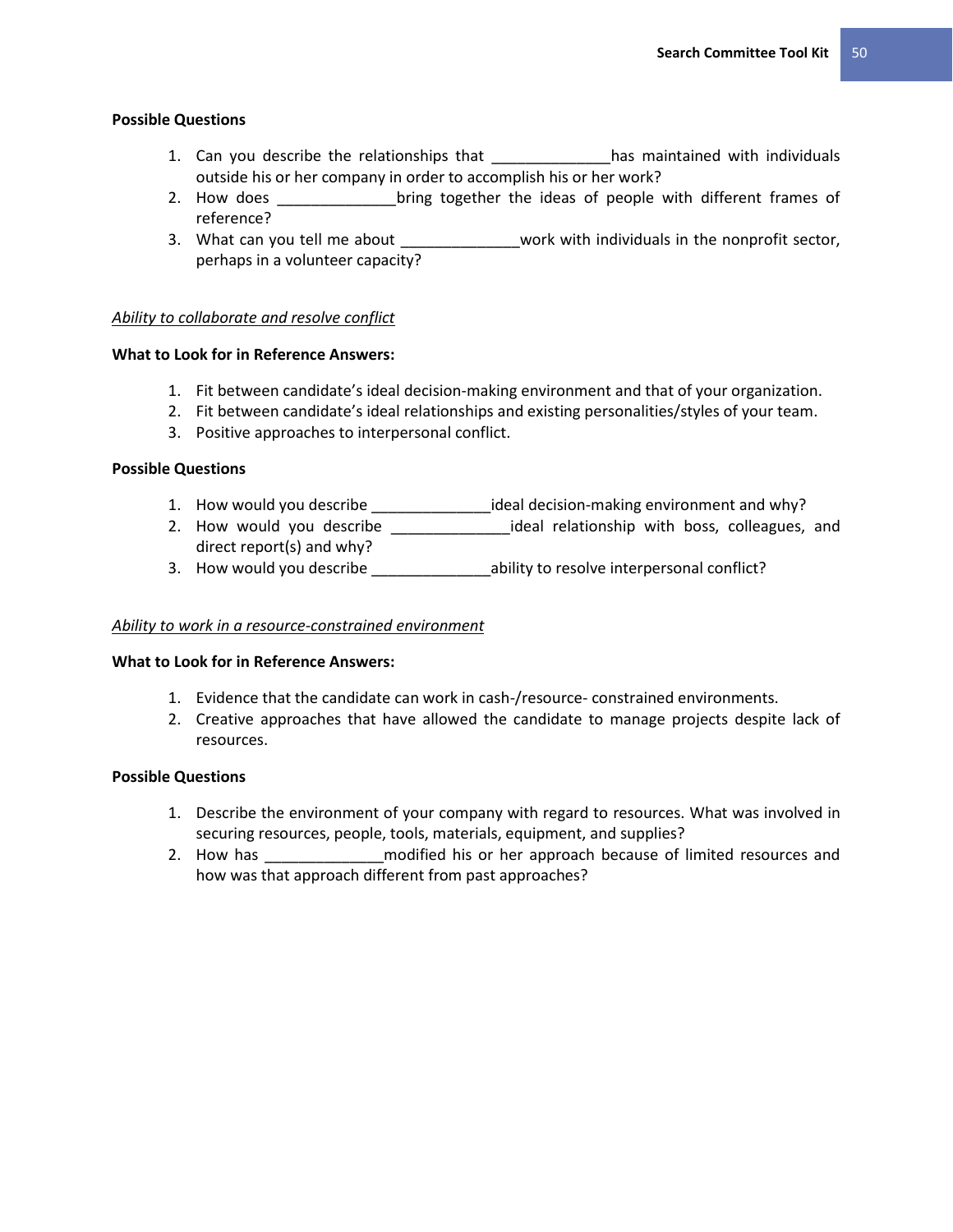**Possible Questions**

1. Can you describe the relationships that ______________has maintained with individuals outside his or her company in order to accomplish his or her work?
2. How does ______________bring together the ideas of people with different frames of reference?
3. What can you tell me about ______________work with individuals in the nonprofit sector, perhaps in a volunteer capacity?

*Ability to collaborate and resolve conflict*

**What to Look for in Reference Answers:**

1. Fit between candidate's ideal decision-making environment and that of your organization.
2. Fit between candidate's ideal relationships and existing personalities/styles of your team.
3. Positive approaches to interpersonal conflict.

**Possible Questions**

1. How would you describe ______________ideal decision-making environment and why?
2. How would you describe ______________ideal relationship with boss, colleagues, and direct report(s) and why?
3. How would you describe ______________ability to resolve interpersonal conflict?

*Ability to work in a resource-constrained environment*

**What to Look for in Reference Answers:**

1. Evidence that the candidate can work in cash-/resource- constrained environments.
2. Creative approaches that have allowed the candidate to manage projects despite lack of resources.

**Possible Questions**

1. Describe the environment of your company with regard to resources. What was involved in securing resources, people, tools, materials, equipment, and supplies?
2. How has ______________modified his or her approach because of limited resources and how was that approach different from past approaches?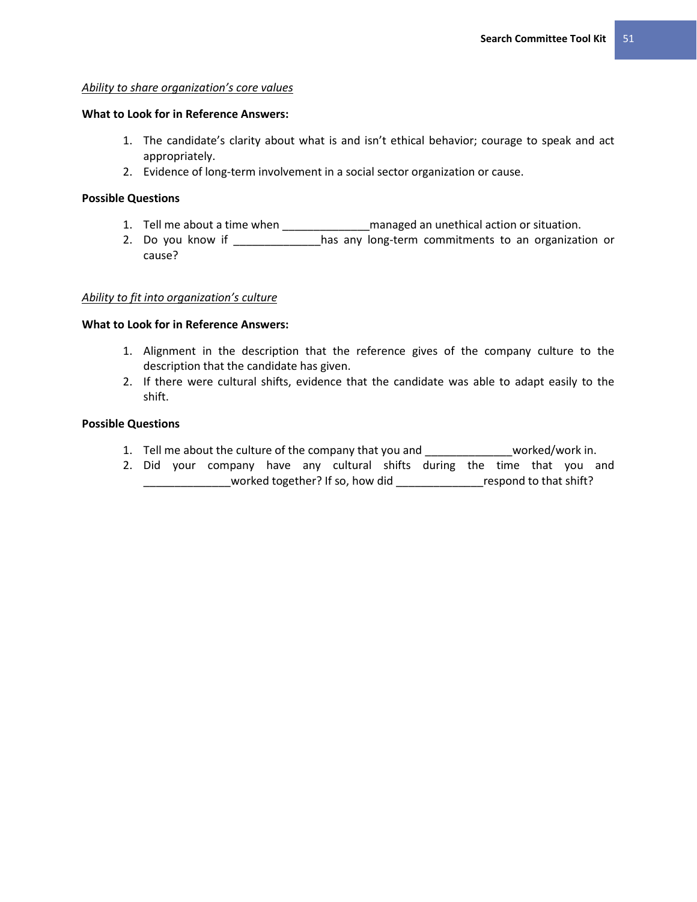*Ability to share organization's core values*

**What to Look for in Reference Answers:**

1. The candidate's clarity about what is and isn't ethical behavior; courage to speak and act appropriately.
2. Evidence of long-term involvement in a social sector organization or cause.

**Possible Questions**

1. Tell me about a time when ______________managed an unethical action or situation.
2. Do you know if ______________has any long-term commitments to an organization or cause?

*Ability to fit into organization's culture*

**What to Look for in Reference Answers:**

1. Alignment in the description that the reference gives of the company culture to the description that the candidate has given.
2. If there were cultural shifts, evidence that the candidate was able to adapt easily to the shift.

**Possible Questions**

1. Tell me about the culture of the company that you and ______________worked/work in.
2. Did your company have any cultural shifts during the time that you and ______________worked together? If so, how did ______________respond to that shift?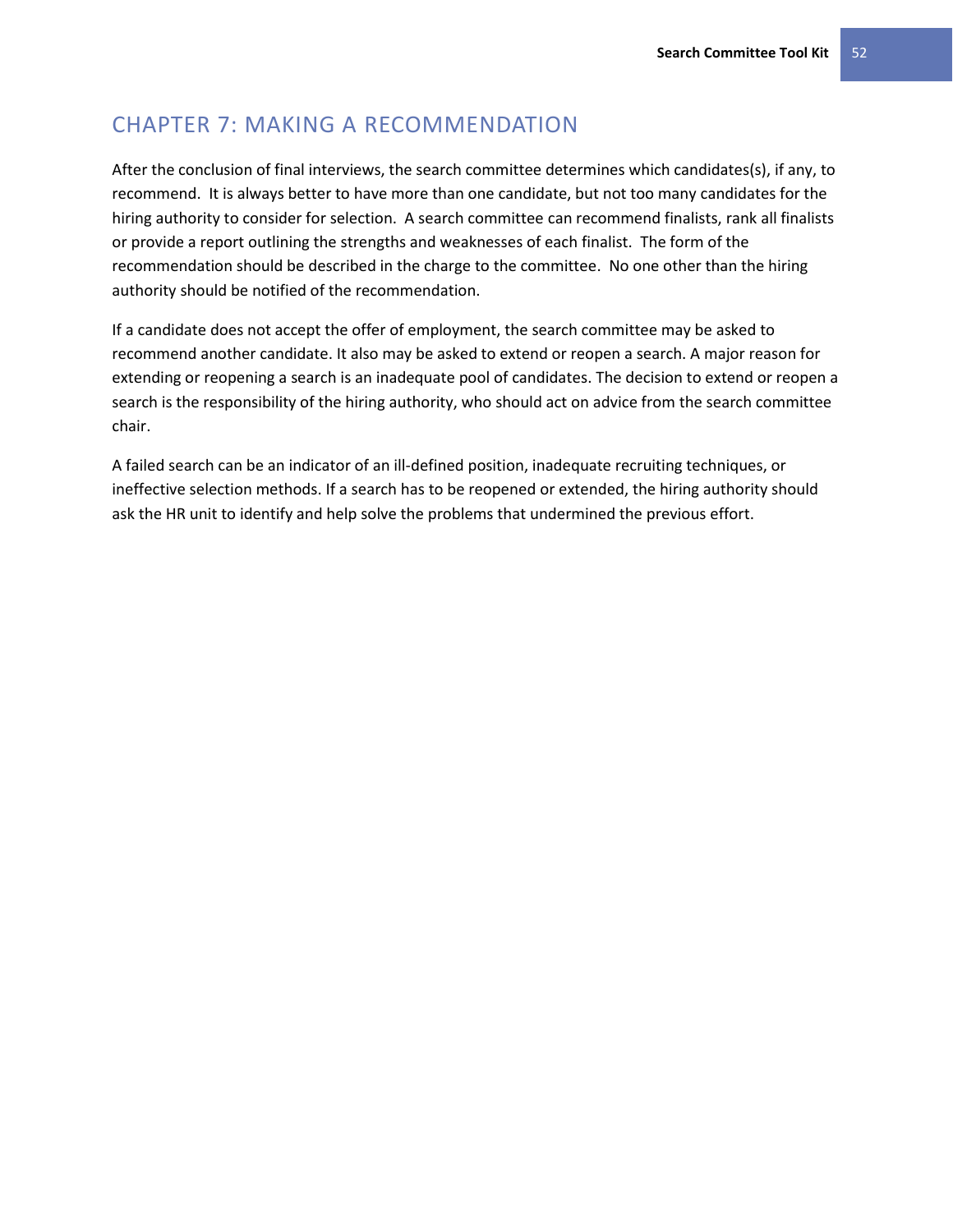# CHAPTER 7: MAKING A RECOMMENDATION

After the conclusion of final interviews, the search committee determines which candidates(s), if any, to recommend. It is always better to have more than one candidate, but not too many candidates for the hiring authority to consider for selection. A search committee can recommend finalists, rank all finalists or provide a report outlining the strengths and weaknesses of each finalist. The form of the recommendation should be described in the charge to the committee. No one other than the hiring authority should be notified of the recommendation.

If a candidate does not accept the offer of employment, the search committee may be asked to recommend another candidate. It also may be asked to extend or reopen a search. A major reason for extending or reopening a search is an inadequate pool of candidates. The decision to extend or reopen a search is the responsibility of the hiring authority, who should act on advice from the search committee chair.

A failed search can be an indicator of an ill-defined position, inadequate recruiting techniques, or ineffective selection methods. If a search has to be reopened or extended, the hiring authority should ask the HR unit to identify and help solve the problems that undermined the previous effort.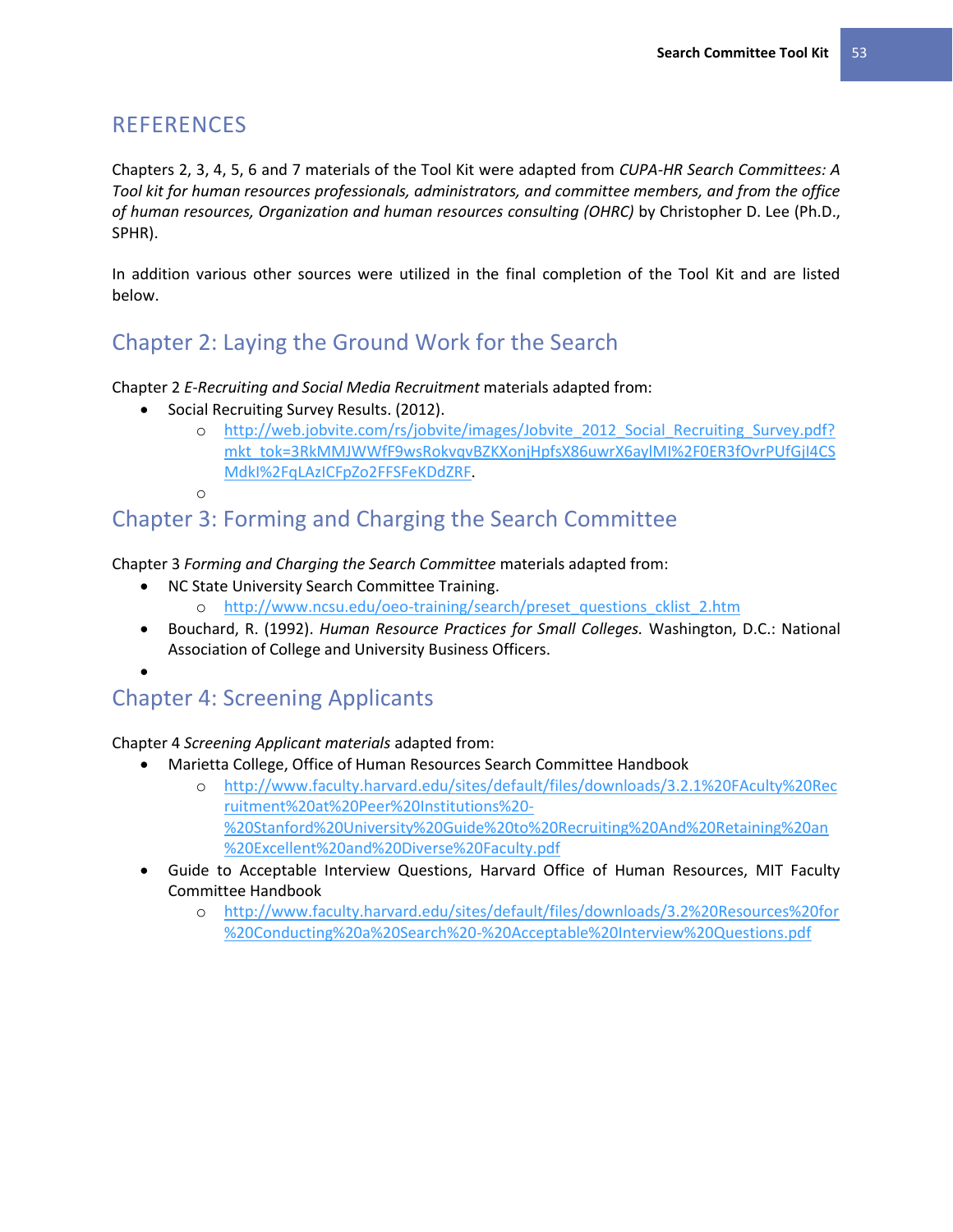## REFERENCES

Chapters 2, 3, 4, 5, 6 and 7 materials of the Tool Kit were adapted from *CUPA-HR Search Committees: A Tool kit for human resources professionals, administrators, and committee members, and from the office of human resources, Organization and human resources consulting (OHRC)* by Christopher D. Lee (Ph.D., SPHR).

In addition various other sources were utilized in the final completion of the Tool Kit and are listed below.

### Chapter 2: Laying the Ground Work for the Search

Chapter 2 *E-Recruiting and Social Media Recruitment* materials adapted from:

- Social Recruiting Survey Results. (2012).
  - http://web.jobvite.com/rs/jobvite/images/Jobvite_2012_Social_Recruiting_Survey.pdf?mkt_tok=3RkMMJWWfF9wsRokvqvBZKXonjHpfsX86uwrX6aylMI%2F0ER3fOvrPUfGjI4CSMdkI%2FqLAzICFpZo2FFSFeKDdZRF.
  - 

### Chapter 3: Forming and Charging the Search Committee

Chapter 3 *Forming and Charging the Search Committee* materials adapted from:

- NC State University Search Committee Training.
  - http://www.ncsu.edu/oeo-training/search/preset_questions_cklist_2.htm
- Bouchard, R. (1992). *Human Resource Practices for Small Colleges.* Washington, D.C.: National Association of College and University Business Officers.
- 

### Chapter 4: Screening Applicants

Chapter 4 *Screening Applicant materials* adapted from:

- Marietta College, Office of Human Resources Search Committee Handbook
  - http://www.faculty.harvard.edu/sites/default/files/downloads/3.2.1%20FAculty%20Recruitment%20at%20Peer%20Institutions%20-%20Stanford%20University%20Guide%20to%20Recruiting%20And%20Retaining%20an%20Excellent%20and%20Diverse%20Faculty.pdf
- Guide to Acceptable Interview Questions, Harvard Office of Human Resources, MIT Faculty Committee Handbook
  - http://www.faculty.harvard.edu/sites/default/files/downloads/3.2%20Resources%20for%20Conducting%20a%20Search%20-%20Acceptable%20Interview%20Questions.pdf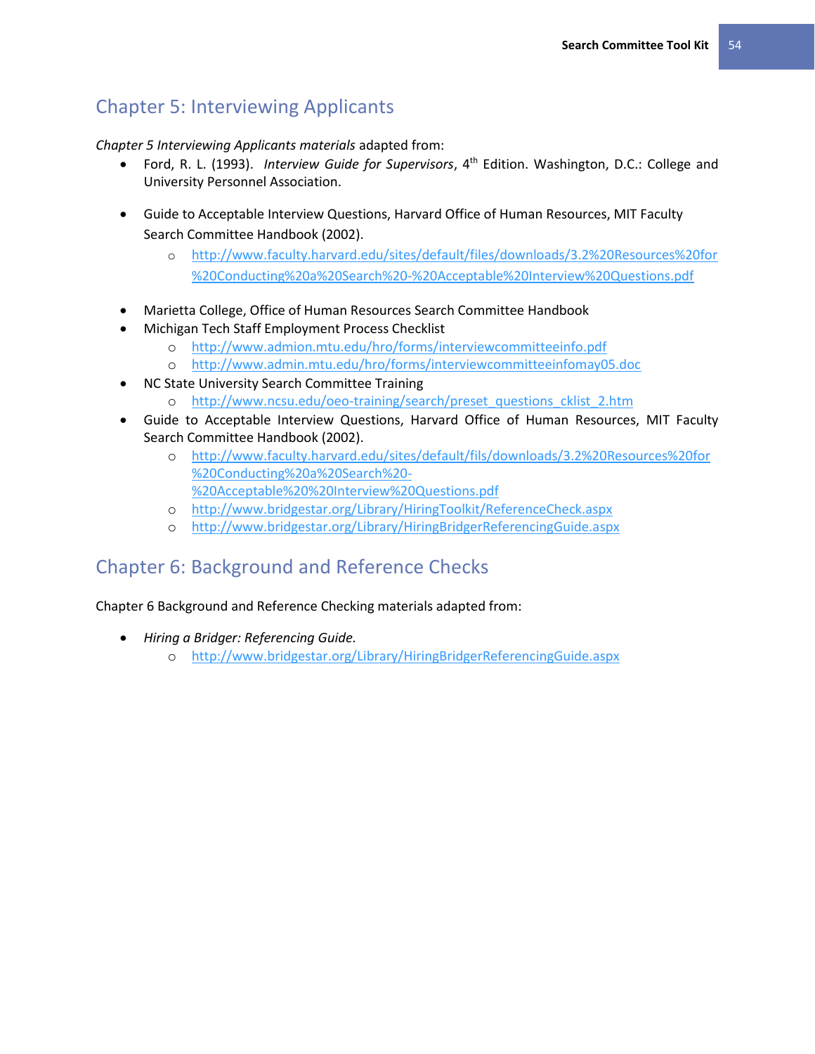## Chapter 5: Interviewing Applicants

*Chapter 5 Interviewing Applicants materials* adapted from:

- Ford, R. L. (1993). *Interview Guide for Supervisors*, 4th Edition. Washington, D.C.: College and University Personnel Association.

- Guide to Acceptable Interview Questions, Harvard Office of Human Resources, MIT Faculty Search Committee Handbook (2002).
  - http://www.faculty.harvard.edu/sites/default/files/downloads/3.2%20Resources%20for%20Conducting%20a%20Search%20-%20Acceptable%20Interview%20Questions.pdf

- Marietta College, Office of Human Resources Search Committee Handbook
- Michigan Tech Staff Employment Process Checklist
  - http://www.admion.mtu.edu/hro/forms/interviewcommitteeinfo.pdf
  - http://www.admin.mtu.edu/hro/forms/interviewcommitteeinfomay05.doc
- NC State University Search Committee Training
  - http://www.ncsu.edu/oeo-training/search/preset_questions_cklist_2.htm
- Guide to Acceptable Interview Questions, Harvard Office of Human Resources, MIT Faculty Search Committee Handbook (2002).
  - http://www.faculty.harvard.edu/sites/default/fils/downloads/3.2%20Resources%20for%20Conducting%20a%20Search%20-%20Acceptable%20%20Interview%20Questions.pdf
  - http://www.bridgestar.org/Library/HiringToolkit/ReferenceCheck.aspx
  - http://www.bridgestar.org/Library/HiringBridgerReferencingGuide.aspx

## Chapter 6: Background and Reference Checks

Chapter 6 Background and Reference Checking materials adapted from:

- *Hiring a Bridger: Referencing Guide.*
  - http://www.bridgestar.org/Library/HiringBridgerReferencingGuide.aspx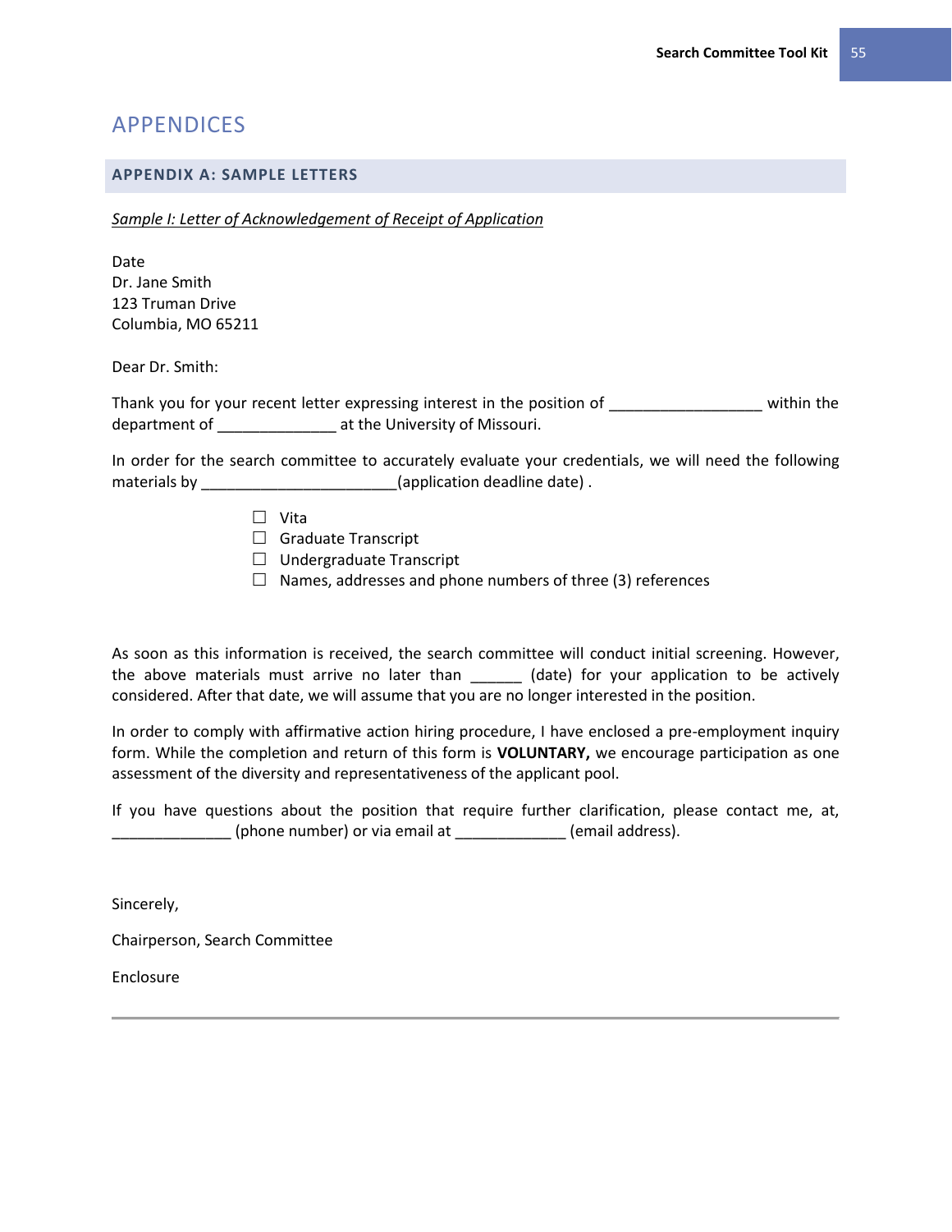# APPENDICES

## APPENDIX A: SAMPLE LETTERS

*Sample I: Letter of Acknowledgement of Receipt of Application*

Date  
Dr. Jane Smith  
123 Truman Drive  
Columbia, MO 65211

Dear Dr. Smith:

Thank you for your recent letter expressing interest in the position of __________________ within the department of ______________ at the University of Missouri.

In order for the search committee to accurately evaluate your credentials, we will need the following materials by _______________________(application deadline date) .

- ☐ Vita
- ☐ Graduate Transcript
- ☐ Undergraduate Transcript
- ☐ Names, addresses and phone numbers of three (3) references

As soon as this information is received, the search committee will conduct initial screening. However, the above materials must arrive no later than ______ (date) for your application to be actively considered. After that date, we will assume that you are no longer interested in the position.

In order to comply with affirmative action hiring procedure, I have enclosed a pre-employment inquiry form. While the completion and return of this form is **VOLUNTARY,** we encourage participation as one assessment of the diversity and representativeness of the applicant pool.

If you have questions about the position that require further clarification, please contact me, at, ______________ (phone number) or via email at _____________ (email address).

Sincerely,

Chairperson, Search Committee

Enclosure

---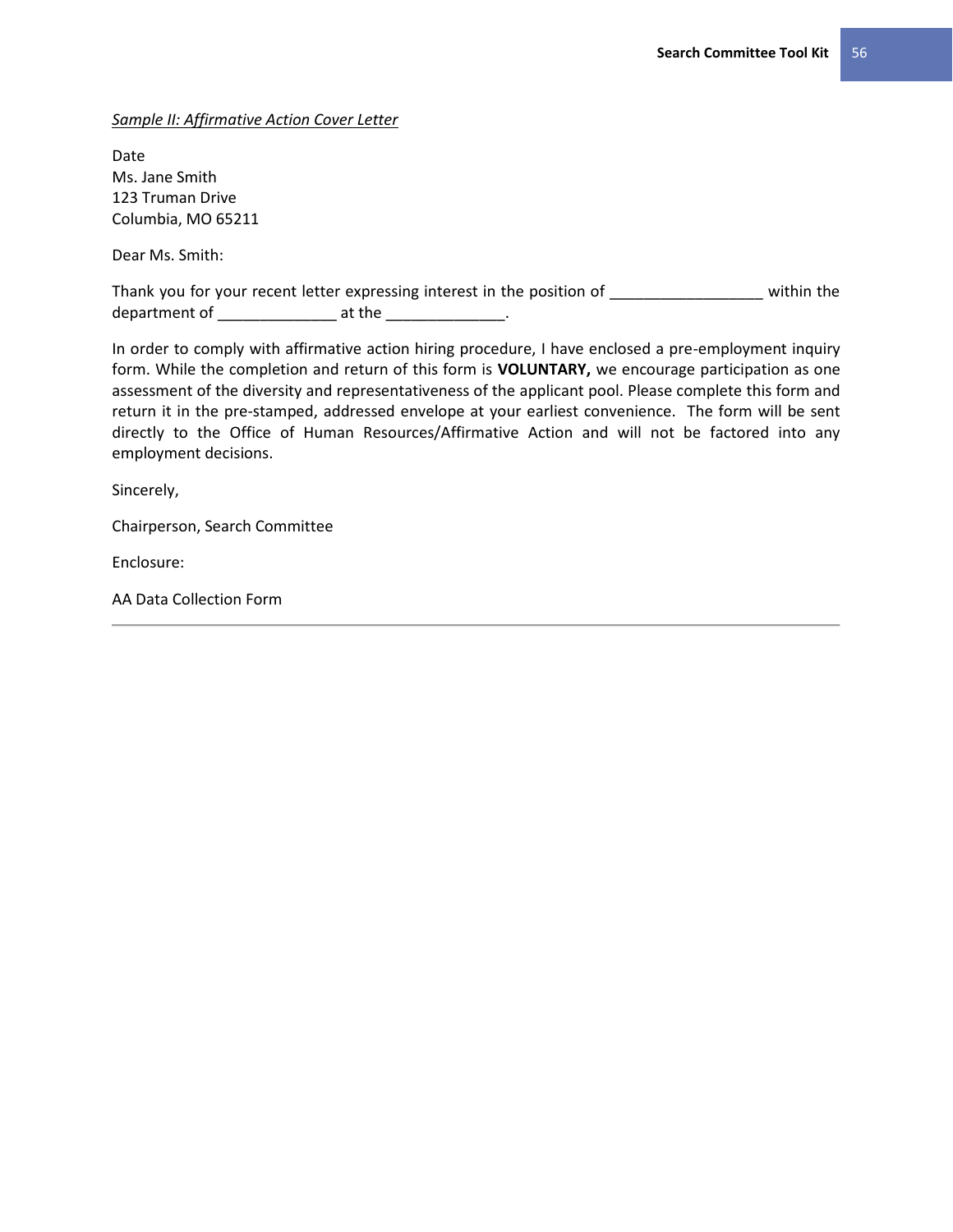*Sample II: Affirmative Action Cover Letter*

Date
Ms. Jane Smith
123 Truman Drive
Columbia, MO 65211

Dear Ms. Smith:

Thank you for your recent letter expressing interest in the position of _________________ within the department of _____________ at the _____________.

In order to comply with affirmative action hiring procedure, I have enclosed a pre-employment inquiry form. While the completion and return of this form is **VOLUNTARY,** we encourage participation as one assessment of the diversity and representativeness of the applicant pool. Please complete this form and return it in the pre-stamped, addressed envelope at your earliest convenience. The form will be sent directly to the Office of Human Resources/Affirmative Action and will not be factored into any employment decisions.

Sincerely,

Chairperson, Search Committee

Enclosure:

AA Data Collection Form

---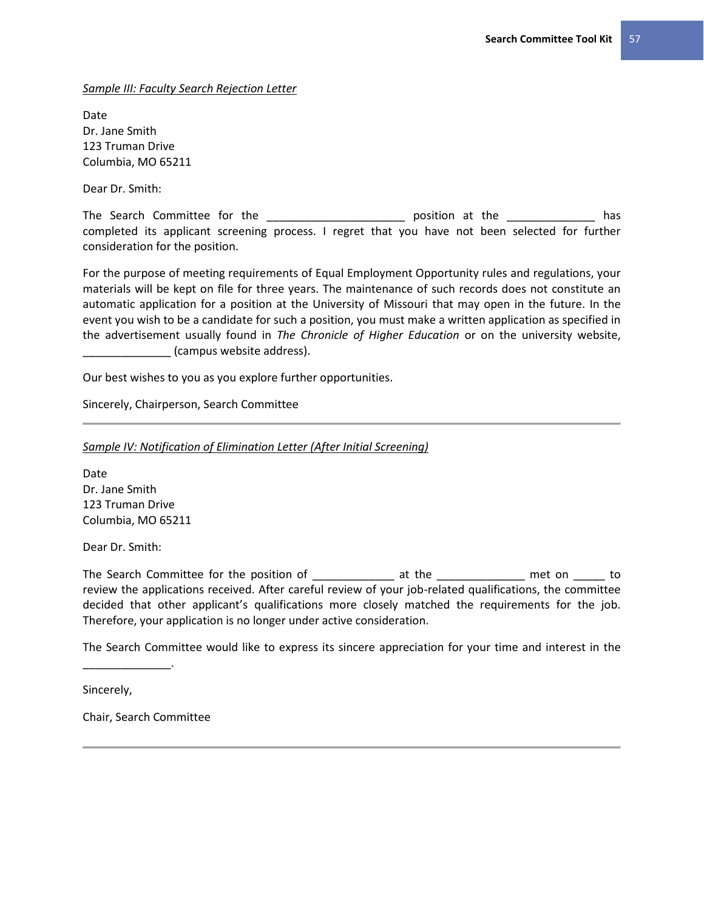*Sample III: Faculty Search Rejection Letter*

Date
Dr. Jane Smith
123 Truman Drive
Columbia, MO 65211

Dear Dr. Smith:

The Search Committee for the _____________________ position at the _____________ has completed its applicant screening process. I regret that you have not been selected for further consideration for the position.

For the purpose of meeting requirements of Equal Employment Opportunity rules and regulations, your materials will be kept on file for three years. The maintenance of such records does not constitute an automatic application for a position at the University of Missouri that may open in the future. In the event you wish to be a candidate for such a position, you must make a written application as specified in the advertisement usually found in *The Chronicle of Higher Education* or on the university website, _____________ (campus website address).

Our best wishes to you as you explore further opportunities.

Sincerely, Chairperson, Search Committee

---

*Sample IV: Notification of Elimination Letter (After Initial Screening)*

Date
Dr. Jane Smith
123 Truman Drive
Columbia, MO 65211

Dear Dr. Smith:

The Search Committee for the position of ____________ at the _____________ met on _____ to review the applications received. After careful review of your job-related qualifications, the committee decided that other applicant's qualifications more closely matched the requirements for the job. Therefore, your application is no longer under active consideration.

The Search Committee would like to express its sincere appreciation for your time and interest in the _____________.

Sincerely,

Chair, Search Committee

---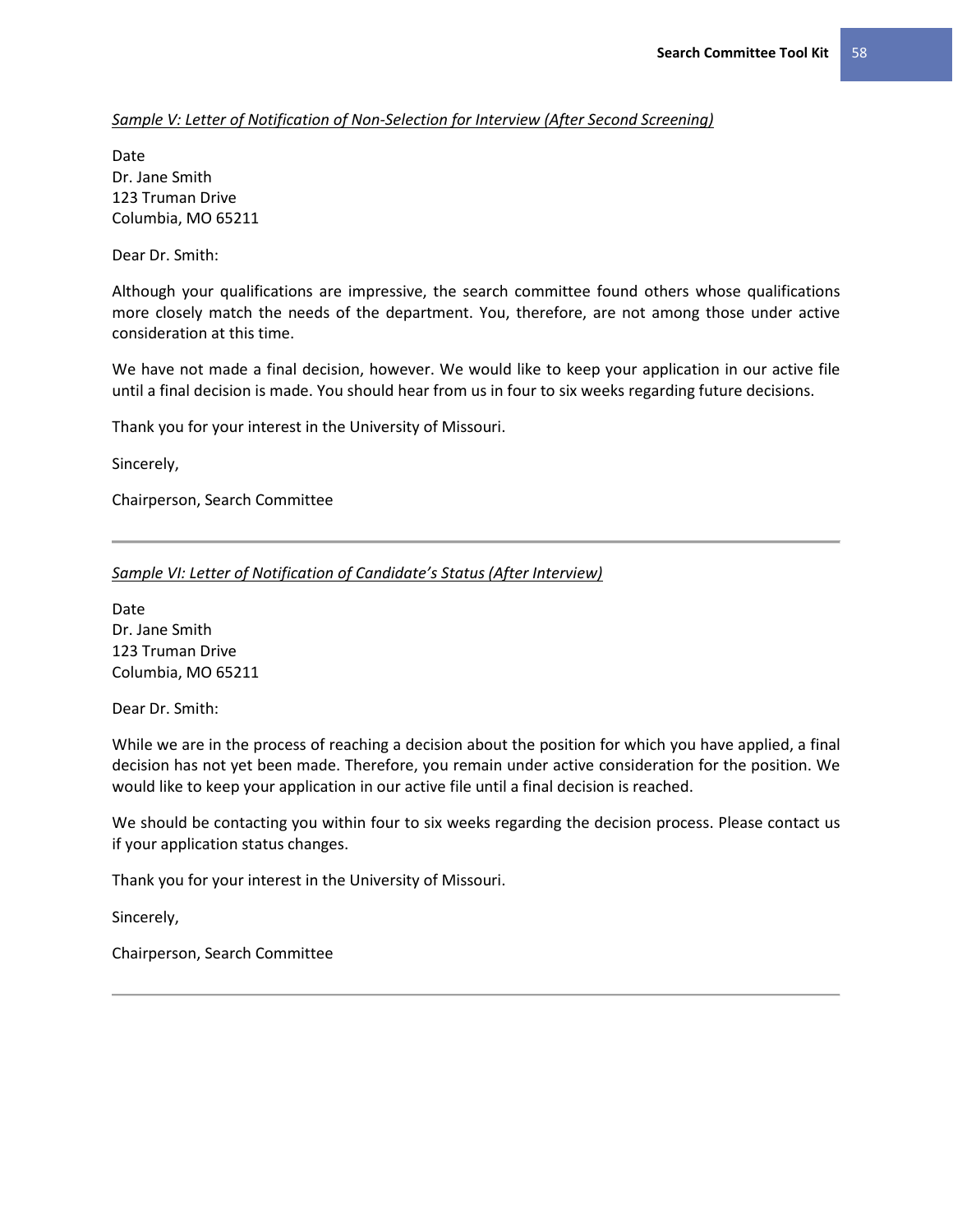*Sample V: Letter of Notification of Non-Selection for Interview (After Second Screening)*

Date
Dr. Jane Smith
123 Truman Drive
Columbia, MO 65211

Dear Dr. Smith:

Although your qualifications are impressive, the search committee found others whose qualifications more closely match the needs of the department. You, therefore, are not among those under active consideration at this time.

We have not made a final decision, however. We would like to keep your application in our active file until a final decision is made. You should hear from us in four to six weeks regarding future decisions.

Thank you for your interest in the University of Missouri.

Sincerely,

Chairperson, Search Committee

---

*Sample VI: Letter of Notification of Candidate's Status (After Interview)*

Date
Dr. Jane Smith
123 Truman Drive
Columbia, MO 65211

Dear Dr. Smith:

While we are in the process of reaching a decision about the position for which you have applied, a final decision has not yet been made. Therefore, you remain under active consideration for the position. We would like to keep your application in our active file until a final decision is reached.

We should be contacting you within four to six weeks regarding the decision process. Please contact us if your application status changes.

Thank you for your interest in the University of Missouri.

Sincerely,

Chairperson, Search Committee

---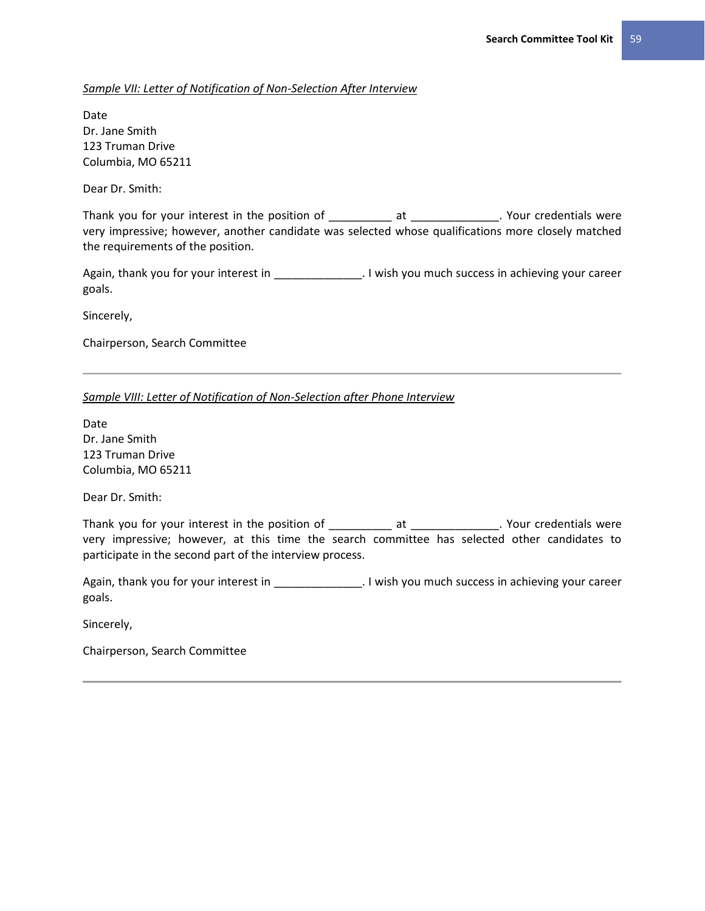*Sample VII: Letter of Notification of Non-Selection After Interview*

Date
Dr. Jane Smith
123 Truman Drive
Columbia, MO 65211

Dear Dr. Smith:

Thank you for your interest in the position of __________ at ______________. Your credentials were very impressive; however, another candidate was selected whose qualifications more closely matched the requirements of the position.

Again, thank you for your interest in ______________. I wish you much success in achieving your career goals.

Sincerely,

Chairperson, Search Committee

---

*Sample VIII: Letter of Notification of Non-Selection after Phone Interview*

Date
Dr. Jane Smith
123 Truman Drive
Columbia, MO 65211

Dear Dr. Smith:

Thank you for your interest in the position of __________ at ______________. Your credentials were very impressive; however, at this time the search committee has selected other candidates to participate in the second part of the interview process.

Again, thank you for your interest in ______________. I wish you much success in achieving your career goals.

Sincerely,

Chairperson, Search Committee

---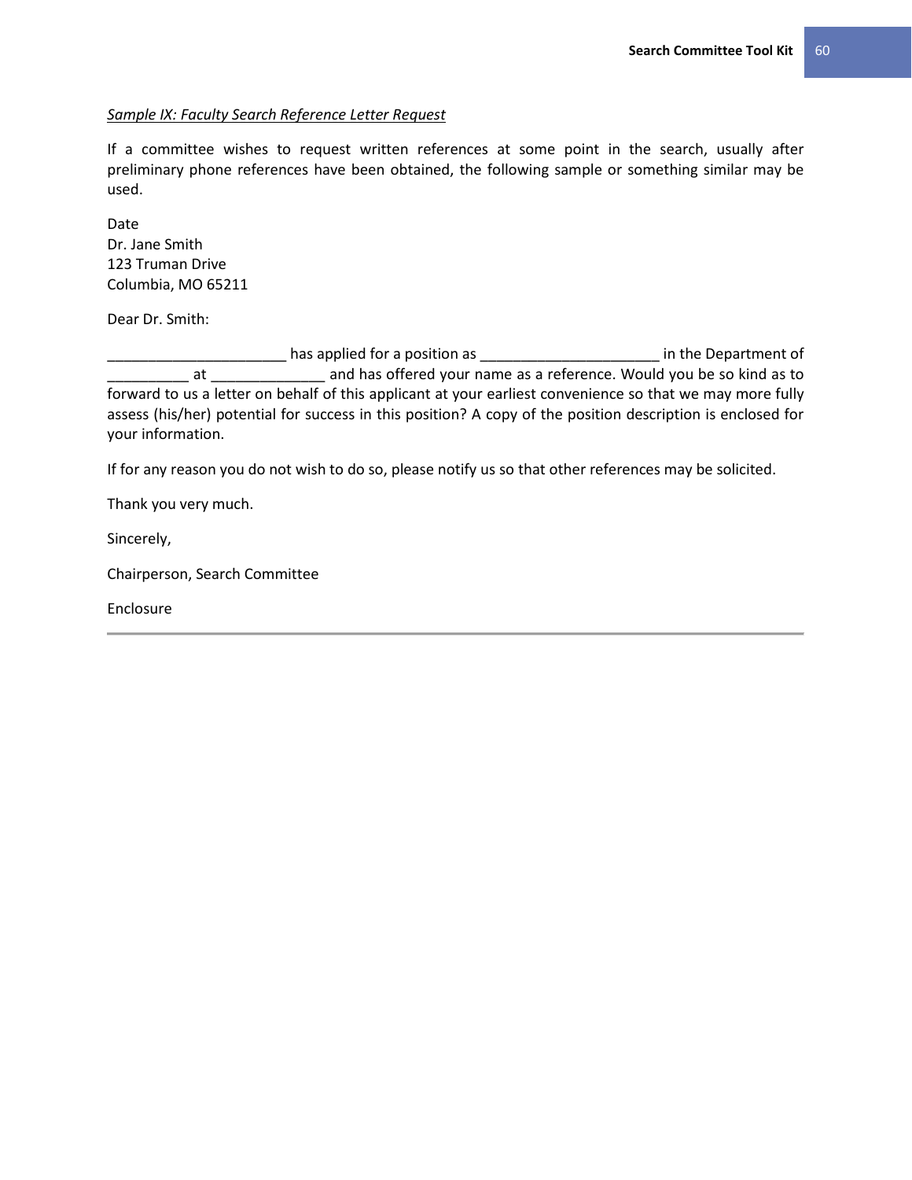*Sample IX: Faculty Search Reference Letter Request*

If a committee wishes to request written references at some point in the search, usually after preliminary phone references have been obtained, the following sample or something similar may be used.

Date
Dr. Jane Smith
123 Truman Drive
Columbia, MO 65211

Dear Dr. Smith:

______________________ has applied for a position as ______________________ in the Department of __________ at ______________ and has offered your name as a reference. Would you be so kind as to forward to us a letter on behalf of this applicant at your earliest convenience so that we may more fully assess (his/her) potential for success in this position? A copy of the position description is enclosed for your information.

If for any reason you do not wish to do so, please notify us so that other references may be solicited.

Thank you very much.

Sincerely,

Chairperson, Search Committee

Enclosure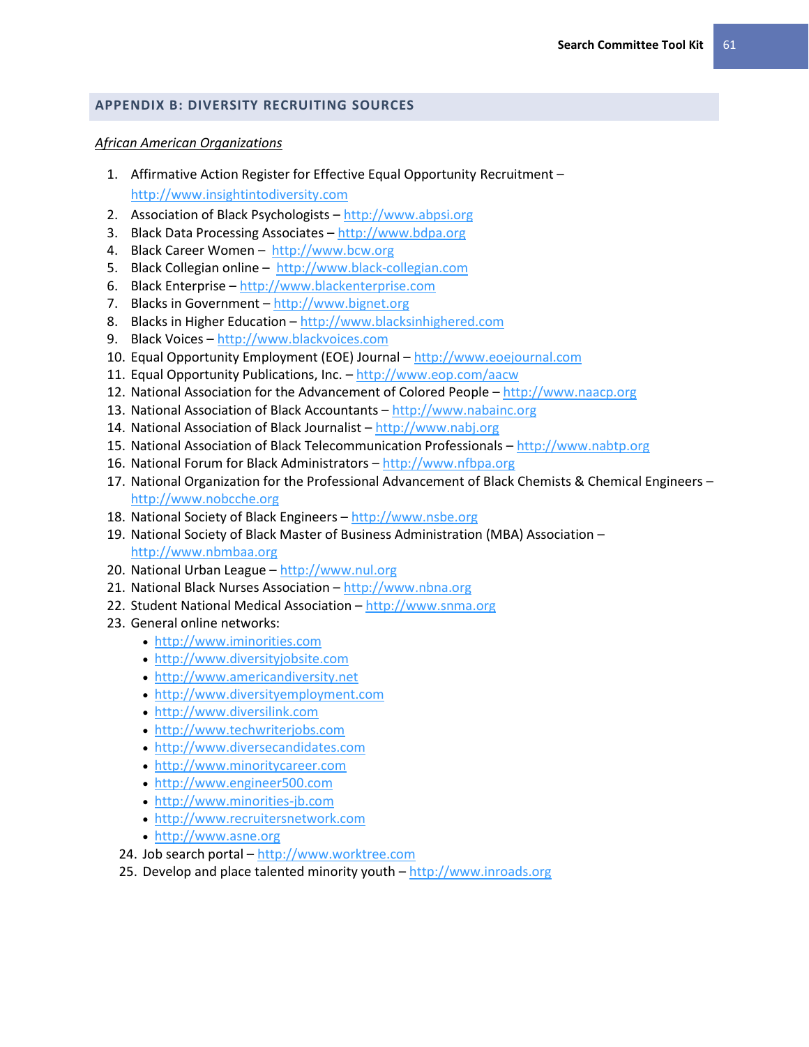## APPENDIX B: DIVERSITY RECRUITING SOURCES

*African American Organizations*

1. Affirmative Action Register for Effective Equal Opportunity Recruitment – http://www.insightintodiversity.com
2. Association of Black Psychologists – http://www.abpsi.org
3. Black Data Processing Associates – http://www.bdpa.org
4. Black Career Women – http://www.bcw.org
5. Black Collegian online – http://www.black-collegian.com
6. Black Enterprise – http://www.blackenterprise.com
7. Blacks in Government – http://www.bignet.org
8. Blacks in Higher Education – http://www.blacksinhighered.com
9. Black Voices – http://www.blackvoices.com
10. Equal Opportunity Employment (EOE) Journal – http://www.eoejournal.com
11. Equal Opportunity Publications, Inc. – http://www.eop.com/aacw
12. National Association for the Advancement of Colored People – http://www.naacp.org
13. National Association of Black Accountants – http://www.nabainc.org
14. National Association of Black Journalist – http://www.nabj.org
15. National Association of Black Telecommunication Professionals – http://www.nabtp.org
16. National Forum for Black Administrators – http://www.nfbpa.org
17. National Organization for the Professional Advancement of Black Chemists & Chemical Engineers – http://www.nobcche.org
18. National Society of Black Engineers – http://www.nsbe.org
19. National Society of Black Master of Business Administration (MBA) Association – http://www.nbmbaa.org
20. National Urban League – http://www.nul.org
21. National Black Nurses Association – http://www.nbna.org
22. Student National Medical Association – http://www.snma.org
23. General online networks:
    - http://www.iminorities.com
    - http://www.diversityjobsite.com
    - http://www.americandiversity.net
    - http://www.diversityemployment.com
    - http://www.diversilink.com
    - http://www.techwriterjobs.com
    - http://www.diversecandidates.com
    - http://www.minoritycareer.com
    - http://www.engineer500.com
    - http://www.minorities-jb.com
    - http://www.recruitersnetwork.com
    - http://www.asne.org
24. Job search portal – http://www.worktree.com
25. Develop and place talented minority youth – http://www.inroads.org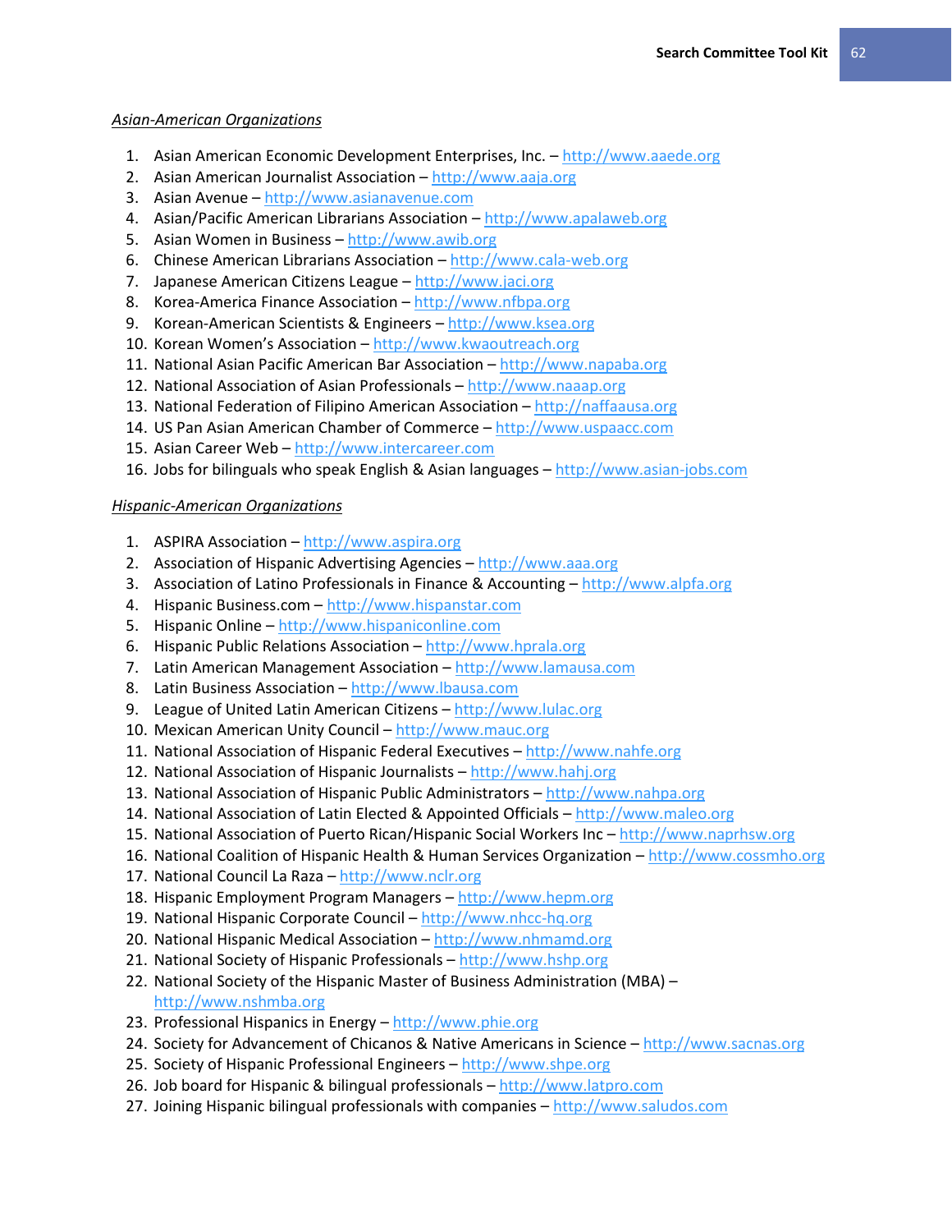*Asian-American Organizations*

1. Asian American Economic Development Enterprises, Inc. – http://www.aaede.org
2. Asian American Journalist Association – http://www.aaja.org
3. Asian Avenue – http://www.asianavenue.com
4. Asian/Pacific American Librarians Association – http://www.apalaweb.org
5. Asian Women in Business – http://www.awib.org
6. Chinese American Librarians Association – http://www.cala-web.org
7. Japanese American Citizens League – http://www.jaci.org
8. Korea-America Finance Association – http://www.nfbpa.org
9. Korean-American Scientists & Engineers – http://www.ksea.org
10. Korean Women's Association – http://www.kwaoutreach.org
11. National Asian Pacific American Bar Association – http://www.napaba.org
12. National Association of Asian Professionals – http://www.naaap.org
13. National Federation of Filipino American Association – http://naffaausa.org
14. US Pan Asian American Chamber of Commerce – http://www.uspaacc.com
15. Asian Career Web – http://www.intercareer.com
16. Jobs for bilinguals who speak English & Asian languages – http://www.asian-jobs.com

*Hispanic-American Organizations*

1. ASPIRA Association – http://www.aspira.org
2. Association of Hispanic Advertising Agencies – http://www.aaa.org
3. Association of Latino Professionals in Finance & Accounting – http://www.alpfa.org
4. Hispanic Business.com – http://www.hispanstar.com
5. Hispanic Online – http://www.hispaniconline.com
6. Hispanic Public Relations Association – http://www.hprala.org
7. Latin American Management Association – http://www.lamausa.com
8. Latin Business Association – http://www.lbausa.com
9. League of United Latin American Citizens – http://www.lulac.org
10. Mexican American Unity Council – http://www.mauc.org
11. National Association of Hispanic Federal Executives – http://www.nahfe.org
12. National Association of Hispanic Journalists – http://www.hahj.org
13. National Association of Hispanic Public Administrators – http://www.nahpa.org
14. National Association of Latin Elected & Appointed Officials – http://www.maleo.org
15. National Association of Puerto Rican/Hispanic Social Workers Inc – http://www.naprhsw.org
16. National Coalition of Hispanic Health & Human Services Organization – http://www.cossmho.org
17. National Council La Raza – http://www.nclr.org
18. Hispanic Employment Program Managers – http://www.hepm.org
19. National Hispanic Corporate Council – http://www.nhcc-hq.org
20. National Hispanic Medical Association – http://www.nhmamd.org
21. National Society of Hispanic Professionals – http://www.hshp.org
22. National Society of the Hispanic Master of Business Administration (MBA) – http://www.nshmba.org
23. Professional Hispanics in Energy – http://www.phie.org
24. Society for Advancement of Chicanos & Native Americans in Science – http://www.sacnas.org
25. Society of Hispanic Professional Engineers – http://www.shpe.org
26. Job board for Hispanic & bilingual professionals – http://www.latpro.com
27. Joining Hispanic bilingual professionals with companies – http://www.saludos.com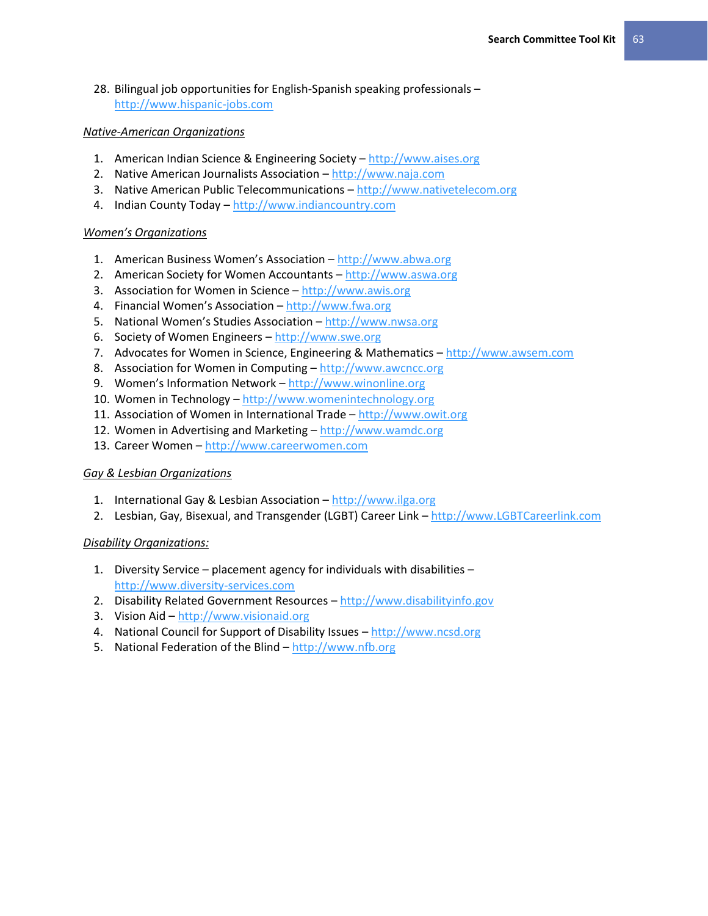28. Bilingual job opportunities for English-Spanish speaking professionals – http://www.hispanic-jobs.com

*Native-American Organizations*

1. American Indian Science & Engineering Society – http://www.aises.org
2. Native American Journalists Association – http://www.naja.com
3. Native American Public Telecommunications – http://www.nativetelecom.org
4. Indian County Today – http://www.indiancountry.com

*Women's Organizations*

1. American Business Women's Association – http://www.abwa.org
2. American Society for Women Accountants – http://www.aswa.org
3. Association for Women in Science – http://www.awis.org
4. Financial Women's Association – http://www.fwa.org
5. National Women's Studies Association – http://www.nwsa.org
6. Society of Women Engineers – http://www.swe.org
7. Advocates for Women in Science, Engineering & Mathematics – http://www.awsem.com
8. Association for Women in Computing – http://www.awcncc.org
9. Women's Information Network – http://www.winonline.org
10. Women in Technology – http://www.womenintechnology.org
11. Association of Women in International Trade – http://www.owit.org
12. Women in Advertising and Marketing – http://www.wamdc.org
13. Career Women – http://www.careerwomen.com

*Gay & Lesbian Organizations*

1. International Gay & Lesbian Association – http://www.ilga.org
2. Lesbian, Gay, Bisexual, and Transgender (LGBT) Career Link – http://www.LGBTCareerlink.com

*Disability Organizations:*

1. Diversity Service – placement agency for individuals with disabilities – http://www.diversity-services.com
2. Disability Related Government Resources – http://www.disabilityinfo.gov
3. Vision Aid – http://www.visionaid.org
4. National Council for Support of Disability Issues – http://www.ncsd.org
5. National Federation of the Blind – http://www.nfb.org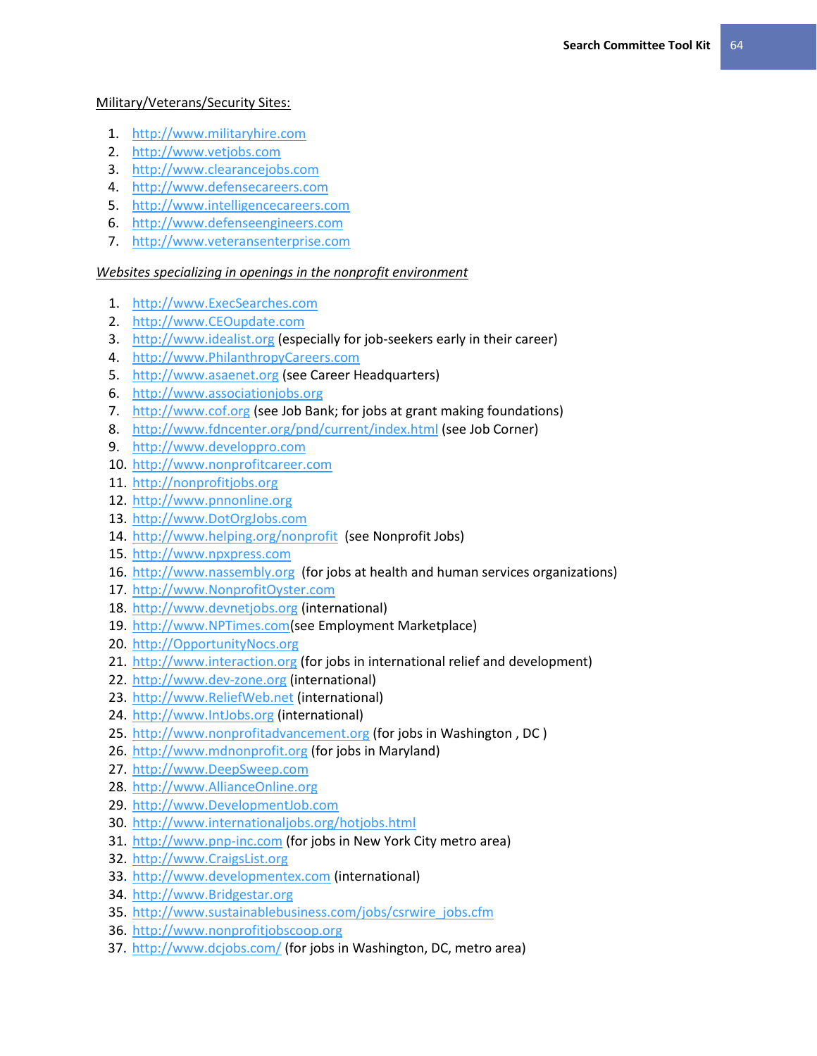<u>Military/Veterans/Security Sites:</u>

1. http://www.militaryhire.com
2. http://www.vetjobs.com
3. http://www.clearancejobs.com
4. http://www.defensecareers.com
5. http://www.intelligencecareers.com
6. http://www.defenseengineers.com
7. http://www.veteransenterprise.com

*<u>Websites specializing in openings in the nonprofit environment</u>*

1. http://www.ExecSearches.com
2. http://www.CEOupdate.com
3. http://www.idealist.org (especially for job-seekers early in their career)
4. http://www.PhilanthropyCareers.com
5. http://www.asaenet.org (see Career Headquarters)
6. http://www.associationjobs.org
7. http://www.cof.org (see Job Bank; for jobs at grant making foundations)
8. http://www.fdncenter.org/pnd/current/index.html (see Job Corner)
9. http://www.developpro.com
10. http://www.nonprofitcareer.com
11. http://nonprofitjobs.org
12. http://www.pnnonline.org
13. http://www.DotOrgJobs.com
14. http://www.helping.org/nonprofit (see Nonprofit Jobs)
15. http://www.npxpress.com
16. http://www.nassembly.org (for jobs at health and human services organizations)
17. http://www.NonprofitOyster.com
18. http://www.devnetjobs.org (international)
19. http://www.NPTimes.com(see Employment Marketplace)
20. http://OpportunityNocs.org
21. http://www.interaction.org (for jobs in international relief and development)
22. http://www.dev-zone.org (international)
23. http://www.ReliefWeb.net (international)
24. http://www.IntJobs.org (international)
25. http://www.nonprofitadvancement.org (for jobs in Washington , DC )
26. http://www.mdnonprofit.org (for jobs in Maryland)
27. http://www.DeepSweep.com
28. http://www.AllianceOnline.org
29. http://www.DevelopmentJob.com
30. http://www.internationaljobs.org/hotjobs.html
31. http://www.pnp-inc.com (for jobs in New York City metro area)
32. http://www.CraigsList.org
33. http://www.developmentex.com (international)
34. http://www.Bridgestar.org
35. http://www.sustainablebusiness.com/jobs/csrwire_jobs.cfm
36. http://www.nonprofitjobscoop.org
37. http://www.dcjobs.com/ (for jobs in Washington, DC, metro area)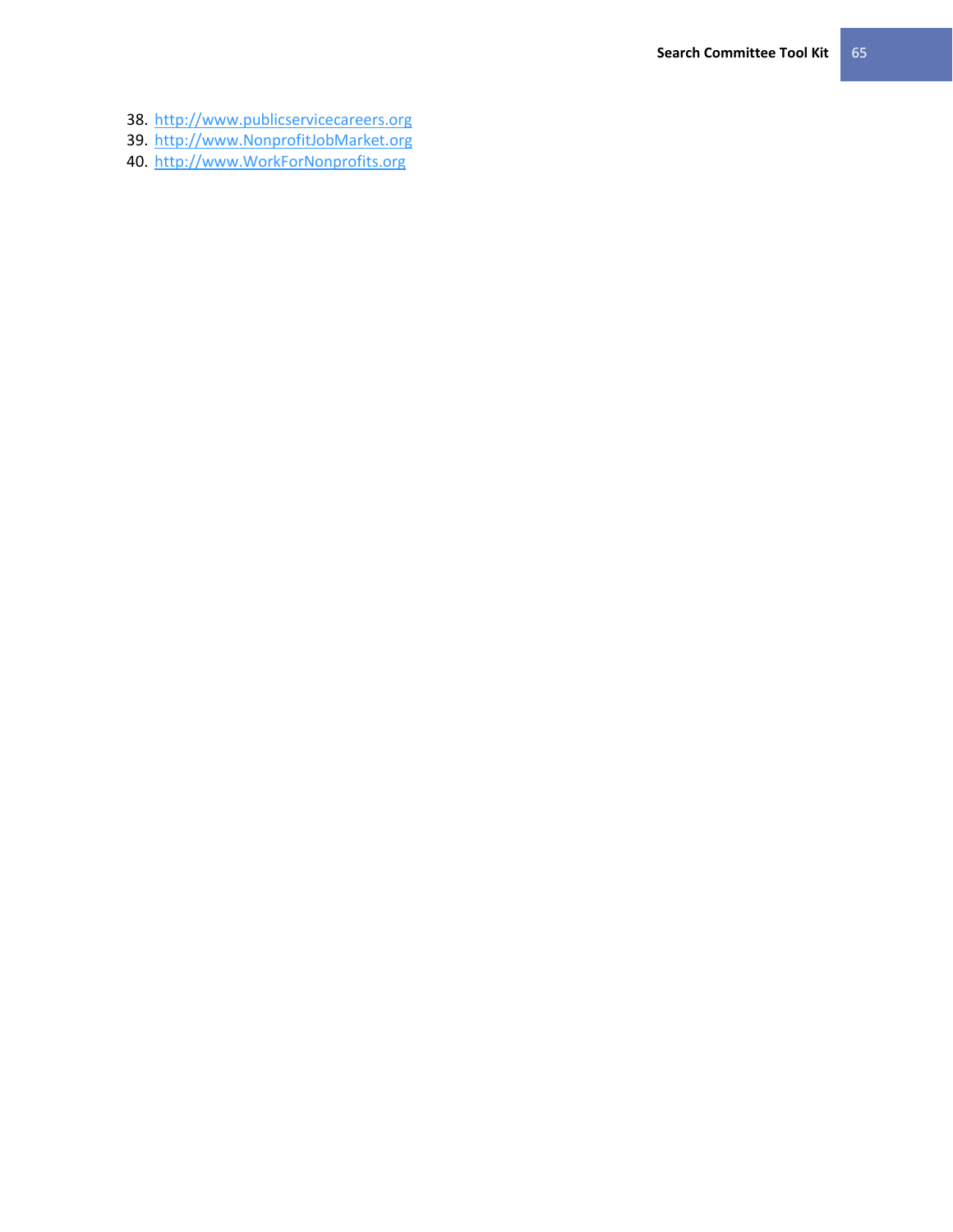38. http://www.publicservicecareers.org
39. http://www.NonprofitJobMarket.org
40. http://www.WorkForNonprofits.org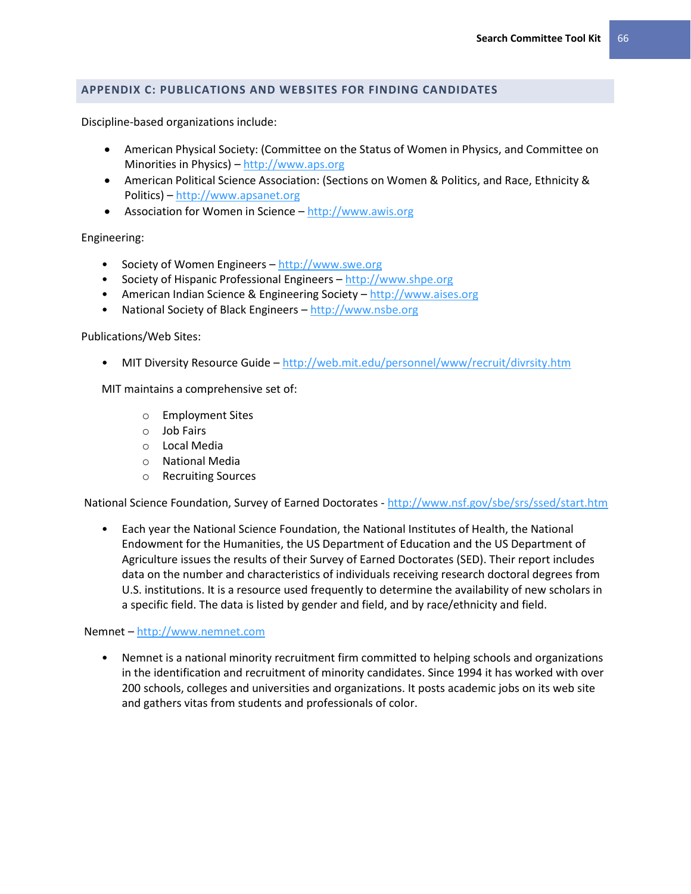## APPENDIX C: PUBLICATIONS AND WEBSITES FOR FINDING CANDIDATES

Discipline-based organizations include:

- American Physical Society: (Committee on the Status of Women in Physics, and Committee on Minorities in Physics) – http://www.aps.org
- American Political Science Association: (Sections on Women & Politics, and Race, Ethnicity & Politics) – http://www.apsanet.org
- Association for Women in Science – http://www.awis.org

Engineering:

- Society of Women Engineers – http://www.swe.org
- Society of Hispanic Professional Engineers – http://www.shpe.org
- American Indian Science & Engineering Society – http://www.aises.org
- National Society of Black Engineers – http://www.nsbe.org

Publications/Web Sites:

- MIT Diversity Resource Guide – http://web.mit.edu/personnel/www/recruit/divrsity.htm

MIT maintains a comprehensive set of:

- Employment Sites
- Job Fairs
- Local Media
- National Media
- Recruiting Sources

National Science Foundation, Survey of Earned Doctorates - http://www.nsf.gov/sbe/srs/ssed/start.htm

- Each year the National Science Foundation, the National Institutes of Health, the National Endowment for the Humanities, the US Department of Education and the US Department of Agriculture issues the results of their Survey of Earned Doctorates (SED). Their report includes data on the number and characteristics of individuals receiving research doctoral degrees from U.S. institutions. It is a resource used frequently to determine the availability of new scholars in a specific field. The data is listed by gender and field, and by race/ethnicity and field.

Nemnet – http://www.nemnet.com

- Nemnet is a national minority recruitment firm committed to helping schools and organizations in the identification and recruitment of minority candidates. Since 1994 it has worked with over 200 schools, colleges and universities and organizations. It posts academic jobs on its web site and gathers vitas from students and professionals of color.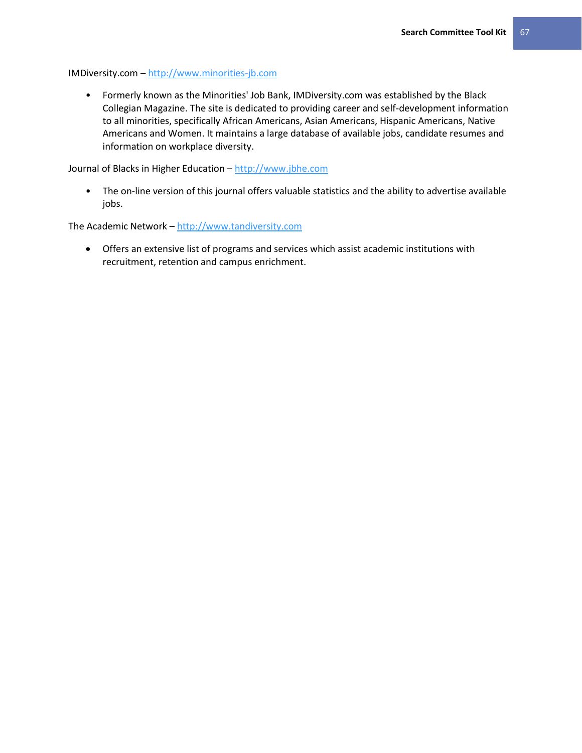IMDiversity.com – [http://www.minorities-jb.com](http://www.minorities-jb.com)

- Formerly known as the Minorities' Job Bank, IMDiversity.com was established by the Black Collegian Magazine. The site is dedicated to providing career and self-development information to all minorities, specifically African Americans, Asian Americans, Hispanic Americans, Native Americans and Women. It maintains a large database of available jobs, candidate resumes and information on workplace diversity.

Journal of Blacks in Higher Education – [http://www.jbhe.com](http://www.jbhe.com)

- The on-line version of this journal offers valuable statistics and the ability to advertise available jobs.

The Academic Network – [http://www.tandiversity.com](http://www.tandiversity.com)

- Offers an extensive list of programs and services which assist academic institutions with recruitment, retention and campus enrichment.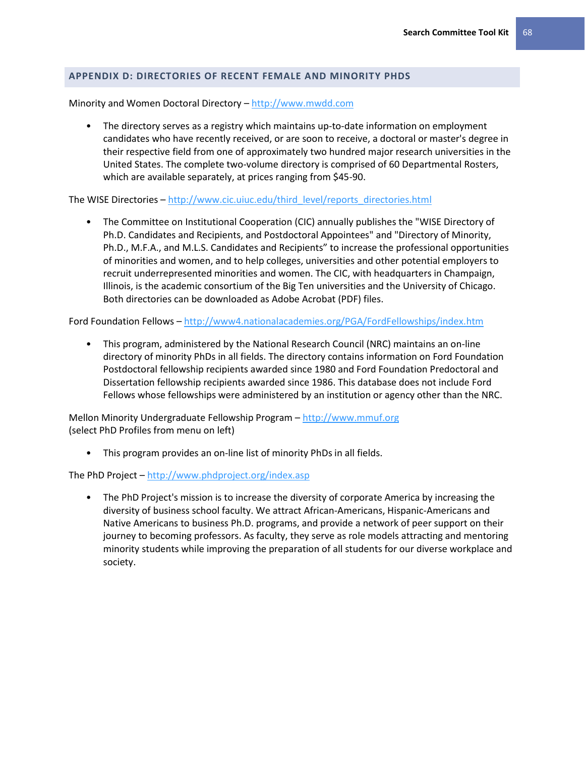## APPENDIX D: DIRECTORIES OF RECENT FEMALE AND MINORITY PHDS

Minority and Women Doctoral Directory – http://www.mwdd.com

- The directory serves as a registry which maintains up-to-date information on employment candidates who have recently received, or are soon to receive, a doctoral or master's degree in their respective field from one of approximately two hundred major research universities in the United States. The complete two-volume directory is comprised of 60 Departmental Rosters, which are available separately, at prices ranging from $45-90.

The WISE Directories – http://www.cic.uiuc.edu/third_level/reports_directories.html

- The Committee on Institutional Cooperation (CIC) annually publishes the "WISE Directory of Ph.D. Candidates and Recipients, and Postdoctoral Appointees" and "Directory of Minority, Ph.D., M.F.A., and M.L.S. Candidates and Recipients" to increase the professional opportunities of minorities and women, and to help colleges, universities and other potential employers to recruit underrepresented minorities and women. The CIC, with headquarters in Champaign, Illinois, is the academic consortium of the Big Ten universities and the University of Chicago. Both directories can be downloaded as Adobe Acrobat (PDF) files.

Ford Foundation Fellows – http://www4.nationalacademies.org/PGA/FordFellowships/index.htm

- This program, administered by the National Research Council (NRC) maintains an on-line directory of minority PhDs in all fields. The directory contains information on Ford Foundation Postdoctoral fellowship recipients awarded since 1980 and Ford Foundation Predoctoral and Dissertation fellowship recipients awarded since 1986. This database does not include Ford Fellows whose fellowships were administered by an institution or agency other than the NRC.

Mellon Minority Undergraduate Fellowship Program – http://www.mmuf.org
(select PhD Profiles from menu on left)

- This program provides an on-line list of minority PhDs in all fields.

The PhD Project – http://www.phdproject.org/index.asp

- The PhD Project's mission is to increase the diversity of corporate America by increasing the diversity of business school faculty. We attract African-Americans, Hispanic-Americans and Native Americans to business Ph.D. programs, and provide a network of peer support on their journey to becoming professors. As faculty, they serve as role models attracting and mentoring minority students while improving the preparation of all students for our diverse workplace and society.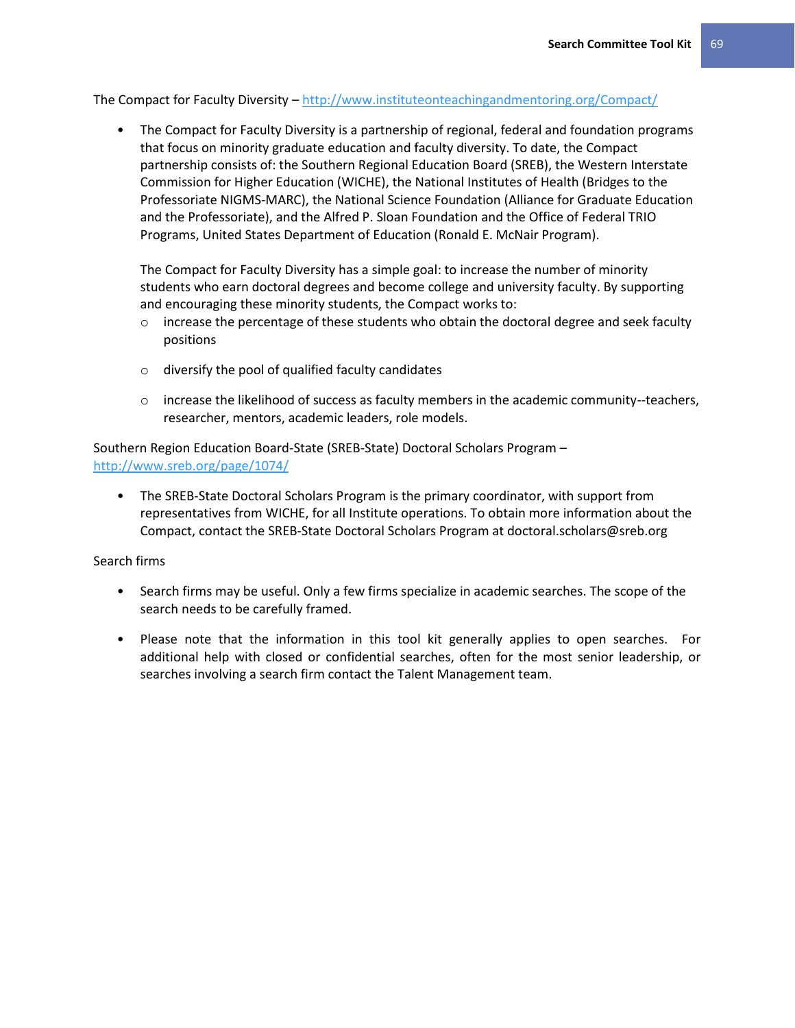The Compact for Faculty Diversity – [http://www.instituteonteachingandmentoring.org/Compact/](http://www.instituteonteachingandmentoring.org/Compact/)

- The Compact for Faculty Diversity is a partnership of regional, federal and foundation programs that focus on minority graduate education and faculty diversity. To date, the Compact partnership consists of: the Southern Regional Education Board (SREB), the Western Interstate Commission for Higher Education (WICHE), the National Institutes of Health (Bridges to the Professoriate NIGMS-MARC), the National Science Foundation (Alliance for Graduate Education and the Professoriate), and the Alfred P. Sloan Foundation and the Office of Federal TRIO Programs, United States Department of Education (Ronald E. McNair Program).

  The Compact for Faculty Diversity has a simple goal: to increase the number of minority students who earn doctoral degrees and become college and university faculty. By supporting and encouraging these minority students, the Compact works to:

  - increase the percentage of these students who obtain the doctoral degree and seek faculty positions
  - diversify the pool of qualified faculty candidates
  - increase the likelihood of success as faculty members in the academic community--teachers, researcher, mentors, academic leaders, role models.

Southern Region Education Board-State (SREB-State) Doctoral Scholars Program – [http://www.sreb.org/page/1074/](http://www.sreb.org/page/1074/)

- The SREB-State Doctoral Scholars Program is the primary coordinator, with support from representatives from WICHE, for all Institute operations. To obtain more information about the Compact, contact the SREB-State Doctoral Scholars Program at doctoral.scholars@sreb.org

Search firms

- Search firms may be useful. Only a few firms specialize in academic searches. The scope of the search needs to be carefully framed.
- Please note that the information in this tool kit generally applies to open searches. For additional help with closed or confidential searches, often for the most senior leadership, or searches involving a search firm contact the Talent Management team.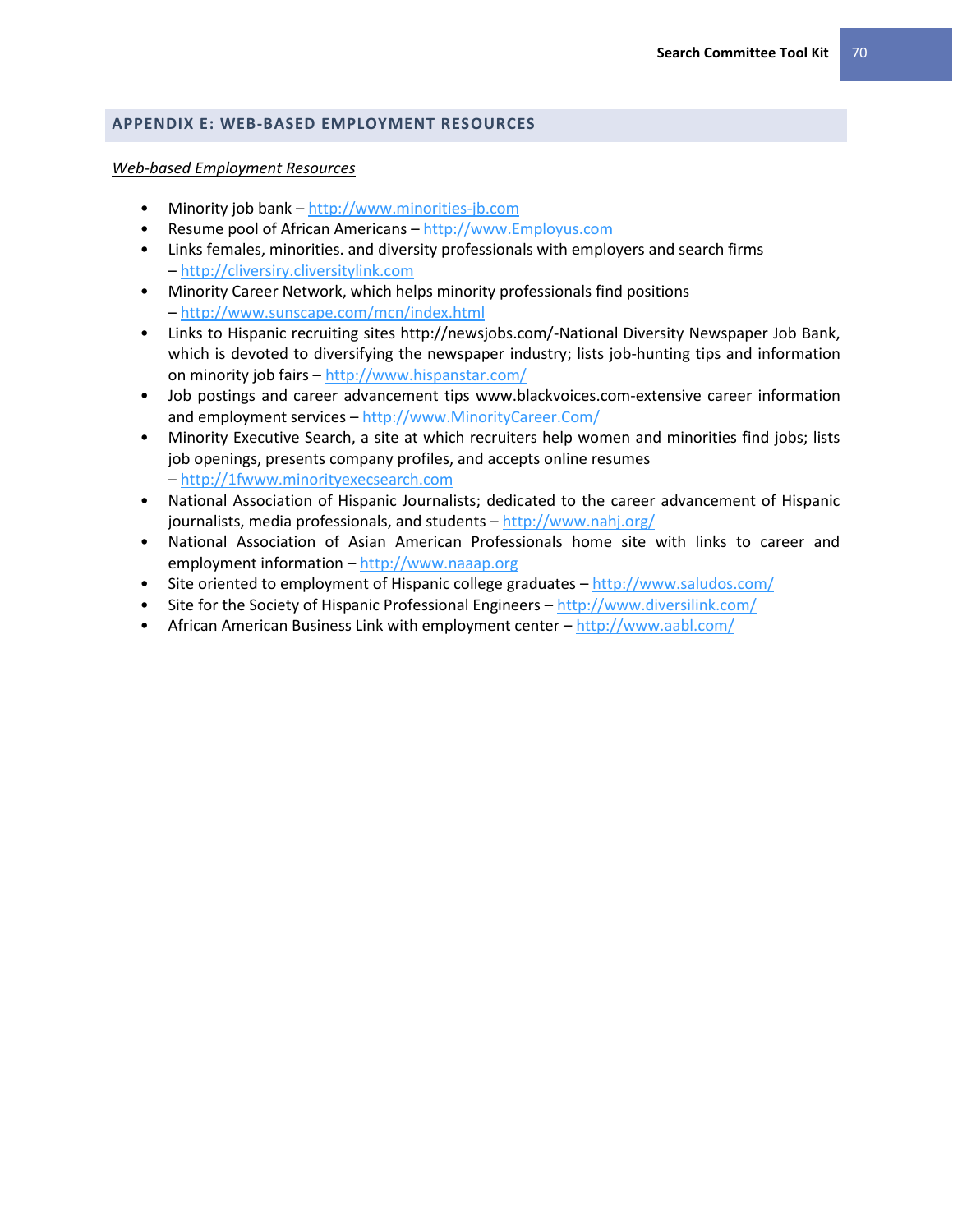## APPENDIX E: WEB-BASED EMPLOYMENT RESOURCES

*Web-based Employment Resources*

- Minority job bank – http://www.minorities-jb.com
- Resume pool of African Americans – http://www.Employus.com
- Links females, minorities. and diversity professionals with employers and search firms – http://cliversiry.cliversitylink.com
- Minority Career Network, which helps minority professionals find positions – http://www.sunscape.com/mcn/index.html
- Links to Hispanic recruiting sites http://newsjobs.com/-National Diversity Newspaper Job Bank, which is devoted to diversifying the newspaper industry; lists job-hunting tips and information on minority job fairs – http://www.hispanstar.com/
- Job postings and career advancement tips www.blackvoices.com-extensive career information and employment services – http://www.MinorityCareer.Com/
- Minority Executive Search, a site at which recruiters help women and minorities find jobs; lists job openings, presents company profiles, and accepts online resumes – http://1fwww.minorityexecsearch.com
- National Association of Hispanic Journalists; dedicated to the career advancement of Hispanic journalists, media professionals, and students – http://www.nahj.org/
- National Association of Asian American Professionals home site with links to career and employment information – http://www.naaap.org
- Site oriented to employment of Hispanic college graduates – http://www.saludos.com/
- Site for the Society of Hispanic Professional Engineers – http://www.diversilink.com/
- African American Business Link with employment center – http://www.aabl.com/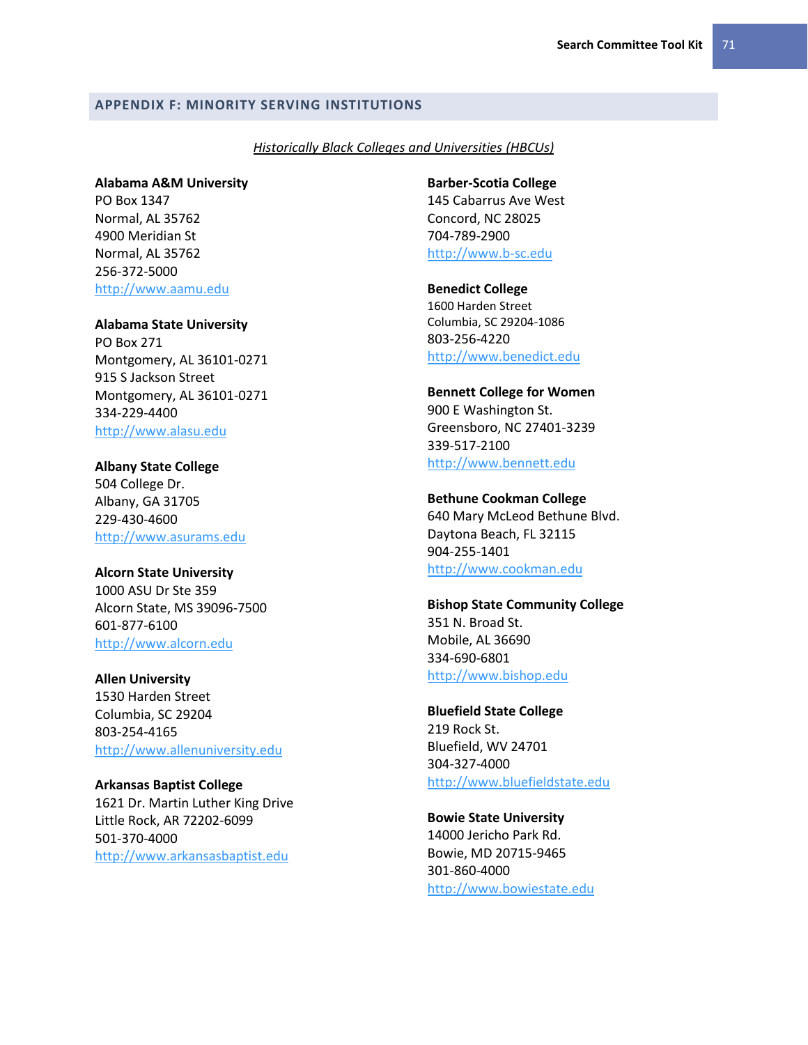## APPENDIX F: MINORITY SERVING INSTITUTIONS

*Historically Black Colleges and Universities (HBCUs)*

**Alabama A&M University**
PO Box 1347
Normal, AL 35762
4900 Meridian St
Normal, AL 35762
256-372-5000
http://www.aamu.edu

**Alabama State University**
PO Box 271
Montgomery, AL 36101-0271
915 S Jackson Street
Montgomery, AL 36101-0271
334-229-4400
http://www.alasu.edu

**Albany State College**
504 College Dr.
Albany, GA 31705
229-430-4600
http://www.asurams.edu

**Alcorn State University**
1000 ASU Dr Ste 359
Alcorn State, MS 39096-7500
601-877-6100
http://www.alcorn.edu

**Allen University**
1530 Harden Street
Columbia, SC 29204
803-254-4165
http://www.allenuniversity.edu

**Arkansas Baptist College**
1621 Dr. Martin Luther King Drive
Little Rock, AR 72202-6099
501-370-4000
http://www.arkansasbaptist.edu

**Barber-Scotia College**
145 Cabarrus Ave West
Concord, NC 28025
704-789-2900
http://www.b-sc.edu

**Benedict College**
1600 Harden Street
Columbia, SC 29204-1086
803-256-4220
http://www.benedict.edu

**Bennett College for Women**
900 E Washington St.
Greensboro, NC 27401-3239
339-517-2100
http://www.bennett.edu

**Bethune Cookman College**
640 Mary McLeod Bethune Blvd.
Daytona Beach, FL 32115
904-255-1401
http://www.cookman.edu

**Bishop State Community College**
351 N. Broad St.
Mobile, AL 36690
334-690-6801
http://www.bishop.edu

**Bluefield State College**
219 Rock St.
Bluefield, WV 24701
304-327-4000
http://www.bluefieldstate.edu

**Bowie State University**
14000 Jericho Park Rd.
Bowie, MD 20715-9465
301-860-4000
http://www.bowiestate.edu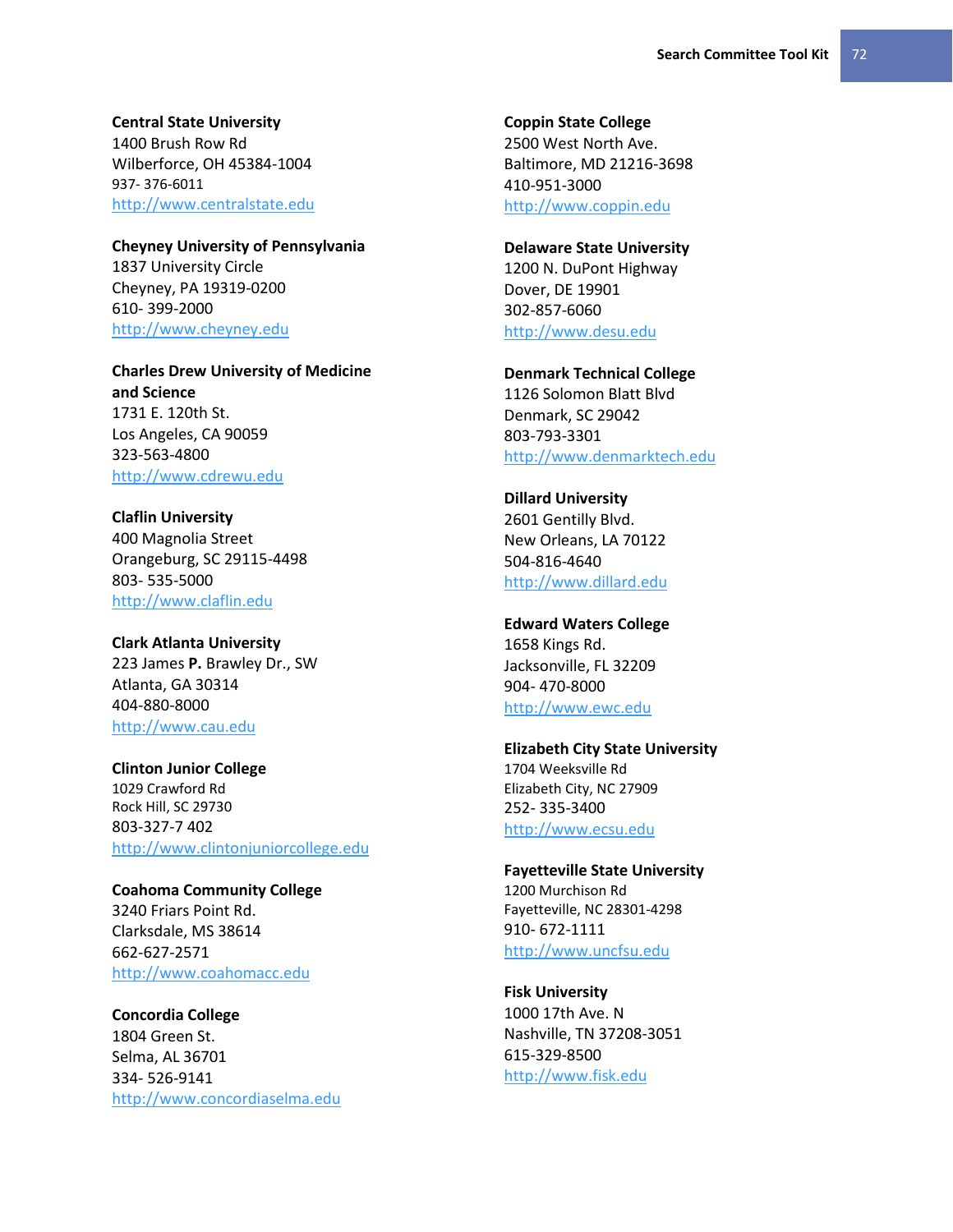**Central State University**
1400 Brush Row Rd
Wilberforce, OH 45384-1004
937- 376-6011
http://www.centralstate.edu

**Cheyney University of Pennsylvania**
1837 University Circle
Cheyney, PA 19319-0200
610- 399-2000
http://www.cheyney.edu

**Charles Drew University of Medicine and Science**
1731 E. 120th St.
Los Angeles, CA 90059
323-563-4800
http://www.cdrewu.edu

**Claflin University**
400 Magnolia Street
Orangeburg, SC 29115-4498
803- 535-5000
http://www.claflin.edu

**Clark Atlanta University**
223 James **P.** Brawley Dr., SW
Atlanta, GA 30314
404-880-8000
http://www.cau.edu

**Clinton Junior College**
1029 Crawford Rd
Rock Hill, SC 29730
803-327-7 402
http://www.clintonjuniorcollege.edu

**Coahoma Community College**
3240 Friars Point Rd.
Clarksdale, MS 38614
662-627-2571
http://www.coahomacc.edu

**Concordia College**
1804 Green St.
Selma, AL 36701
334- 526-9141
http://www.concordiaselma.edu

**Coppin State College**
2500 West North Ave.
Baltimore, MD 21216-3698
410-951-3000
http://www.coppin.edu

**Delaware State University**
1200 N. DuPont Highway
Dover, DE 19901
302-857-6060
http://www.desu.edu

**Denmark Technical College**
1126 Solomon Blatt Blvd
Denmark, SC 29042
803-793-3301
http://www.denmarktech.edu

**Dillard University**
2601 Gentilly Blvd.
New Orleans, LA 70122
504-816-4640
http://www.dillard.edu

**Edward Waters College**
1658 Kings Rd.
Jacksonville, FL 32209
904- 470-8000
http://www.ewc.edu

**Elizabeth City State University**
1704 Weeksville Rd
Elizabeth City, NC 27909
252- 335-3400
http://www.ecsu.edu

**Fayetteville State University**
1200 Murchison Rd
Fayetteville, NC 28301-4298
910- 672-1111
http://www.uncfsu.edu

**Fisk University**
1000 17th Ave. N
Nashville, TN 37208-3051
615-329-8500
http://www.fisk.edu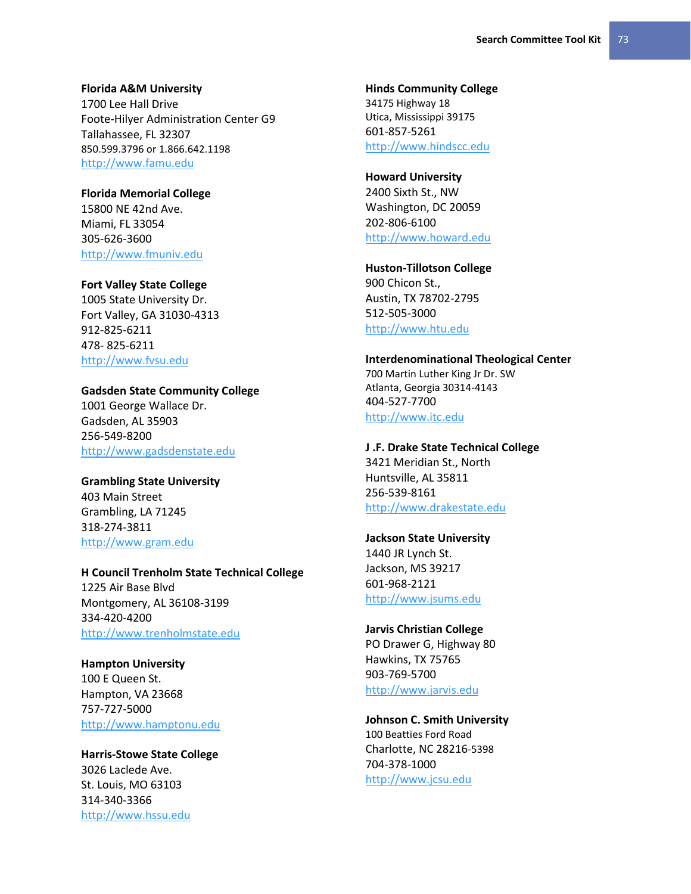**Florida A&M University**
1700 Lee Hall Drive
Foote-Hilyer Administration Center G9
Tallahassee, FL 32307
850.599.3796 or 1.866.642.1198
http://www.famu.edu

**Florida Memorial College**
15800 NE 42nd Ave.
Miami, FL 33054
305-626-3600
http://www.fmuniv.edu

**Fort Valley State College**
1005 State University Dr.
Fort Valley, GA 31030-4313
912-825-6211
478- 825-6211
http://www.fvsu.edu

**Gadsden State Community College**
1001 George Wallace Dr.
Gadsden, AL 35903
256-549-8200
http://www.gadsdenstate.edu

**Grambling State University**
403 Main Street
Grambling, LA 71245
318-274-3811
http://www.gram.edu

**H Council Trenholm State Technical College**
1225 Air Base Blvd
Montgomery, AL 36108-3199
334-420-4200
http://www.trenholmstate.edu

**Hampton University**
100 E Queen St.
Hampton, VA 23668
757-727-5000
http://www.hamptonu.edu

**Harris-Stowe State College**
3026 Laclede Ave.
St. Louis, MO 63103
314-340-3366
http://www.hssu.edu

**Hinds Community College**
34175 Highway 18
Utica, Mississippi 39175
601-857-5261
http://www.hindscc.edu

**Howard University**
2400 Sixth St., NW
Washington, DC 20059
202-806-6100
http://www.howard.edu

**Huston-Tillotson College**
900 Chicon St.,
Austin, TX 78702-2795
512-505-3000
http://www.htu.edu

**Interdenominational Theological Center**
700 Martin Luther King Jr Dr. SW
Atlanta, Georgia 30314-4143
404-527-7700
http://www.itc.edu

**J .F. Drake State Technical College**
3421 Meridian St., North
Huntsville, AL 35811
256-539-8161
http://www.drakestate.edu

**Jackson State University**
1440 JR Lynch St.
Jackson, MS 39217
601-968-2121
http://www.jsums.edu

**Jarvis Christian College**
PO Drawer G, Highway 80
Hawkins, TX 75765
903-769-5700
http://www.jarvis.edu

**Johnson C. Smith University**
100 Beatties Ford Road
Charlotte, NC 28216-5398
704-378-1000
http://www.jcsu.edu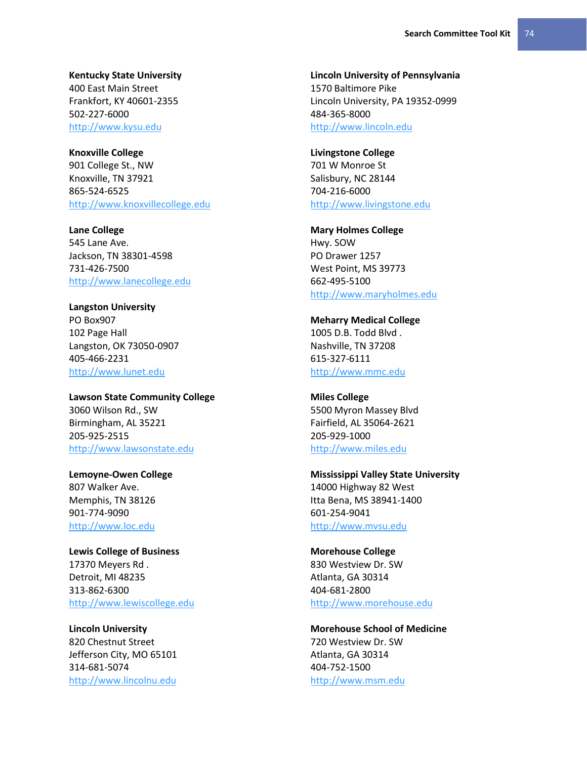**Kentucky State University**
400 East Main Street
Frankfort, KY 40601-2355
502-227-6000
http://www.kysu.edu

**Knoxville College**
901 College St., NW
Knoxville, TN 37921
865-524-6525
http://www.knoxvillecollege.edu

**Lane College**
545 Lane Ave.
Jackson, TN 38301-4598
731-426-7500
http://www.lanecollege.edu

**Langston University**
PO Box907
102 Page Hall
Langston, OK 73050-0907
405-466-2231
http://www.lunet.edu

**Lawson State Community College**
3060 Wilson Rd., SW
Birmingham, AL 35221
205-925-2515
http://www.lawsonstate.edu

**Lemoyne-Owen College**
807 Walker Ave.
Memphis, TN 38126
901-774-9090
http://www.loc.edu

**Lewis College of Business**
17370 Meyers Rd .
Detroit, MI 48235
313-862-6300
http://www.lewiscollege.edu

**Lincoln University**
820 Chestnut Street
Jefferson City, MO 65101
314-681-5074
http://www.lincolnu.edu

**Lincoln University of Pennsylvania**
1570 Baltimore Pike
Lincoln University, PA 19352-0999
484-365-8000
http://www.lincoln.edu

**Livingstone College**
701 W Monroe St
Salisbury, NC 28144
704-216-6000
http://www.livingstone.edu

**Mary Holmes College**
Hwy. SOW
PO Drawer 1257
West Point, MS 39773
662-495-5100
http://www.maryholmes.edu

**Meharry Medical College**
1005 D.B. Todd Blvd .
Nashville, TN 37208
615-327-6111
http://www.mmc.edu

**Miles College**
5500 Myron Massey Blvd
Fairfield, AL 35064-2621
205-929-1000
http://www.miles.edu

**Mississippi Valley State University**
14000 Highway 82 West
Itta Bena, MS 38941-1400
601-254-9041
http://www.mvsu.edu

**Morehouse College**
830 Westview Dr. SW
Atlanta, GA 30314
404-681-2800
http://www.morehouse.edu

**Morehouse School of Medicine**
720 Westview Dr. SW
Atlanta, GA 30314
404-752-1500
http://www.msm.edu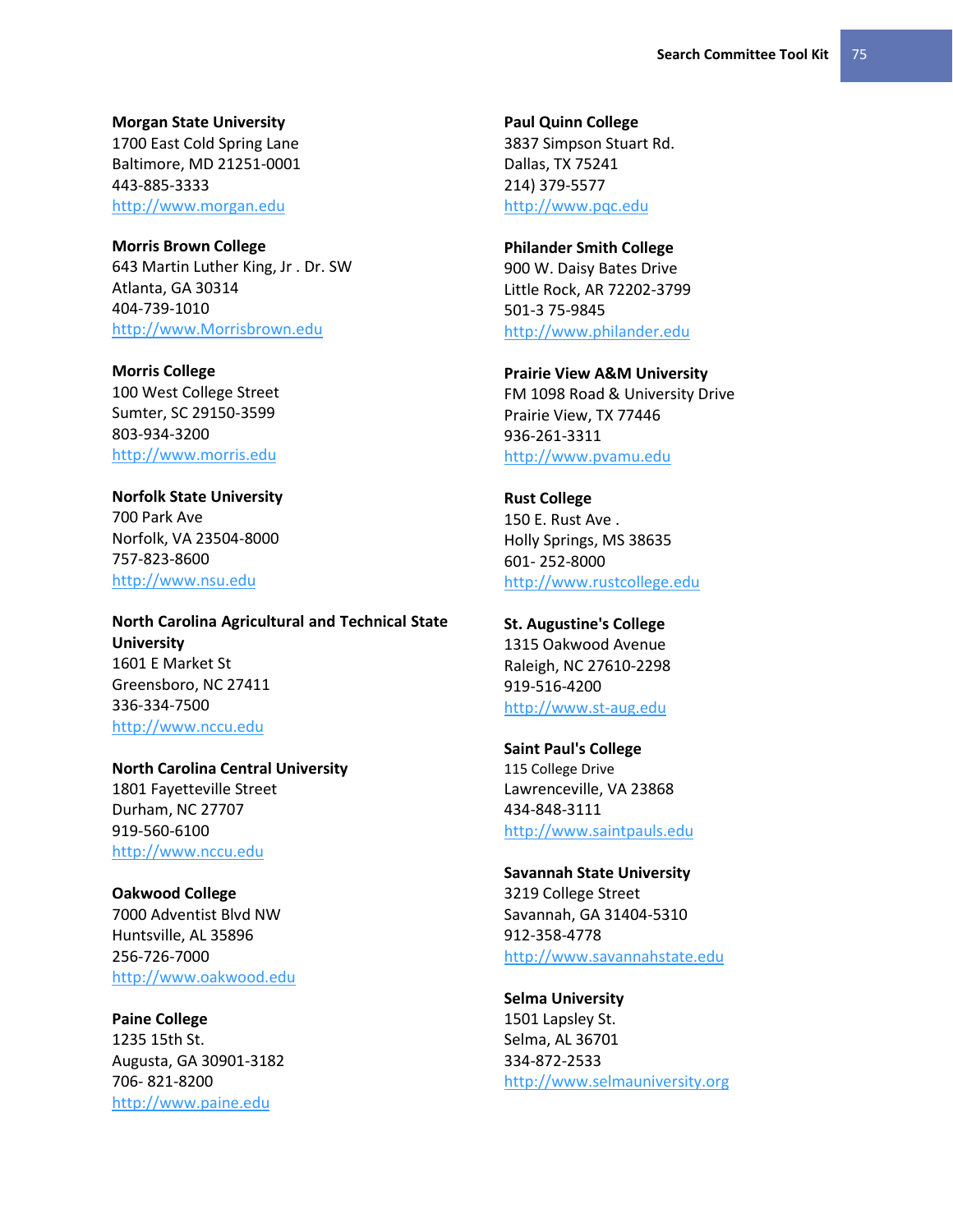**Morgan State University**
1700 East Cold Spring Lane
Baltimore, MD 21251-0001
443-885-3333
http://www.morgan.edu

**Morris Brown College**
643 Martin Luther King, Jr . Dr. SW
Atlanta, GA 30314
404-739-1010
http://www.Morrisbrown.edu

**Morris College**
100 West College Street
Sumter, SC 29150-3599
803-934-3200
http://www.morris.edu

**Norfolk State University**
700 Park Ave
Norfolk, VA 23504-8000
757-823-8600
http://www.nsu.edu

**North Carolina Agricultural and Technical State University**
1601 E Market St
Greensboro, NC 27411
336-334-7500
http://www.nccu.edu

**North Carolina Central University**
1801 Fayetteville Street
Durham, NC 27707
919-560-6100
http://www.nccu.edu

**Oakwood College**
7000 Adventist Blvd NW
Huntsville, AL 35896
256-726-7000
http://www.oakwood.edu

**Paine College**
1235 15th St.
Augusta, GA 30901-3182
706- 821-8200
http://www.paine.edu

**Paul Quinn College**
3837 Simpson Stuart Rd.
Dallas, TX 75241
214) 379-5577
http://www.pqc.edu

**Philander Smith College**
900 W. Daisy Bates Drive
Little Rock, AR 72202-3799
501-3 75-9845
http://www.philander.edu

**Prairie View A&M University**
FM 1098 Road & University Drive
Prairie View, TX 77446
936-261-3311
http://www.pvamu.edu

**Rust College**
150 E. Rust Ave .
Holly Springs, MS 38635
601- 252-8000
http://www.rustcollege.edu

**St. Augustine's College**
1315 Oakwood Avenue
Raleigh, NC 27610-2298
919-516-4200
http://www.st-aug.edu

**Saint Paul's College**
115 College Drive
Lawrenceville, VA 23868
434-848-3111
http://www.saintpauls.edu

**Savannah State University**
3219 College Street
Savannah, GA 31404-5310
912-358-4778
http://www.savannahstate.edu

**Selma University**
1501 Lapsley St.
Selma, AL 36701
334-872-2533
http://www.selmauniversity.org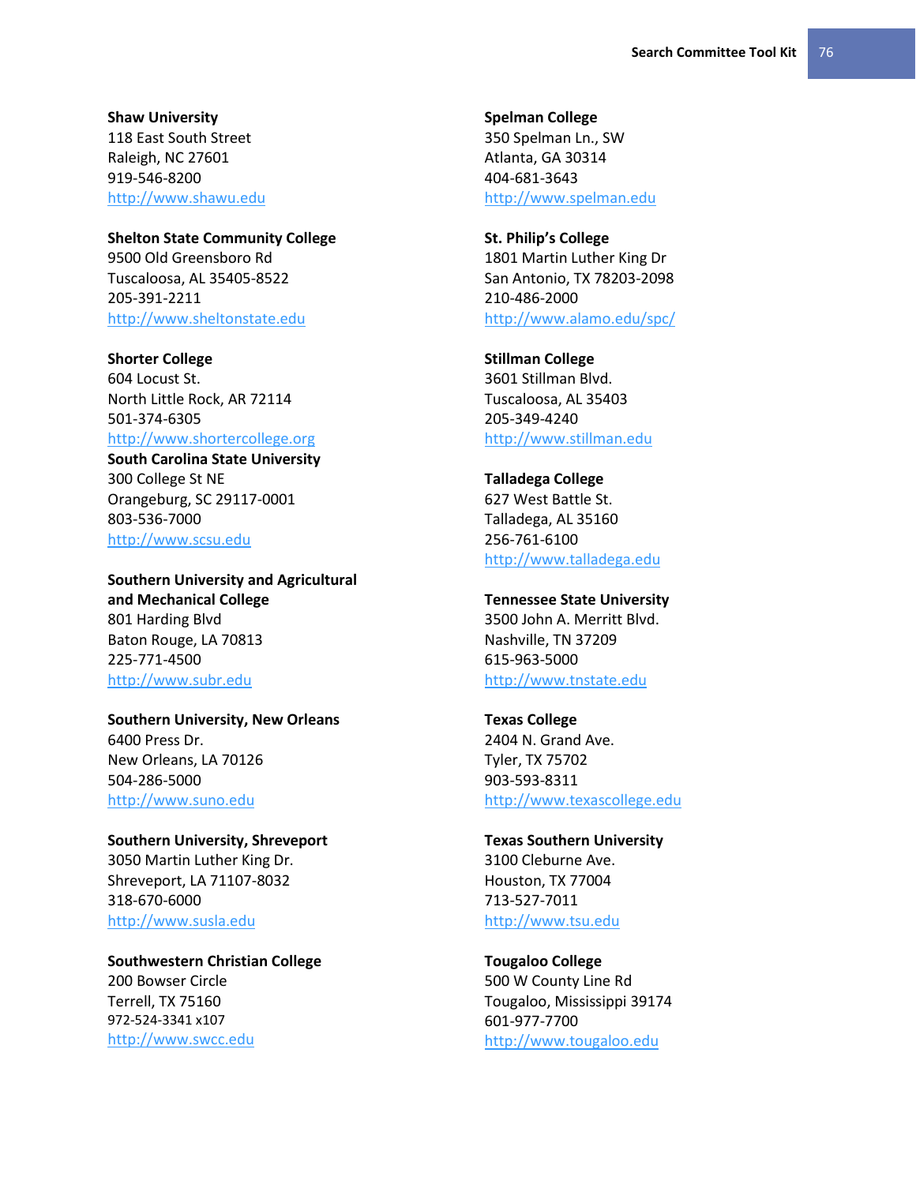**Shaw University**
118 East South Street
Raleigh, NC 27601
919-546-8200
http://www.shawu.edu

**Shelton State Community College**
9500 Old Greensboro Rd
Tuscaloosa, AL 35405-8522
205-391-2211
http://www.sheltonstate.edu

**Shorter College**
604 Locust St.
North Little Rock, AR 72114
501-374-6305
http://www.shortercollege.org

**South Carolina State University**
300 College St NE
Orangeburg, SC 29117-0001
803-536-7000
http://www.scsu.edu

**Southern University and Agricultural and Mechanical College**
801 Harding Blvd
Baton Rouge, LA 70813
225-771-4500
http://www.subr.edu

**Southern University, New Orleans**
6400 Press Dr.
New Orleans, LA 70126
504-286-5000
http://www.suno.edu

**Southern University, Shreveport**
3050 Martin Luther King Dr.
Shreveport, LA 71107-8032
318-670-6000
http://www.susla.edu

**Southwestern Christian College**
200 Bowser Circle
Terrell, TX 75160
972-524-3341 x107
http://www.swcc.edu

**Spelman College**
350 Spelman Ln., SW
Atlanta, GA 30314
404-681-3643
http://www.spelman.edu

**St. Philip's College**
1801 Martin Luther King Dr
San Antonio, TX 78203-2098
210-486-2000
http://www.alamo.edu/spc/

**Stillman College**
3601 Stillman Blvd.
Tuscaloosa, AL 35403
205-349-4240
http://www.stillman.edu

**Talladega College**
627 West Battle St.
Talladega, AL 35160
256-761-6100
http://www.talladega.edu

**Tennessee State University**
3500 John A. Merritt Blvd.
Nashville, TN 37209
615-963-5000
http://www.tnstate.edu

**Texas College**
2404 N. Grand Ave.
Tyler, TX 75702
903-593-8311
http://www.texascollege.edu

**Texas Southern University**
3100 Cleburne Ave.
Houston, TX 77004
713-527-7011
http://www.tsu.edu

**Tougaloo College**
500 W County Line Rd
Tougaloo, Mississippi 39174
601-977-7700
http://www.tougaloo.edu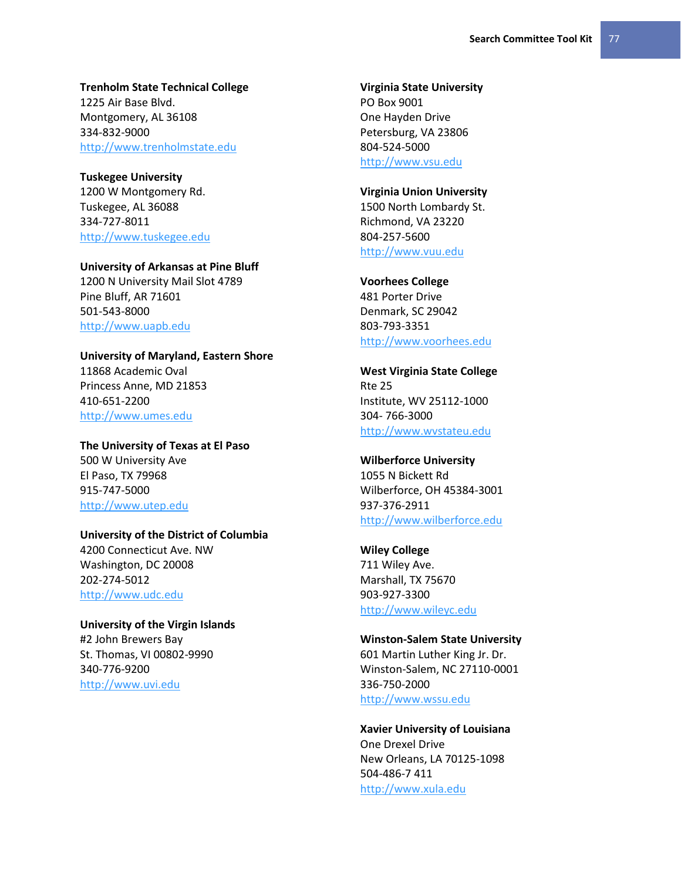**Trenholm State Technical College**
1225 Air Base Blvd.
Montgomery, AL 36108
334-832-9000
http://www.trenholmstate.edu

**Tuskegee University**
1200 W Montgomery Rd.
Tuskegee, AL 36088
334-727-8011
http://www.tuskegee.edu

**University of Arkansas at Pine Bluff**
1200 N University Mail Slot 4789
Pine Bluff, AR 71601
501-543-8000
http://www.uapb.edu

**University of Maryland, Eastern Shore**
11868 Academic Oval
Princess Anne, MD 21853
410-651-2200
http://www.umes.edu

**The University of Texas at El Paso**
500 W University Ave
El Paso, TX 79968
915-747-5000
http://www.utep.edu

**University of the District of Columbia**
4200 Connecticut Ave. NW
Washington, DC 20008
202-274-5012
http://www.udc.edu

**University of the Virgin Islands**
#2 John Brewers Bay
St. Thomas, VI 00802-9990
340-776-9200
http://www.uvi.edu

**Virginia State University**
PO Box 9001
One Hayden Drive
Petersburg, VA 23806
804-524-5000
http://www.vsu.edu

**Virginia Union University**
1500 North Lombardy St.
Richmond, VA 23220
804-257-5600
http://www.vuu.edu

**Voorhees College**
481 Porter Drive
Denmark, SC 29042
803-793-3351
http://www.voorhees.edu

**West Virginia State College**
Rte 25
Institute, WV 25112-1000
304- 766-3000
http://www.wvstateu.edu

**Wilberforce University**
1055 N Bickett Rd
Wilberforce, OH 45384-3001
937-376-2911
http://www.wilberforce.edu

**Wiley College**
711 Wiley Ave.
Marshall, TX 75670
903-927-3300
http://www.wileyc.edu

**Winston-Salem State University**
601 Martin Luther King Jr. Dr.
Winston-Salem, NC 27110-0001
336-750-2000
http://www.wssu.edu

**Xavier University of Louisiana**
One Drexel Drive
New Orleans, LA 70125-1098
504-486-7 411
http://www.xula.edu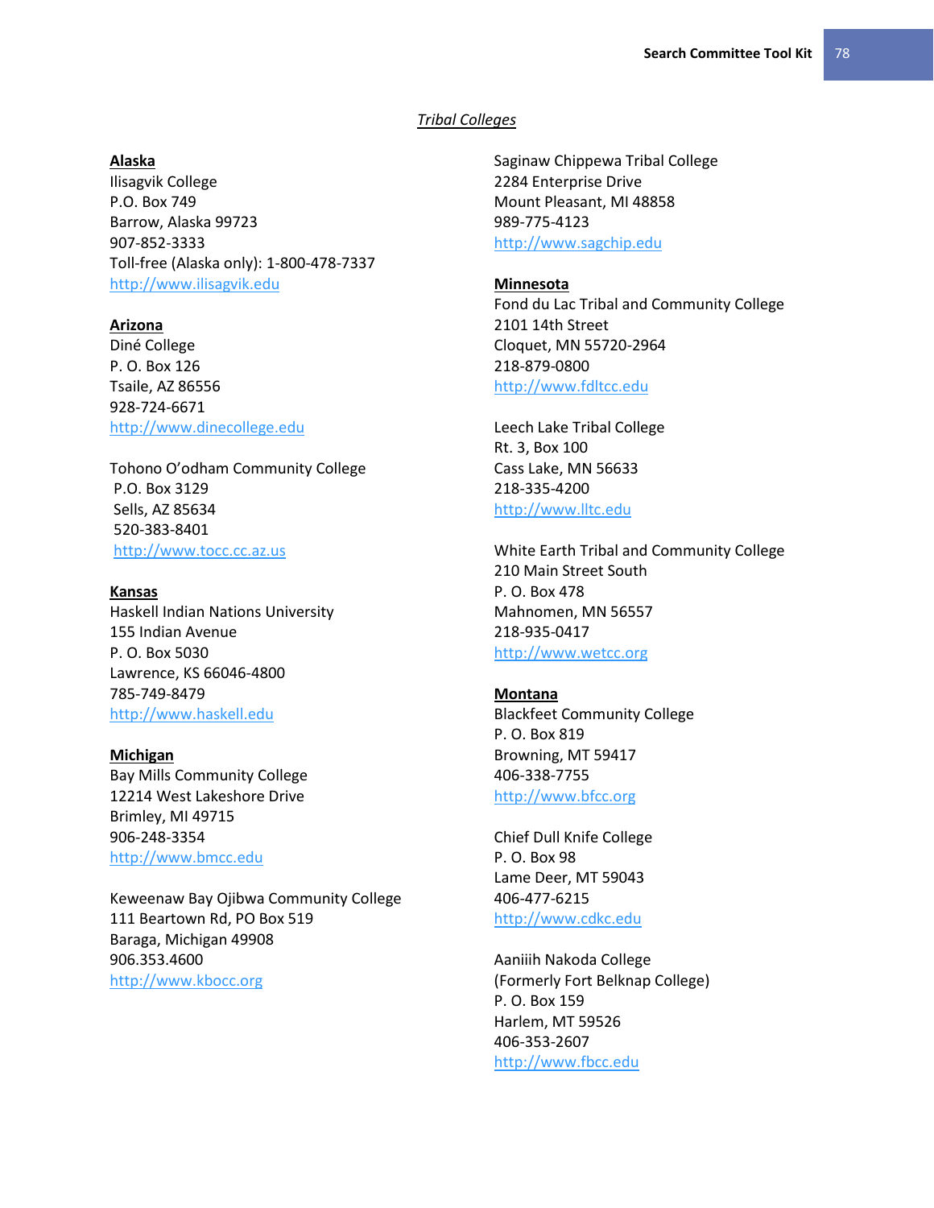*Tribal Colleges*

**Alaska**

Ilisagvik College
P.O. Box 749
Barrow, Alaska 99723
907-852-3333
Toll-free (Alaska only): 1-800-478-7337
http://www.ilisagvik.edu

**Arizona**

Diné College
P. O. Box 126
Tsaile, AZ 86556
928-724-6671
http://www.dinecollege.edu

Tohono O'odham Community College
P.O. Box 3129
Sells, AZ 85634
520-383-8401
http://www.tocc.cc.az.us

**Kansas**

Haskell Indian Nations University
155 Indian Avenue
P. O. Box 5030
Lawrence, KS 66046-4800
785-749-8479
http://www.haskell.edu

**Michigan**

Bay Mills Community College
12214 West Lakeshore Drive
Brimley, MI 49715
906-248-3354
http://www.bmcc.edu

Keweenaw Bay Ojibwa Community College
111 Beartown Rd, PO Box 519
Baraga, Michigan 49908
906.353.4600
http://www.kbocc.org

Saginaw Chippewa Tribal College
2284 Enterprise Drive
Mount Pleasant, MI 48858
989-775-4123
http://www.sagchip.edu

**Minnesota**

Fond du Lac Tribal and Community College
2101 14th Street
Cloquet, MN 55720-2964
218-879-0800
http://www.fdltcc.edu

Leech Lake Tribal College
Rt. 3, Box 100
Cass Lake, MN 56633
218-335-4200
http://www.lltc.edu

White Earth Tribal and Community College
210 Main Street South
P. O. Box 478
Mahnomen, MN 56557
218-935-0417
http://www.wetcc.org

**Montana**

Blackfeet Community College
P. O. Box 819
Browning, MT 59417
406-338-7755
http://www.bfcc.org

Chief Dull Knife College
P. O. Box 98
Lame Deer, MT 59043
406-477-6215
http://www.cdkc.edu

Aaniiih Nakoda College
(Formerly Fort Belknap College)
P. O. Box 159
Harlem, MT 59526
406-353-2607
http://www.fbcc.edu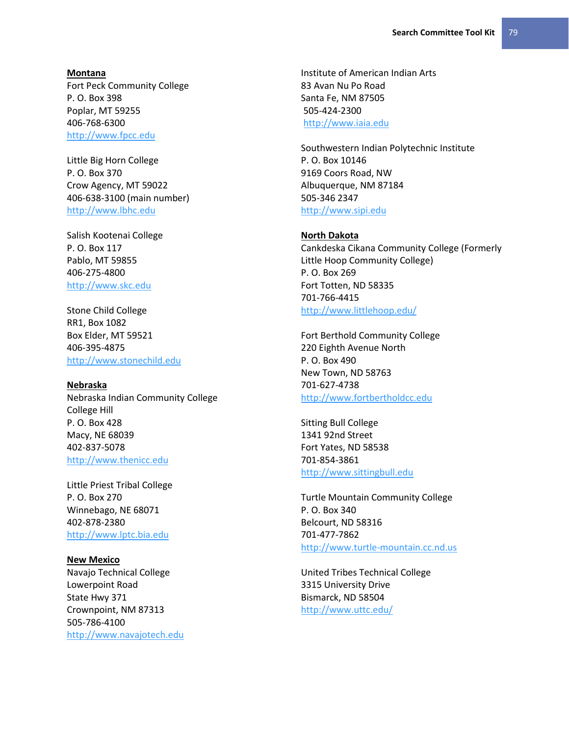**Montana**

Fort Peck Community College
P. O. Box 398
Poplar, MT 59255
406-768-6300
http://www.fpcc.edu

Little Big Horn College
P. O. Box 370
Crow Agency, MT 59022
406-638-3100 (main number)
http://www.lbhc.edu

Salish Kootenai College
P. O. Box 117
Pablo, MT 59855
406-275-4800
http://www.skc.edu

Stone Child College
RR1, Box 1082
Box Elder, MT 59521
406-395-4875
http://www.stonechild.edu

**Nebraska**

Nebraska Indian Community College
College Hill
P. O. Box 428
Macy, NE 68039
402-837-5078
http://www.thenicc.edu

Little Priest Tribal College
P. O. Box 270
Winnebago, NE 68071
402-878-2380
http://www.lptc.bia.edu

**New Mexico**

Navajo Technical College
Lowerpoint Road
State Hwy 371
Crownpoint, NM 87313
505-786-4100
http://www.navajotech.edu

Institute of American Indian Arts
83 Avan Nu Po Road
Santa Fe, NM 87505
505-424-2300
http://www.iaia.edu

Southwestern Indian Polytechnic Institute
P. O. Box 10146
9169 Coors Road, NW
Albuquerque, NM 87184
505-346 2347
http://www.sipi.edu

**North Dakota**

Cankdeska Cikana Community College (Formerly Little Hoop Community College)
P. O. Box 269
Fort Totten, ND 58335
701-766-4415
http://www.littlehoop.edu/

Fort Berthold Community College
220 Eighth Avenue North
P. O. Box 490
New Town, ND 58763
701-627-4738
http://www.fortbertholdcc.edu

Sitting Bull College
1341 92nd Street
Fort Yates, ND 58538
701-854-3861
http://www.sittingbull.edu

Turtle Mountain Community College
P. O. Box 340
Belcourt, ND 58316
701-477-7862
http://www.turtle-mountain.cc.nd.us

United Tribes Technical College
3315 University Drive
Bismarck, ND 58504
http://www.uttc.edu/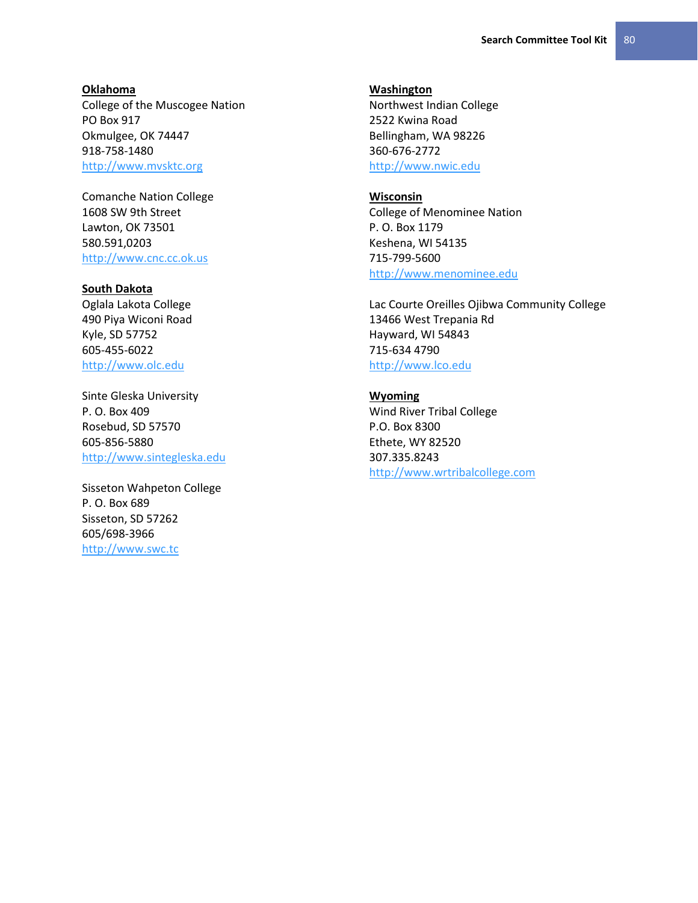**Oklahoma**

College of the Muscogee Nation
PO Box 917
Okmulgee, OK 74447
918-758-1480
http://www.mvsktc.org

Comanche Nation College
1608 SW 9th Street
Lawton, OK 73501
580.591,0203
http://www.cnc.cc.ok.us

**South Dakota**

Oglala Lakota College
490 Piya Wiconi Road
Kyle, SD 57752
605-455-6022
http://www.olc.edu

Sinte Gleska University
P. O. Box 409
Rosebud, SD 57570
605-856-5880
http://www.sintegleska.edu

Sisseton Wahpeton College
P. O. Box 689
Sisseton, SD 57262
605/698-3966
http://www.swc.tc

**Washington**

Northwest Indian College
2522 Kwina Road
Bellingham, WA 98226
360-676-2772
http://www.nwic.edu

**Wisconsin**

College of Menominee Nation
P. O. Box 1179
Keshena, WI 54135
715-799-5600
http://www.menominee.edu

Lac Courte Oreilles Ojibwa Community College
13466 West Trepania Rd
Hayward, WI 54843
715-634 4790
http://www.lco.edu

**Wyoming**

Wind River Tribal College
P.O. Box 8300
Ethete, WY 82520
307.335.8243
http://www.wrtribalcollege.com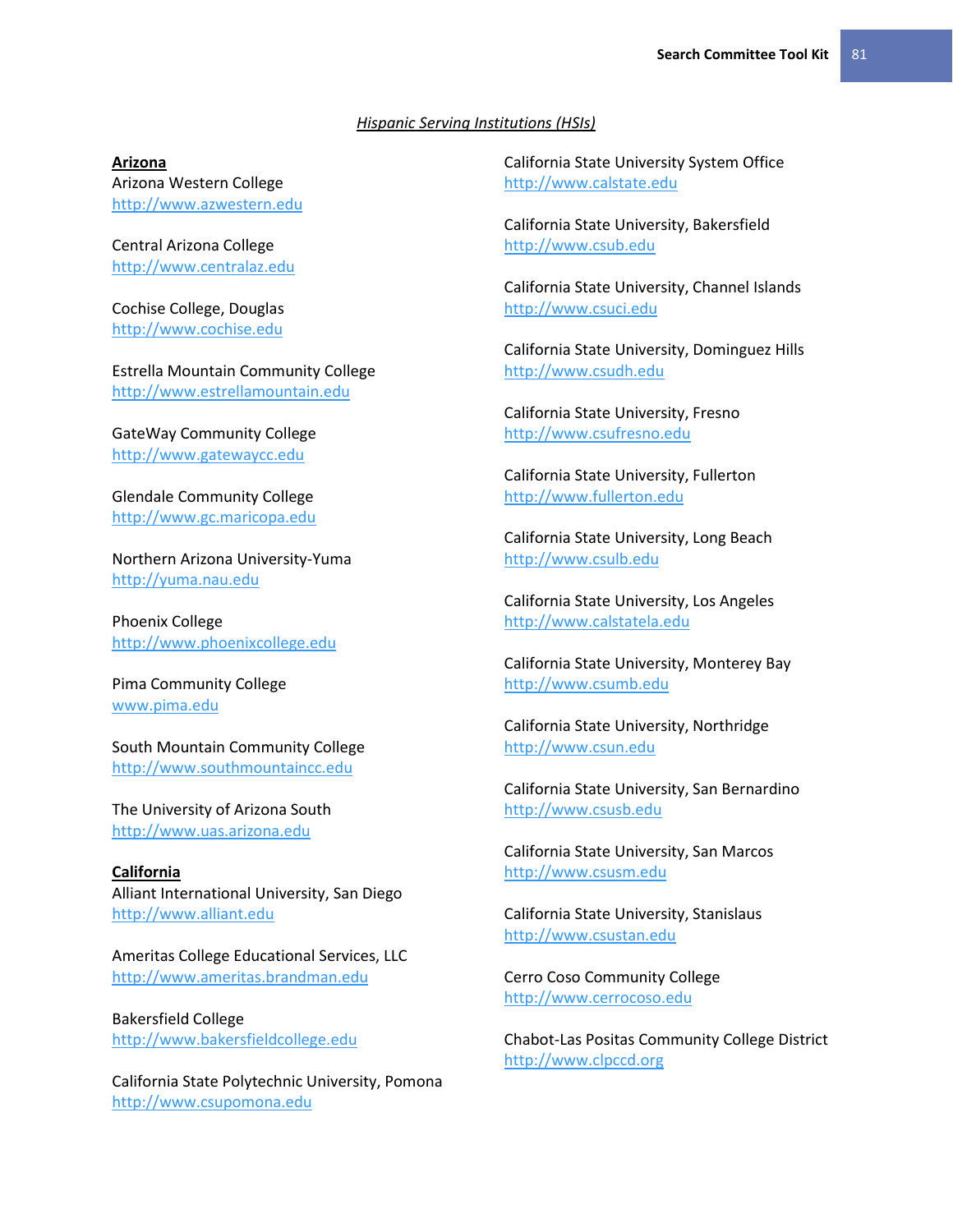*Hispanic Serving Institutions (HSIs)*

**Arizona**

Arizona Western College
http://www.azwestern.edu

Central Arizona College
http://www.centralaz.edu

Cochise College, Douglas
http://www.cochise.edu

Estrella Mountain Community College
http://www.estrellamountain.edu

GateWay Community College
http://www.gatewaycc.edu

Glendale Community College
http://www.gc.maricopa.edu

Northern Arizona University-Yuma
http://yuma.nau.edu

Phoenix College
http://www.phoenixcollege.edu

Pima Community College
www.pima.edu

South Mountain Community College
http://www.southmountaincc.edu

The University of Arizona South
http://www.uas.arizona.edu

**California**

Alliant International University, San Diego
http://www.alliant.edu

Ameritas College Educational Services, LLC
http://www.ameritas.brandman.edu

Bakersfield College
http://www.bakersfieldcollege.edu

California State Polytechnic University, Pomona
http://www.csupomona.edu

California State University System Office
http://www.calstate.edu

California State University, Bakersfield
http://www.csub.edu

California State University, Channel Islands
http://www.csuci.edu

California State University, Dominguez Hills
http://www.csudh.edu

California State University, Fresno
http://www.csufresno.edu

California State University, Fullerton
http://www.fullerton.edu

California State University, Long Beach
http://www.csulb.edu

California State University, Los Angeles
http://www.calstatela.edu

California State University, Monterey Bay
http://www.csumb.edu

California State University, Northridge
http://www.csun.edu

California State University, San Bernardino
http://www.csusb.edu

California State University, San Marcos
http://www.csusm.edu

California State University, Stanislaus
http://www.csustan.edu

Cerro Coso Community College
http://www.cerrocoso.edu

Chabot-Las Positas Community College District
http://www.clpccd.org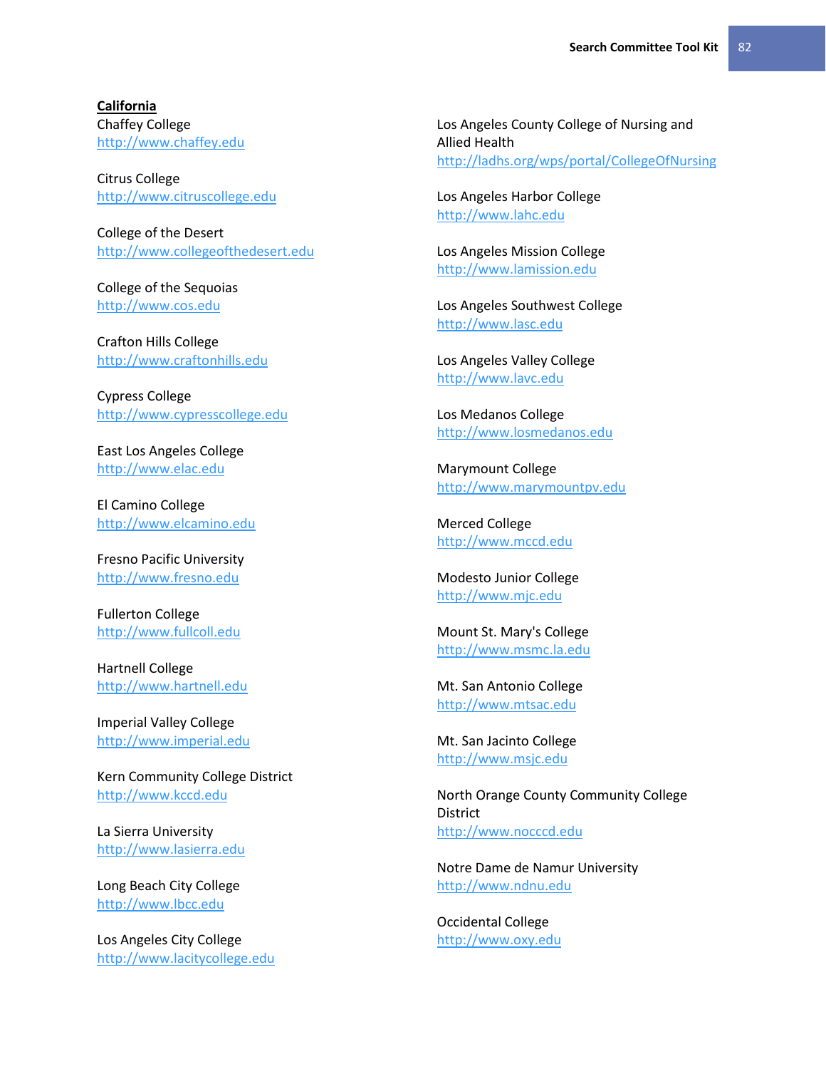**California**

Chaffey College
http://www.chaffey.edu

Citrus College
http://www.citruscollege.edu

College of the Desert
http://www.collegeofthedesert.edu

College of the Sequoias
http://www.cos.edu

Crafton Hills College
http://www.craftonhills.edu

Cypress College
http://www.cypresscollege.edu

East Los Angeles College
http://www.elac.edu

El Camino College
http://www.elcamino.edu

Fresno Pacific University
http://www.fresno.edu

Fullerton College
http://www.fullcoll.edu

Hartnell College
http://www.hartnell.edu

Imperial Valley College
http://www.imperial.edu

Kern Community College District
http://www.kccd.edu

La Sierra University
http://www.lasierra.edu

Long Beach City College
http://www.lbcc.edu

Los Angeles City College
http://www.lacitycollege.edu

Los Angeles County College of Nursing and Allied Health
http://ladhs.org/wps/portal/CollegeOfNursing

Los Angeles Harbor College
http://www.lahc.edu

Los Angeles Mission College
http://www.lamission.edu

Los Angeles Southwest College
http://www.lasc.edu

Los Angeles Valley College
http://www.lavc.edu

Los Medanos College
http://www.losmedanos.edu

Marymount College
http://www.marymountpv.edu

Merced College
http://www.mccd.edu

Modesto Junior College
http://www.mjc.edu

Mount St. Mary's College
http://www.msmc.la.edu

Mt. San Antonio College
http://www.mtsac.edu

Mt. San Jacinto College
http://www.msjc.edu

North Orange County Community College District
http://www.nocccd.edu

Notre Dame de Namur University
http://www.ndnu.edu

Occidental College
http://www.oxy.edu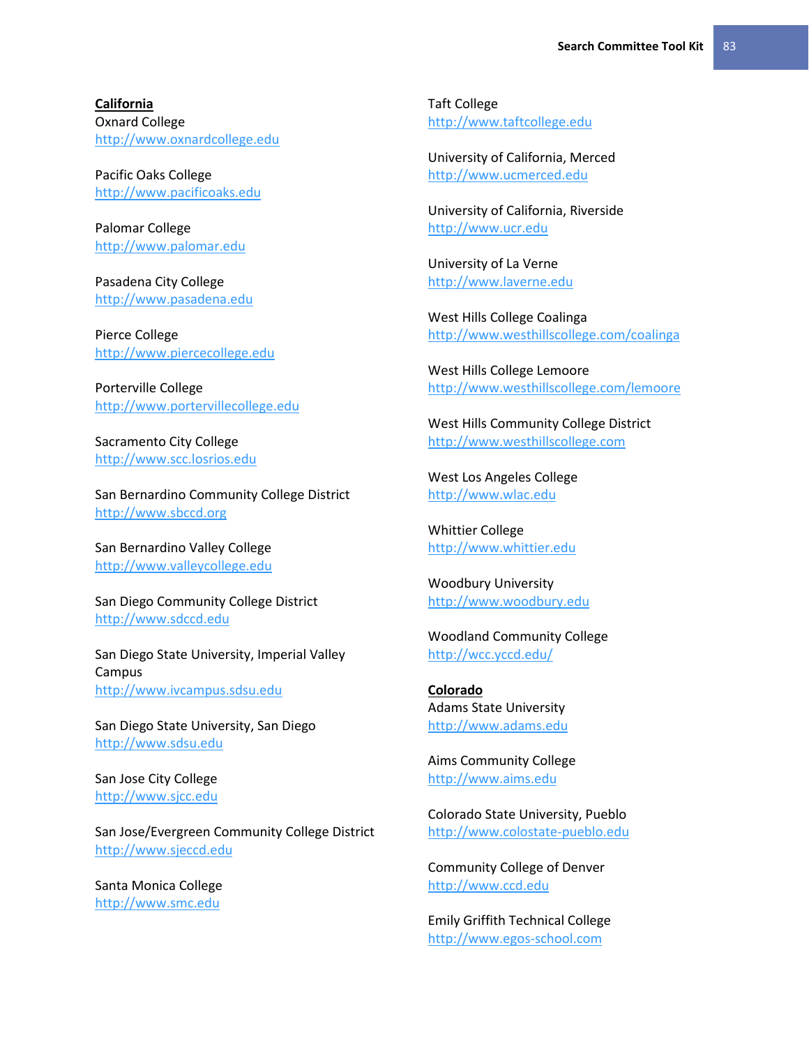**California**

Oxnard College
http://www.oxnardcollege.edu

Pacific Oaks College
http://www.pacificoaks.edu

Palomar College
http://www.palomar.edu

Pasadena City College
http://www.pasadena.edu

Pierce College
http://www.piercecollege.edu

Porterville College
http://www.portervillecollege.edu

Sacramento City College
http://www.scc.losrios.edu

San Bernardino Community College District
http://www.sbccd.org

San Bernardino Valley College
http://www.valleycollege.edu

San Diego Community College District
http://www.sdccd.edu

San Diego State University, Imperial Valley Campus
http://www.ivcampus.sdsu.edu

San Diego State University, San Diego
http://www.sdsu.edu

San Jose City College
http://www.sjcc.edu

San Jose/Evergreen Community College District
http://www.sjeccd.edu

Santa Monica College
http://www.smc.edu

Taft College
http://www.taftcollege.edu

University of California, Merced
http://www.ucmerced.edu

University of California, Riverside
http://www.ucr.edu

University of La Verne
http://www.laverne.edu

West Hills College Coalinga
http://www.westhillscollege.com/coalinga

West Hills College Lemoore
http://www.westhillscollege.com/lemoore

West Hills Community College District
http://www.westhillscollege.com

West Los Angeles College
http://www.wlac.edu

Whittier College
http://www.whittier.edu

Woodbury University
http://www.woodbury.edu

Woodland Community College
http://wcc.yccd.edu/

**Colorado**

Adams State University
http://www.adams.edu

Aims Community College
http://www.aims.edu

Colorado State University, Pueblo
http://www.colostate-pueblo.edu

Community College of Denver
http://www.ccd.edu

Emily Griffith Technical College
http://www.egos-school.com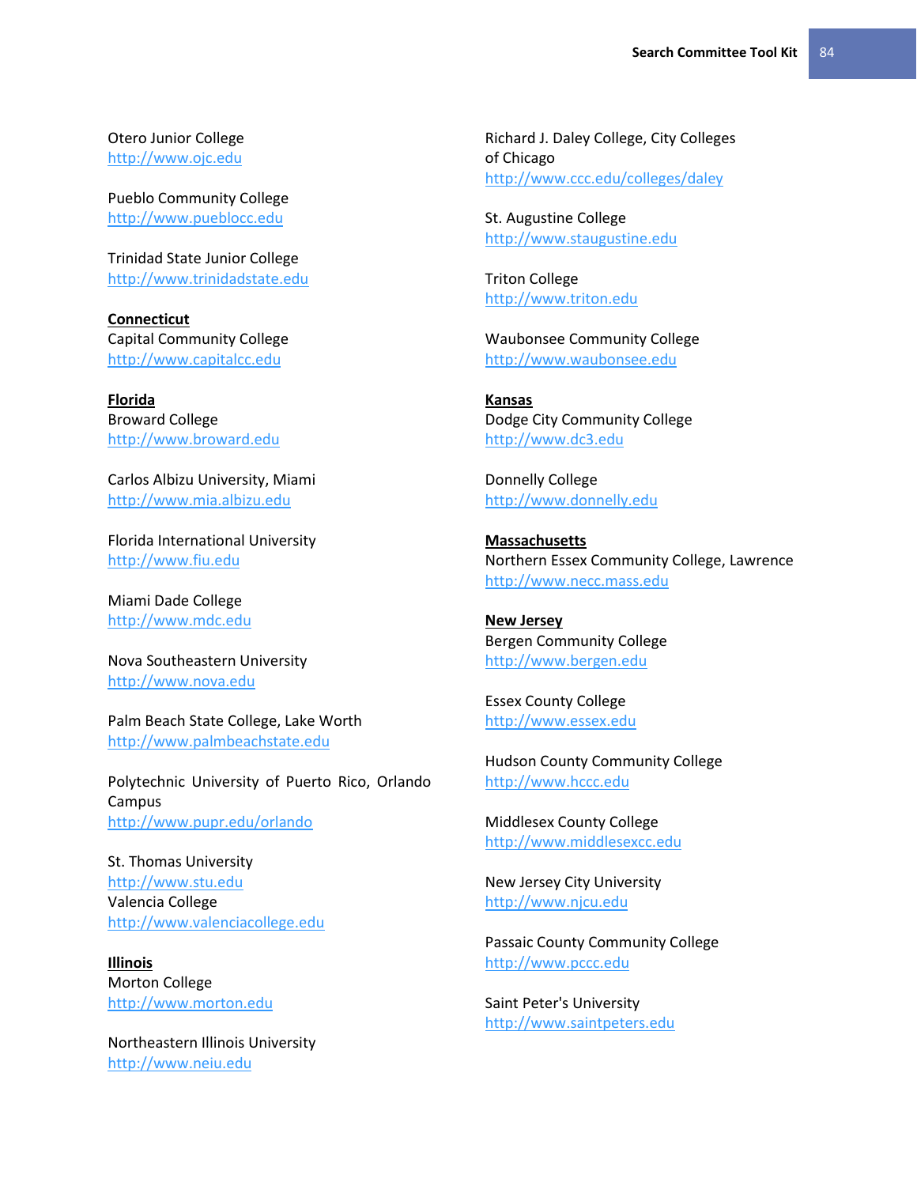Otero Junior College
http://www.ojc.edu

Pueblo Community College
http://www.pueblocc.edu

Trinidad State Junior College
http://www.trinidadstate.edu

**Connecticut**

Capital Community College
http://www.capitalcc.edu

**Florida**

Broward College
http://www.broward.edu

Carlos Albizu University, Miami
http://www.mia.albizu.edu

Florida International University
http://www.fiu.edu

Miami Dade College
http://www.mdc.edu

Nova Southeastern University
http://www.nova.edu

Palm Beach State College, Lake Worth
http://www.palmbeachstate.edu

Polytechnic University of Puerto Rico, Orlando Campus
http://www.pupr.edu/orlando

St. Thomas University
http://www.stu.edu

Valencia College
http://www.valenciacollege.edu

**Illinois**

Morton College
http://www.morton.edu

Northeastern Illinois University
http://www.neiu.edu

Richard J. Daley College, City Colleges of Chicago
http://www.ccc.edu/colleges/daley

St. Augustine College
http://www.staugustine.edu

Triton College
http://www.triton.edu

Waubonsee Community College
http://www.waubonsee.edu

**Kansas**

Dodge City Community College
http://www.dc3.edu

Donnelly College
http://www.donnelly.edu

**Massachusetts**

Northern Essex Community College, Lawrence
http://www.necc.mass.edu

**New Jersey**

Bergen Community College
http://www.bergen.edu

Essex County College
http://www.essex.edu

Hudson County Community College
http://www.hccc.edu

Middlesex County College
http://www.middlesexcc.edu

New Jersey City University
http://www.njcu.edu

Passaic County Community College
http://www.pccc.edu

Saint Peter's University
http://www.saintpeters.edu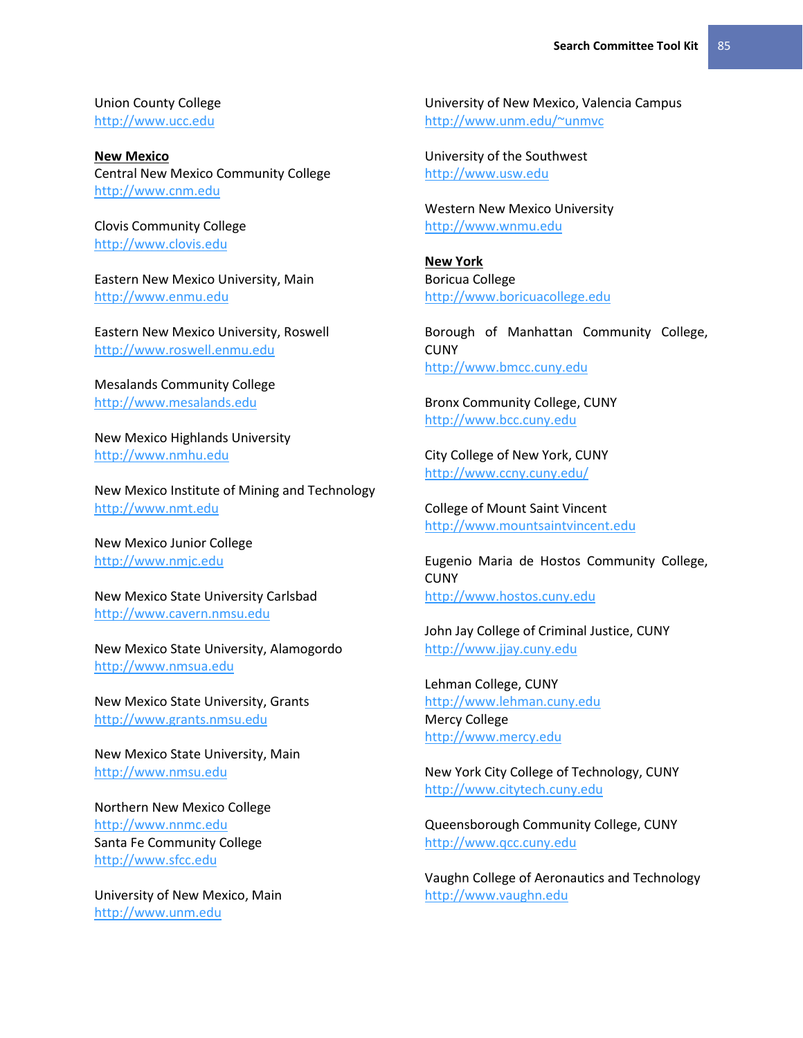Union County College
http://www.ucc.edu

**New Mexico**

Central New Mexico Community College
http://www.cnm.edu

Clovis Community College
http://www.clovis.edu

Eastern New Mexico University, Main
http://www.enmu.edu

Eastern New Mexico University, Roswell
http://www.roswell.enmu.edu

Mesalands Community College
http://www.mesalands.edu

New Mexico Highlands University
http://www.nmhu.edu

New Mexico Institute of Mining and Technology
http://www.nmt.edu

New Mexico Junior College
http://www.nmjc.edu

New Mexico State University Carlsbad
http://www.cavern.nmsu.edu

New Mexico State University, Alamogordo
http://www.nmsua.edu

New Mexico State University, Grants
http://www.grants.nmsu.edu

New Mexico State University, Main
http://www.nmsu.edu

Northern New Mexico College
http://www.nnmc.edu

Santa Fe Community College
http://www.sfcc.edu

University of New Mexico, Main
http://www.unm.edu

University of New Mexico, Valencia Campus
http://www.unm.edu/~unmvc

University of the Southwest
http://www.usw.edu

Western New Mexico University
http://www.wnmu.edu

**New York**

Boricua College
http://www.boricuacollege.edu

Borough of Manhattan Community College, CUNY
http://www.bmcc.cuny.edu

Bronx Community College, CUNY
http://www.bcc.cuny.edu

City College of New York, CUNY
http://www.ccny.cuny.edu/

College of Mount Saint Vincent
http://www.mountsaintvincent.edu

Eugenio Maria de Hostos Community College, CUNY
http://www.hostos.cuny.edu

John Jay College of Criminal Justice, CUNY
http://www.jjay.cuny.edu

Lehman College, CUNY
http://www.lehman.cuny.edu

Mercy College
http://www.mercy.edu

New York City College of Technology, CUNY
http://www.citytech.cuny.edu

Queensborough Community College, CUNY
http://www.qcc.cuny.edu

Vaughn College of Aeronautics and Technology
http://www.vaughn.edu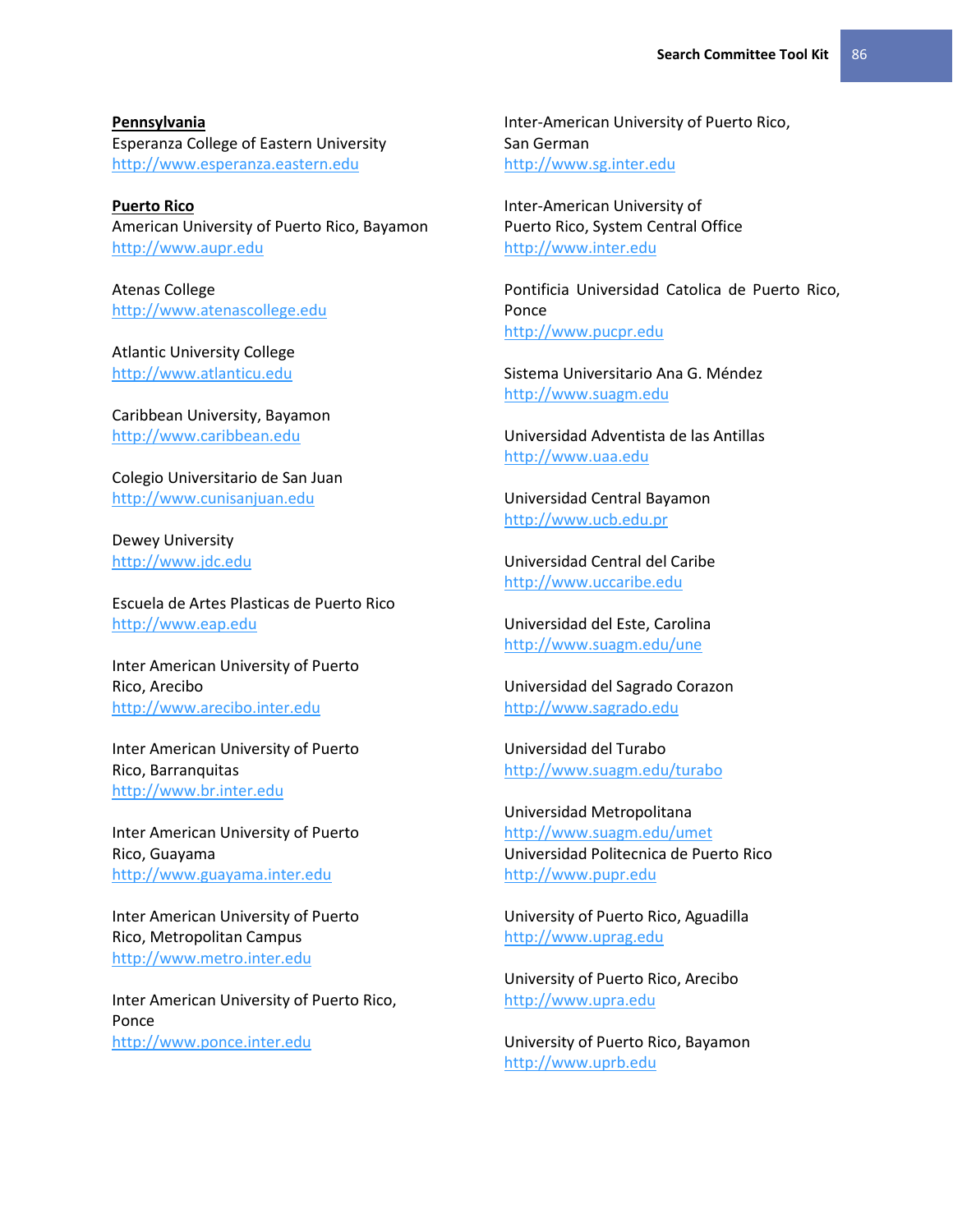**Pennsylvania**

Esperanza College of Eastern University
http://www.esperanza.eastern.edu

**Puerto Rico**

American University of Puerto Rico, Bayamon
http://www.aupr.edu

Atenas College
http://www.atenascollege.edu

Atlantic University College
http://www.atlanticu.edu

Caribbean University, Bayamon
http://www.caribbean.edu

Colegio Universitario de San Juan
http://www.cunisanjuan.edu

Dewey University
http://www.jdc.edu

Escuela de Artes Plasticas de Puerto Rico
http://www.eap.edu

Inter American University of Puerto Rico, Arecibo
http://www.arecibo.inter.edu

Inter American University of Puerto Rico, Barranquitas
http://www.br.inter.edu

Inter American University of Puerto Rico, Guayama
http://www.guayama.inter.edu

Inter American University of Puerto Rico, Metropolitan Campus
http://www.metro.inter.edu

Inter American University of Puerto Rico, Ponce
http://www.ponce.inter.edu

Inter-American University of Puerto Rico, San German
http://www.sg.inter.edu

Inter-American University of Puerto Rico, System Central Office
http://www.inter.edu

Pontificia Universidad Catolica de Puerto Rico, Ponce
http://www.pucpr.edu

Sistema Universitario Ana G. Méndez
http://www.suagm.edu

Universidad Adventista de las Antillas
http://www.uaa.edu

Universidad Central Bayamon
http://www.ucb.edu.pr

Universidad Central del Caribe
http://www.uccaribe.edu

Universidad del Este, Carolina
http://www.suagm.edu/une

Universidad del Sagrado Corazon
http://www.sagrado.edu

Universidad del Turabo
http://www.suagm.edu/turabo

Universidad Metropolitana
http://www.suagm.edu/umet

Universidad Politecnica de Puerto Rico
http://www.pupr.edu

University of Puerto Rico, Aguadilla
http://www.uprag.edu

University of Puerto Rico, Arecibo
http://www.upra.edu

University of Puerto Rico, Bayamon
http://www.uprb.edu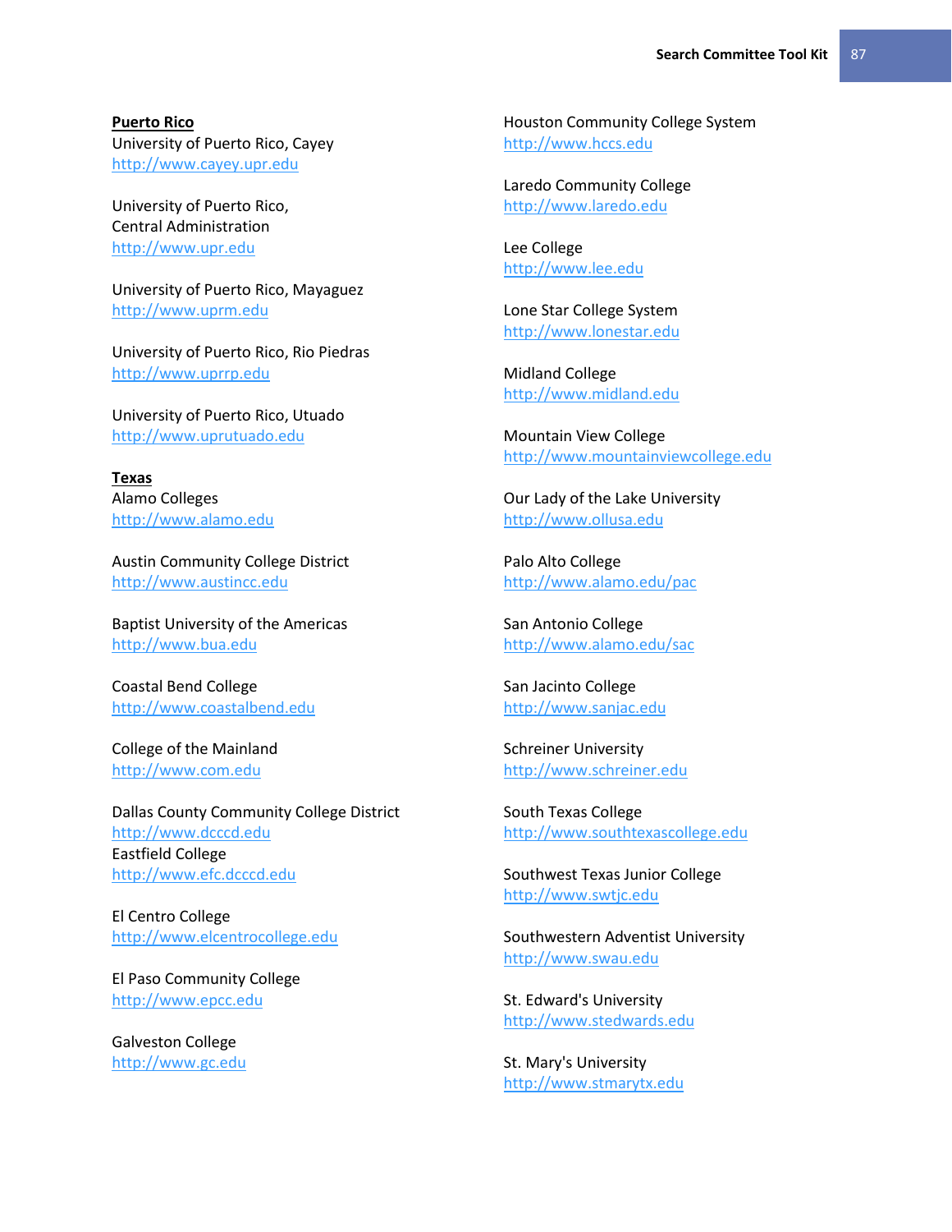**Puerto Rico**

University of Puerto Rico, Cayey
http://www.cayey.upr.edu

University of Puerto Rico,
Central Administration
http://www.upr.edu

University of Puerto Rico, Mayaguez
http://www.uprm.edu

University of Puerto Rico, Rio Piedras
http://www.uprrp.edu

University of Puerto Rico, Utuado
http://www.uprutuado.edu

**Texas**

Alamo Colleges
http://www.alamo.edu

Austin Community College District
http://www.austincc.edu

Baptist University of the Americas
http://www.bua.edu

Coastal Bend College
http://www.coastalbend.edu

College of the Mainland
http://www.com.edu

Dallas County Community College District
http://www.dcccd.edu
Eastfield College
http://www.efc.dcccd.edu

El Centro College
http://www.elcentrocollege.edu

El Paso Community College
http://www.epcc.edu

Galveston College
http://www.gc.edu

Houston Community College System
http://www.hccs.edu

Laredo Community College
http://www.laredo.edu

Lee College
http://www.lee.edu

Lone Star College System
http://www.lonestar.edu

Midland College
http://www.midland.edu

Mountain View College
http://www.mountainviewcollege.edu

Our Lady of the Lake University
http://www.ollusa.edu

Palo Alto College
http://www.alamo.edu/pac

San Antonio College
http://www.alamo.edu/sac

San Jacinto College
http://www.sanjac.edu

Schreiner University
http://www.schreiner.edu

South Texas College
http://www.southtexascollege.edu

Southwest Texas Junior College
http://www.swtjc.edu

Southwestern Adventist University
http://www.swau.edu

St. Edward's University
http://www.stedwards.edu

St. Mary's University
http://www.stmarytx.edu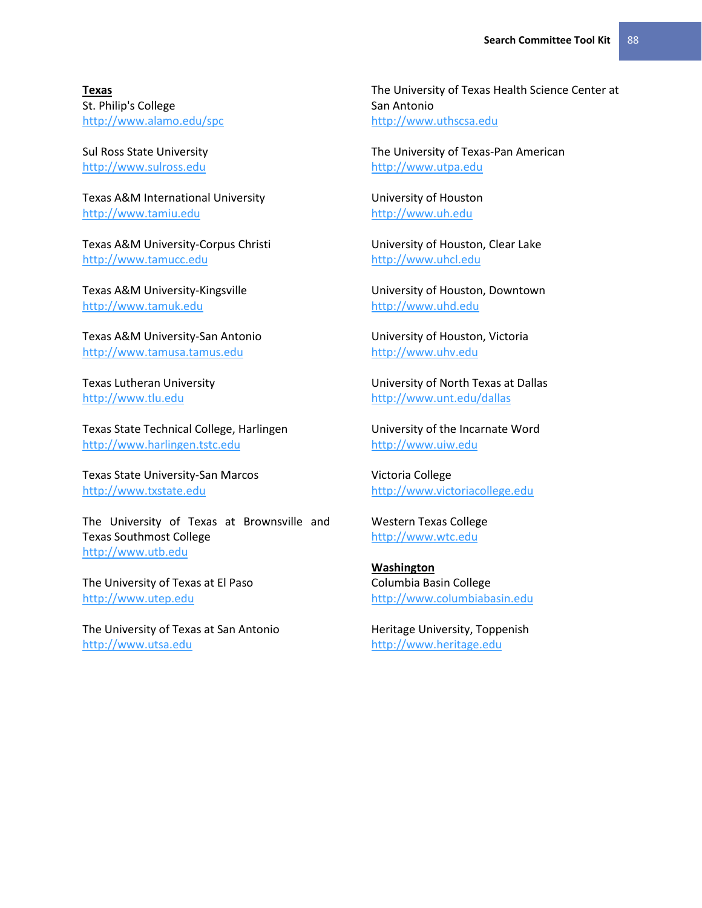**Texas**

St. Philip's College
http://www.alamo.edu/spc

Sul Ross State University
http://www.sulross.edu

Texas A&M International University
http://www.tamiu.edu

Texas A&M University-Corpus Christi
http://www.tamucc.edu

Texas A&M University-Kingsville
http://www.tamuk.edu

Texas A&M University-San Antonio
http://www.tamusa.tamus.edu

Texas Lutheran University
http://www.tlu.edu

Texas State Technical College, Harlingen
http://www.harlingen.tstc.edu

Texas State University-San Marcos
http://www.txstate.edu

The University of Texas at Brownsville and Texas Southmost College
http://www.utb.edu

The University of Texas at El Paso
http://www.utep.edu

The University of Texas at San Antonio
http://www.utsa.edu

The University of Texas Health Science Center at San Antonio
http://www.uthscsa.edu

The University of Texas-Pan American
http://www.utpa.edu

University of Houston
http://www.uh.edu

University of Houston, Clear Lake
http://www.uhcl.edu

University of Houston, Downtown
http://www.uhd.edu

University of Houston, Victoria
http://www.uhv.edu

University of North Texas at Dallas
http://www.unt.edu/dallas

University of the Incarnate Word
http://www.uiw.edu

Victoria College
http://www.victoriacollege.edu

Western Texas College
http://www.wtc.edu

**Washington**

Columbia Basin College
http://www.columbiabasin.edu

Heritage University, Toppenish
http://www.heritage.edu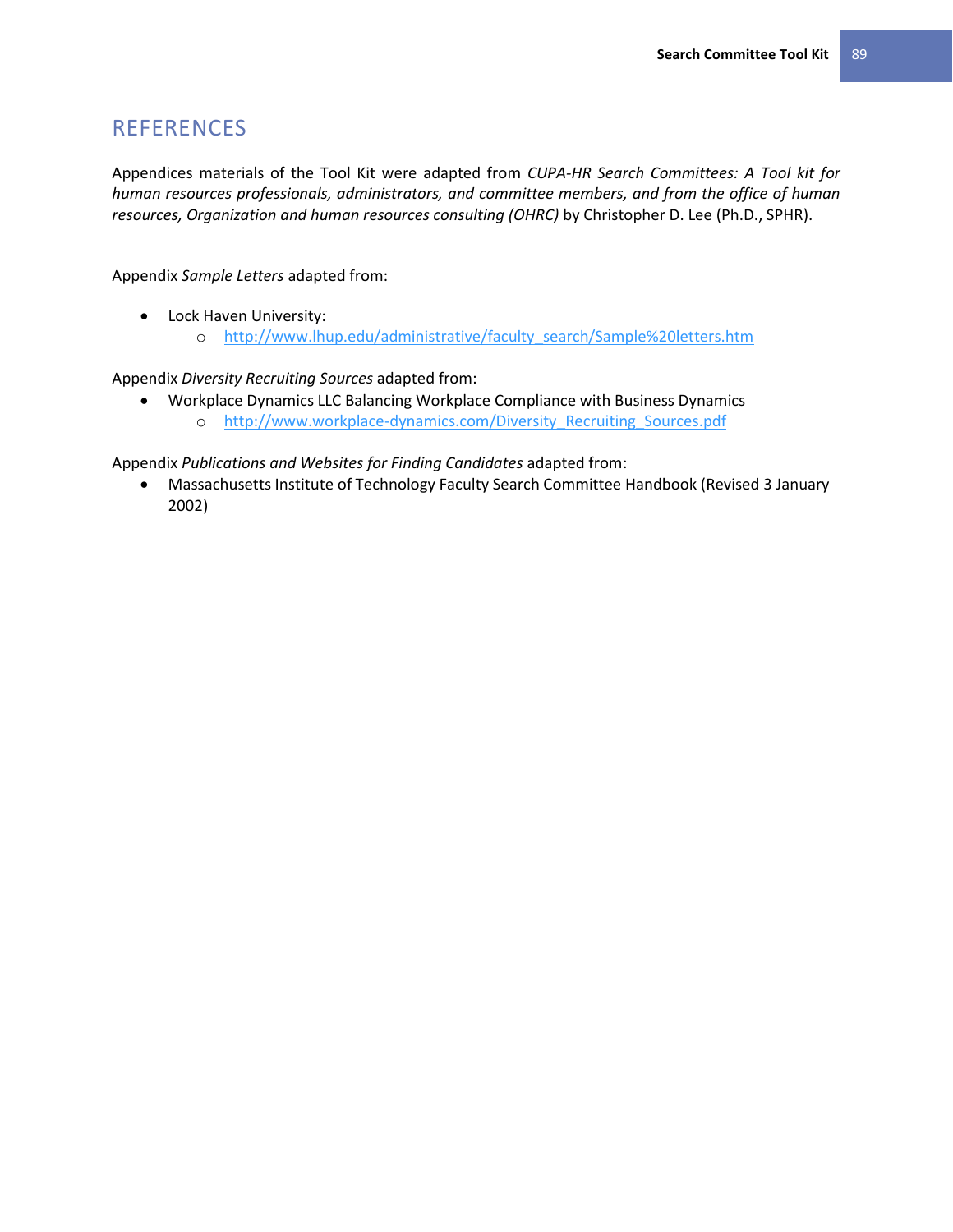## REFERENCES

Appendices materials of the Tool Kit were adapted from *CUPA-HR Search Committees: A Tool kit for human resources professionals, administrators, and committee members, and from the office of human resources, Organization and human resources consulting (OHRC)* by Christopher D. Lee (Ph.D., SPHR).

Appendix *Sample Letters* adapted from:

- Lock Haven University:
  - http://www.lhup.edu/administrative/faculty_search/Sample%20letters.htm

Appendix *Diversity Recruiting Sources* adapted from:

- Workplace Dynamics LLC Balancing Workplace Compliance with Business Dynamics
  - http://www.workplace-dynamics.com/Diversity_Recruiting_Sources.pdf

Appendix *Publications and Websites for Finding Candidates* adapted from:

- Massachusetts Institute of Technology Faculty Search Committee Handbook (Revised 3 January 2002)